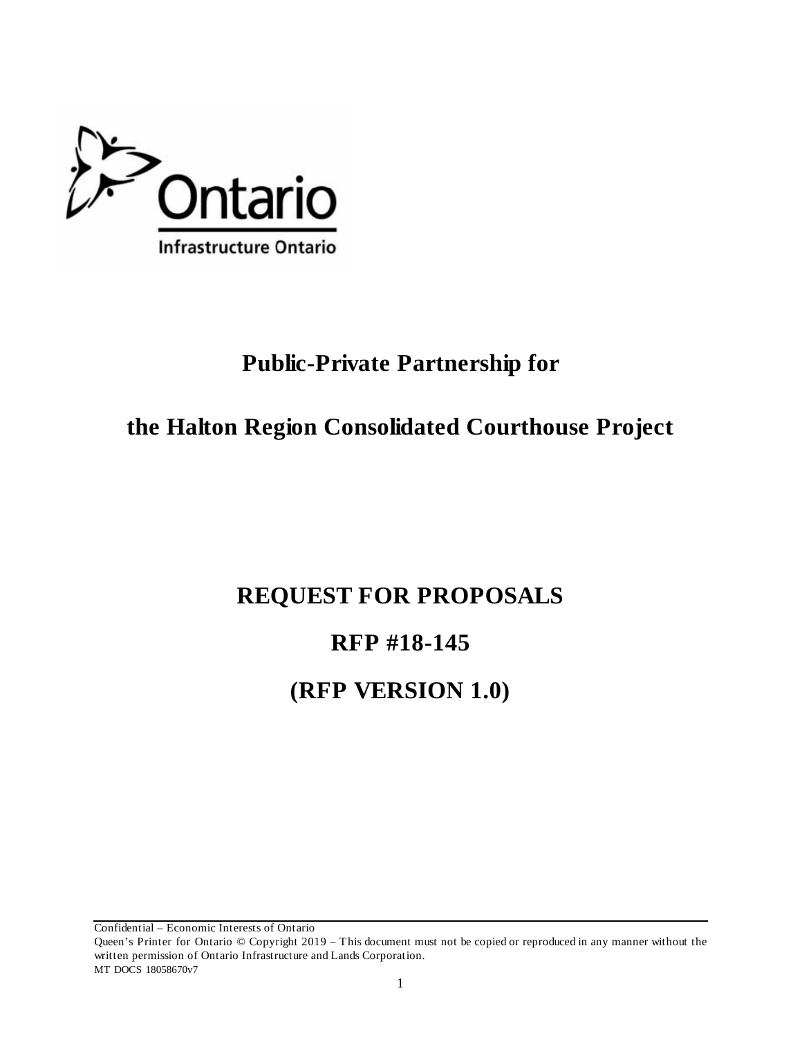Ontario

Infrastructure Ontario

# Public-Private Partnership for

# the Halton Region Consolidated Courthouse Project

# REQUEST FOR PROPOSALS

# RFP #18-145

# (RFP VERSION 1.0)

Confidential – Economic Interests of Ontario

Queen's Printer for Ontario © Copyright 2019 – This document must not be copied or reproduced in any manner without the written permission of Ontario Infrastructure and Lands Corporation.

MT DOCS 18058670v7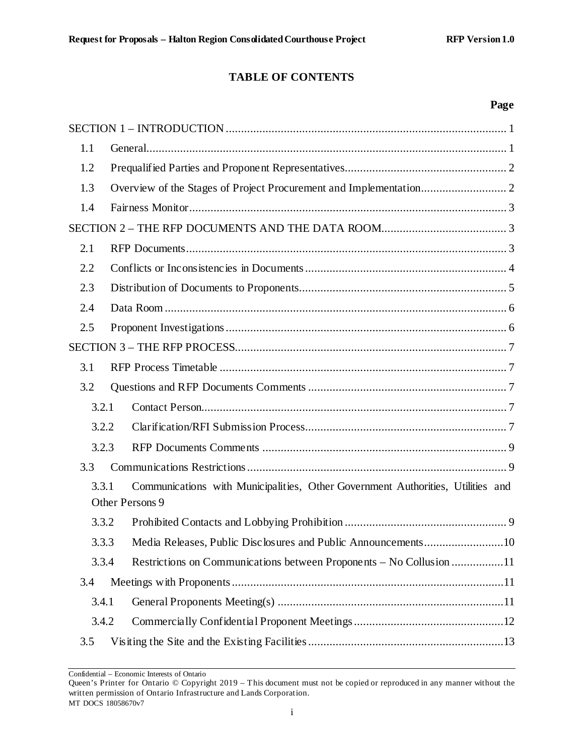# TABLE OF CONTENTS

**Page**

SECTION 1 – INTRODUCTION ............ 1

- 1.1 General ............ 1
- 1.2 Prequalified Parties and Proponent Representatives ............ 2
- 1.3 Overview of the Stages of Project Procurement and Implementation ............ 2
- 1.4 Fairness Monitor ............ 3

SECTION 2 – THE RFP DOCUMENTS AND THE DATA ROOM ............ 3

- 2.1 RFP Documents ............ 3
- 2.2 Conflicts or Inconsistencies in Documents ............ 4
- 2.3 Distribution of Documents to Proponents ............ 5
- 2.4 Data Room ............ 6
- 2.5 Proponent Investigations ............ 6

SECTION 3 – THE RFP PROCESS ............ 7

- 3.1 RFP Process Timetable ............ 7
- 3.2 Questions and RFP Documents Comments ............ 7
  - 3.2.1 Contact Person ............ 7
  - 3.2.2 Clarification/RFI Submission Process ............ 7
  - 3.2.3 RFP Documents Comments ............ 9
- 3.3 Communications Restrictions ............ 9
  - 3.3.1 Communications with Municipalities, Other Government Authorities, Utilities and Other Persons 9
  - 3.3.2 Prohibited Contacts and Lobbying Prohibition ............ 9
  - 3.3.3 Media Releases, Public Disclosures and Public Announcements ............ 10
  - 3.3.4 Restrictions on Communications between Proponents – No Collusion ............ 11
- 3.4 Meetings with Proponents ............ 11
  - 3.4.1 General Proponents Meeting(s) ............ 11
  - 3.4.2 Commercially Confidential Proponent Meetings ............ 12
- 3.5 Visiting the Site and the Existing Facilities ............ 13

Confidential – Economic Interests of Ontario
Queen's Printer for Ontario © Copyright 2019 – This document must not be copied or reproduced in any manner without the written permission of Ontario Infrastructure and Lands Corporation.
MT DOCS 18058670v7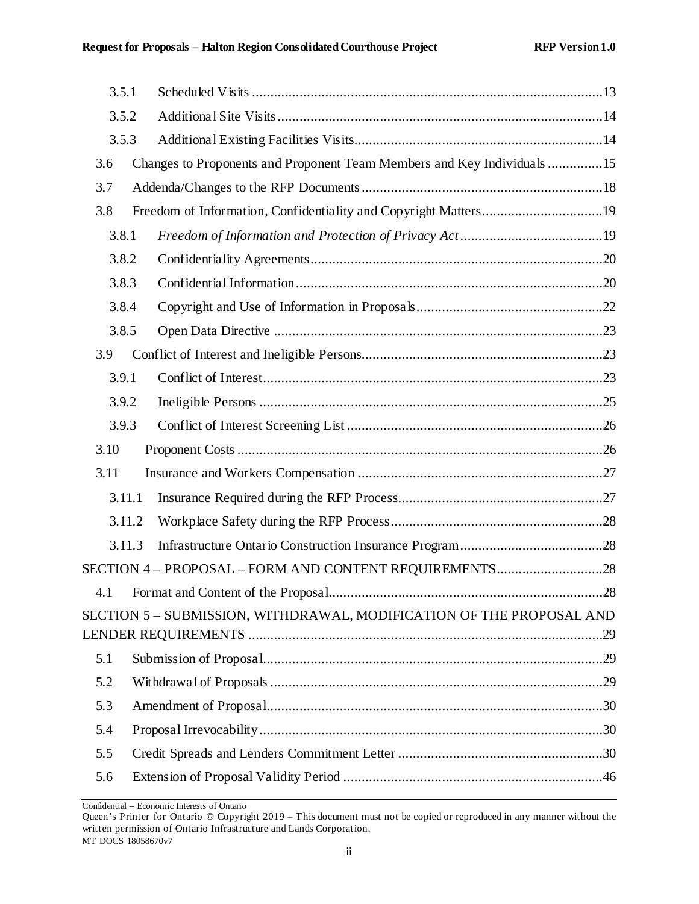3.5.1 Scheduled Visits ....................................................................................................13

3.5.2 Additional Site Visits ..........................................................................................14

3.5.3 Additional Existing Facilities Visits....................................................................14

3.6 Changes to Proponents and Proponent Team Members and Key Individuals ...............15

3.7 Addenda/Changes to the RFP Documents ...................................................................18

3.8 Freedom of Information, Confidentiality and Copyright Matters.................................19

3.8.1 *Freedom of Information and Protection of Privacy Act* .......................................19

3.8.2 Confidentiality Agreements................................................................................20

3.8.3 Confidential Information.....................................................................................20

3.8.4 Copyright and Use of Information in Proposals...................................................22

3.8.5 Open Data Directive ..........................................................................................23

3.9 Conflict of Interest and Ineligible Persons..................................................................23

3.9.1 Conflict of Interest.............................................................................................23

3.9.2 Ineligible Persons ..............................................................................................25

3.9.3 Conflict of Interest Screening List ......................................................................26

3.10 Proponent Costs ....................................................................................................26

3.11 Insurance and Workers Compensation ...................................................................27

3.11.1 Insurance Required during the RFP Process........................................................27

3.11.2 Workplace Safety during the RFP Process..........................................................28

3.11.3 Infrastructure Ontario Construction Insurance Program.......................................28

SECTION 4 – PROPOSAL – FORM AND CONTENT REQUIREMENTS.............................28

4.1 Format and Content of the Proposal...........................................................................28

SECTION 5 – SUBMISSION, WITHDRAWAL, MODIFICATION OF THE PROPOSAL AND LENDER REQUIREMENTS .................................................................................................29

5.1 Submission of Proposal.............................................................................................29

5.2 Withdrawal of Proposals ...........................................................................................29

5.3 Amendment of Proposal............................................................................................30

5.4 Proposal Irrevocability..............................................................................................30

5.5 Credit Spreads and Lenders Commitment Letter ........................................................30

5.6 Extension of Proposal Validity Period .......................................................................46

Confidential – Economic Interests of Ontario
Queen's Printer for Ontario © Copyright 2019 – This document must not be copied or reproduced in any manner without the written permission of Ontario Infrastructure and Lands Corporation.
MT DOCS 18058670v7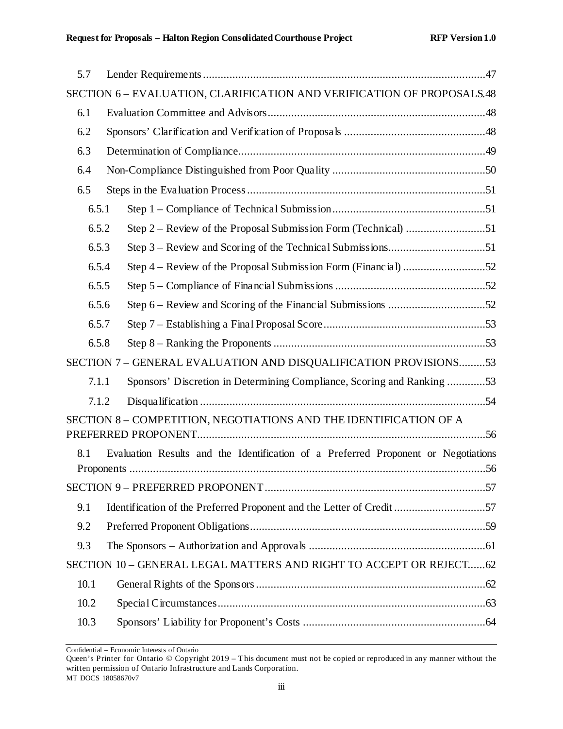5.7 Lender Requirements .....47

SECTION 6 – EVALUATION, CLARIFICATION AND VERIFICATION OF PROPOSALS.48

6.1 Evaluation Committee and Advisors .....48

6.2 Sponsors' Clarification and Verification of Proposals .....48

6.3 Determination of Compliance .....49

6.4 Non-Compliance Distinguished from Poor Quality .....50

6.5 Steps in the Evaluation Process .....51

6.5.1 Step 1 – Compliance of Technical Submission .....51

6.5.2 Step 2 – Review of the Proposal Submission Form (Technical) .....51

6.5.3 Step 3 – Review and Scoring of the Technical Submissions .....51

6.5.4 Step 4 – Review of the Proposal Submission Form (Financial) .....52

6.5.5 Step 5 – Compliance of Financial Submissions .....52

6.5.6 Step 6 – Review and Scoring of the Financial Submissions .....52

6.5.7 Step 7 – Establishing a Final Proposal Score .....53

6.5.8 Step 8 – Ranking the Proponents .....53

SECTION 7 – GENERAL EVALUATION AND DISQUALIFICATION PROVISIONS .....53

7.1.1 Sponsors' Discretion in Determining Compliance, Scoring and Ranking .....53

7.1.2 Disqualification .....54

SECTION 8 – COMPETITION, NEGOTIATIONS AND THE IDENTIFICATION OF A PREFERRED PROPONENT .....56

8.1 Evaluation Results and the Identification of a Preferred Proponent or Negotiations Proponents .....56

SECTION 9 – PREFERRED PROPONENT .....57

9.1 Identification of the Preferred Proponent and the Letter of Credit .....57

9.2 Preferred Proponent Obligations .....59

9.3 The Sponsors – Authorization and Approvals .....61

SECTION 10 – GENERAL LEGAL MATTERS AND RIGHT TO ACCEPT OR REJECT .....62

10.1 General Rights of the Sponsors .....62

10.2 Special Circumstances .....63

10.3 Sponsors' Liability for Proponent's Costs .....64

Confidential – Economic Interests of Ontario
Queen's Printer for Ontario © Copyright 2019 – This document must not be copied or reproduced in any manner without the written permission of Ontario Infrastructure and Lands Corporation.
MT DOCS 18058670v7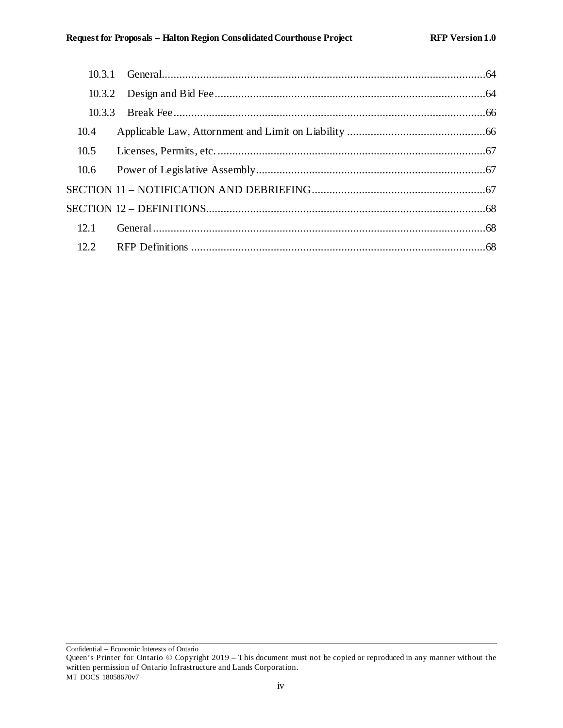10.3.1 General.....64

10.3.2 Design and Bid Fee.....64

10.3.3 Break Fee.....66

10.4 Applicable Law, Attornment and Limit on Liability.....66

10.5 Licenses, Permits, etc......67

10.6 Power of Legislative Assembly.....67

SECTION 11 – NOTIFICATION AND DEBRIEFING.....67

SECTION 12 – DEFINITIONS.....68

12.1 General.....68

12.2 RFP Definitions.....68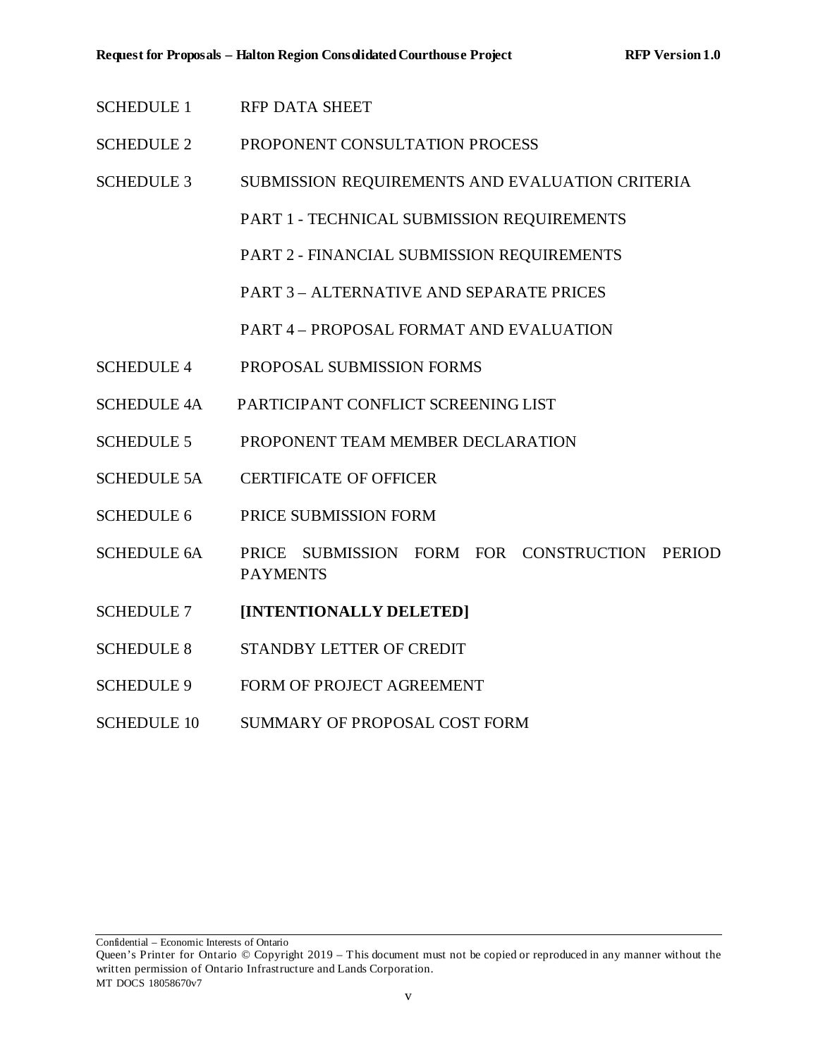| | |
|---|---|
| SCHEDULE 1 | RFP DATA SHEET |
| SCHEDULE 2 | PROPONENT CONSULTATION PROCESS |
| SCHEDULE 3 | SUBMISSION REQUIREMENTS AND EVALUATION CRITERIA |
| | PART 1 - TECHNICAL SUBMISSION REQUIREMENTS |
| | PART 2 - FINANCIAL SUBMISSION REQUIREMENTS |
| | PART 3 – ALTERNATIVE AND SEPARATE PRICES |
| | PART 4 – PROPOSAL FORMAT AND EVALUATION |
| SCHEDULE 4 | PROPOSAL SUBMISSION FORMS |
| SCHEDULE 4A | PARTICIPANT CONFLICT SCREENING LIST |
| SCHEDULE 5 | PROPONENT TEAM MEMBER DECLARATION |
| SCHEDULE 5A | CERTIFICATE OF OFFICER |
| SCHEDULE 6 | PRICE SUBMISSION FORM |
| SCHEDULE 6A | PRICE SUBMISSION FORM FOR CONSTRUCTION PERIOD PAYMENTS |
| SCHEDULE 7 | **[INTENTIONALLY DELETED]** |
| SCHEDULE 8 | STANDBY LETTER OF CREDIT |
| SCHEDULE 9 | FORM OF PROJECT AGREEMENT |
| SCHEDULE 10 | SUMMARY OF PROPOSAL COST FORM |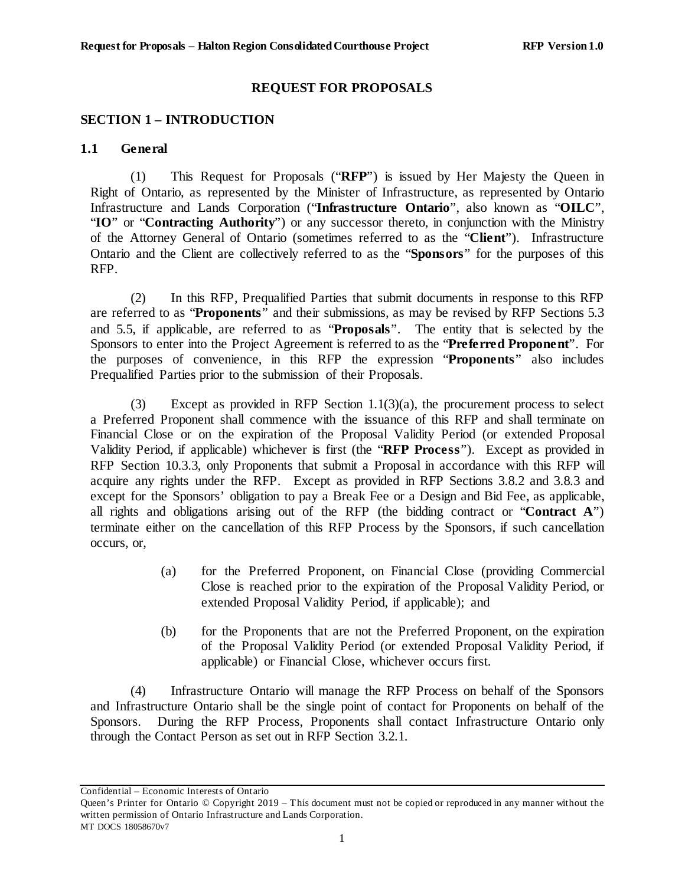# REQUEST FOR PROPOSALS

## SECTION 1 – INTRODUCTION

### 1.1 General

(1) This Request for Proposals ("**RFP**") is issued by Her Majesty the Queen in Right of Ontario, as represented by the Minister of Infrastructure, as represented by Ontario Infrastructure and Lands Corporation ("**Infrastructure Ontario**", also known as "**OILC**", "**IO**" or "**Contracting Authority**") or any successor thereto, in conjunction with the Ministry of the Attorney General of Ontario (sometimes referred to as the "**Client**"). Infrastructure Ontario and the Client are collectively referred to as the "**Sponsors**" for the purposes of this RFP.

(2) In this RFP, Prequalified Parties that submit documents in response to this RFP are referred to as "**Proponents**" and their submissions, as may be revised by RFP Sections 5.3 and 5.5, if applicable, are referred to as "**Proposals**". The entity that is selected by the Sponsors to enter into the Project Agreement is referred to as the "**Preferred Proponent**". For the purposes of convenience, in this RFP the expression "**Proponents**" also includes Prequalified Parties prior to the submission of their Proposals.

(3) Except as provided in RFP Section 1.1(3)(a), the procurement process to select a Preferred Proponent shall commence with the issuance of this RFP and shall terminate on Financial Close or on the expiration of the Proposal Validity Period (or extended Proposal Validity Period, if applicable) whichever is first (the "**RFP Process**"). Except as provided in RFP Section 10.3.3, only Proponents that submit a Proposal in accordance with this RFP will acquire any rights under the RFP. Except as provided in RFP Sections 3.8.2 and 3.8.3 and except for the Sponsors' obligation to pay a Break Fee or a Design and Bid Fee, as applicable, all rights and obligations arising out of the RFP (the bidding contract or "**Contract A**") terminate either on the cancellation of this RFP Process by the Sponsors, if such cancellation occurs, or,

> (a) for the Preferred Proponent, on Financial Close (providing Commercial Close is reached prior to the expiration of the Proposal Validity Period, or extended Proposal Validity Period, if applicable); and
>
> (b) for the Proponents that are not the Preferred Proponent, on the expiration of the Proposal Validity Period (or extended Proposal Validity Period, if applicable) or Financial Close, whichever occurs first.

(4) Infrastructure Ontario will manage the RFP Process on behalf of the Sponsors and Infrastructure Ontario shall be the single point of contact for Proponents on behalf of the Sponsors. During the RFP Process, Proponents shall contact Infrastructure Ontario only through the Contact Person as set out in RFP Section 3.2.1.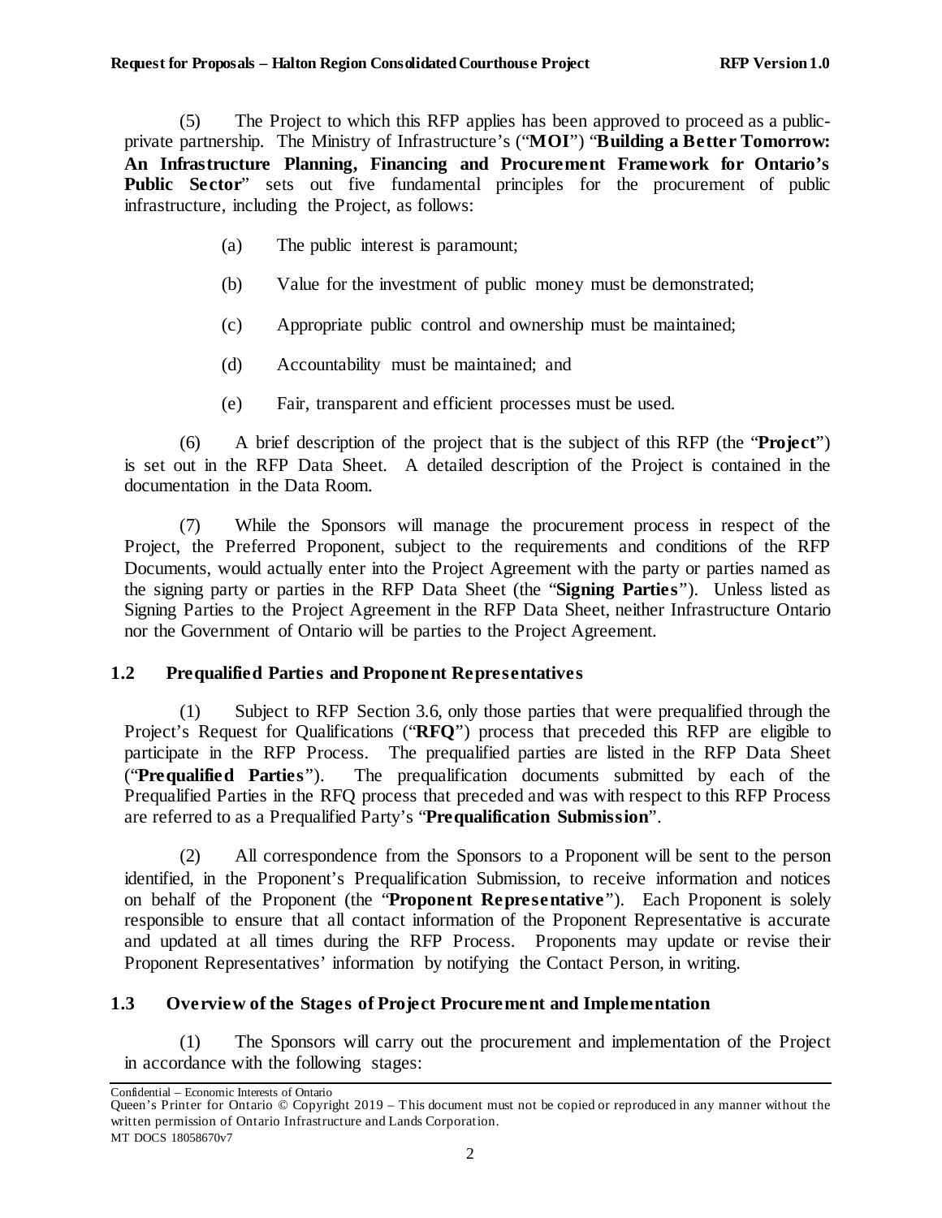(5) The Project to which this RFP applies has been approved to proceed as a public-private partnership. The Ministry of Infrastructure's ("**MOI**") "**Building a Better Tomorrow: An Infrastructure Planning, Financing and Procurement Framework for Ontario's Public Sector**" sets out five fundamental principles for the procurement of public infrastructure, including the Project, as follows:

(a) The public interest is paramount;

(b) Value for the investment of public money must be demonstrated;

(c) Appropriate public control and ownership must be maintained;

(d) Accountability must be maintained; and

(e) Fair, transparent and efficient processes must be used.

(6) A brief description of the project that is the subject of this RFP (the "**Project**") is set out in the RFP Data Sheet. A detailed description of the Project is contained in the documentation in the Data Room.

(7) While the Sponsors will manage the procurement process in respect of the Project, the Preferred Proponent, subject to the requirements and conditions of the RFP Documents, would actually enter into the Project Agreement with the party or parties named as the signing party or parties in the RFP Data Sheet (the "**Signing Parties**"). Unless listed as Signing Parties to the Project Agreement in the RFP Data Sheet, neither Infrastructure Ontario nor the Government of Ontario will be parties to the Project Agreement.

## 1.2 Prequalified Parties and Proponent Representatives

(1) Subject to RFP Section 3.6, only those parties that were prequalified through the Project's Request for Qualifications ("**RFQ**") process that preceded this RFP are eligible to participate in the RFP Process. The prequalified parties are listed in the RFP Data Sheet ("**Prequalified Parties**"). The prequalification documents submitted by each of the Prequalified Parties in the RFQ process that preceded and was with respect to this RFP Process are referred to as a Prequalified Party's "**Prequalification Submission**".

(2) All correspondence from the Sponsors to a Proponent will be sent to the person identified, in the Proponent's Prequalification Submission, to receive information and notices on behalf of the Proponent (the "**Proponent Representative**"). Each Proponent is solely responsible to ensure that all contact information of the Proponent Representative is accurate and updated at all times during the RFP Process. Proponents may update or revise their Proponent Representatives' information by notifying the Contact Person, in writing.

## 1.3 Overview of the Stages of Project Procurement and Implementation

(1) The Sponsors will carry out the procurement and implementation of the Project in accordance with the following stages: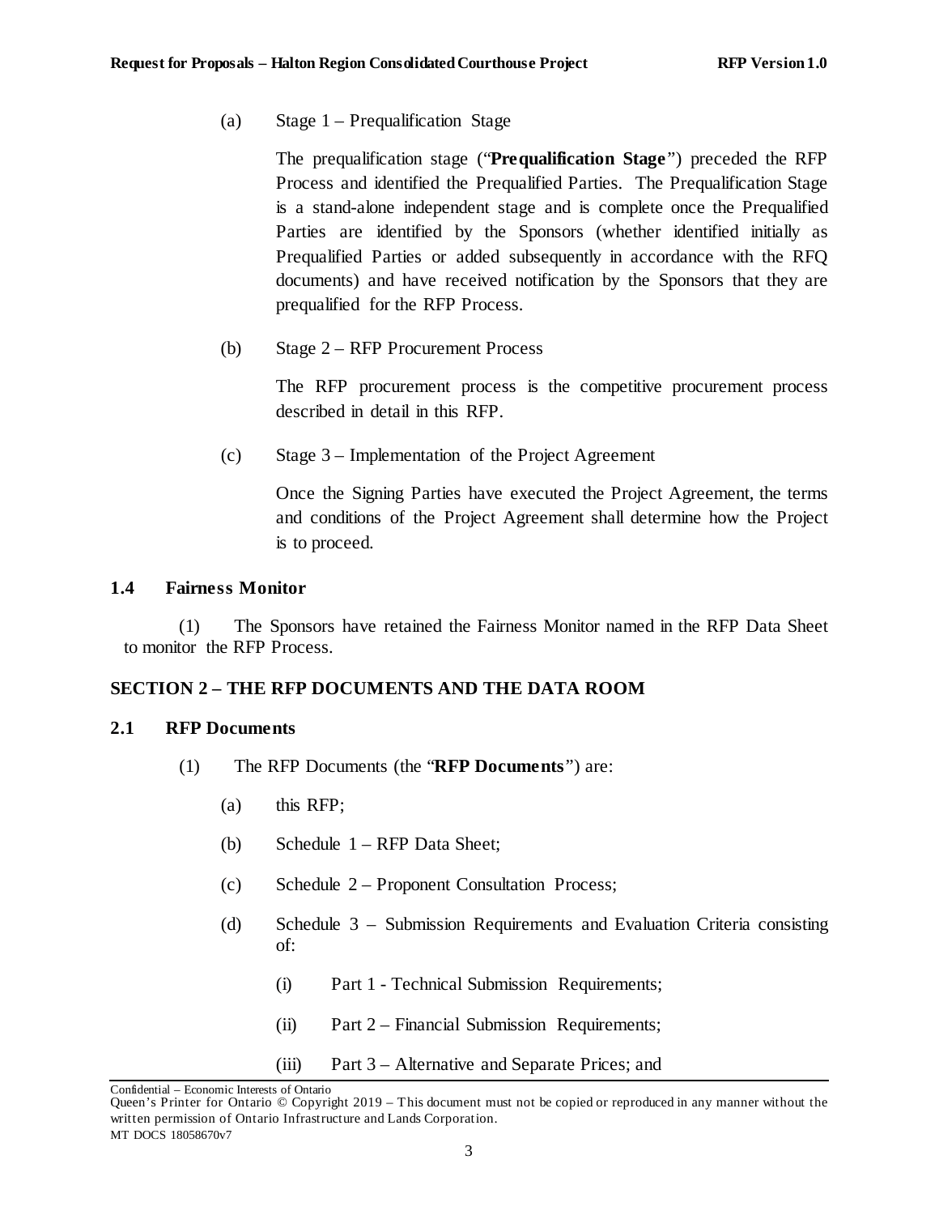(a) Stage 1 – Prequalification Stage

The prequalification stage ("**Prequalification Stage**") preceded the RFP Process and identified the Prequalified Parties. The Prequalification Stage is a stand-alone independent stage and is complete once the Prequalified Parties are identified by the Sponsors (whether identified initially as Prequalified Parties or added subsequently in accordance with the RFQ documents) and have received notification by the Sponsors that they are prequalified for the RFP Process.

(b) Stage 2 – RFP Procurement Process

The RFP procurement process is the competitive procurement process described in detail in this RFP.

(c) Stage 3 – Implementation of the Project Agreement

Once the Signing Parties have executed the Project Agreement, the terms and conditions of the Project Agreement shall determine how the Project is to proceed.

### 1.4 Fairness Monitor

(1) The Sponsors have retained the Fairness Monitor named in the RFP Data Sheet to monitor the RFP Process.

## SECTION 2 – THE RFP DOCUMENTS AND THE DATA ROOM

### 2.1 RFP Documents

(1) The RFP Documents (the "**RFP Documents**") are:

(a) this RFP;

(b) Schedule 1 – RFP Data Sheet;

(c) Schedule 2 – Proponent Consultation Process;

(d) Schedule 3 – Submission Requirements and Evaluation Criteria consisting of:

(i) Part 1 - Technical Submission Requirements;

(ii) Part 2 – Financial Submission Requirements;

(iii) Part 3 – Alternative and Separate Prices; and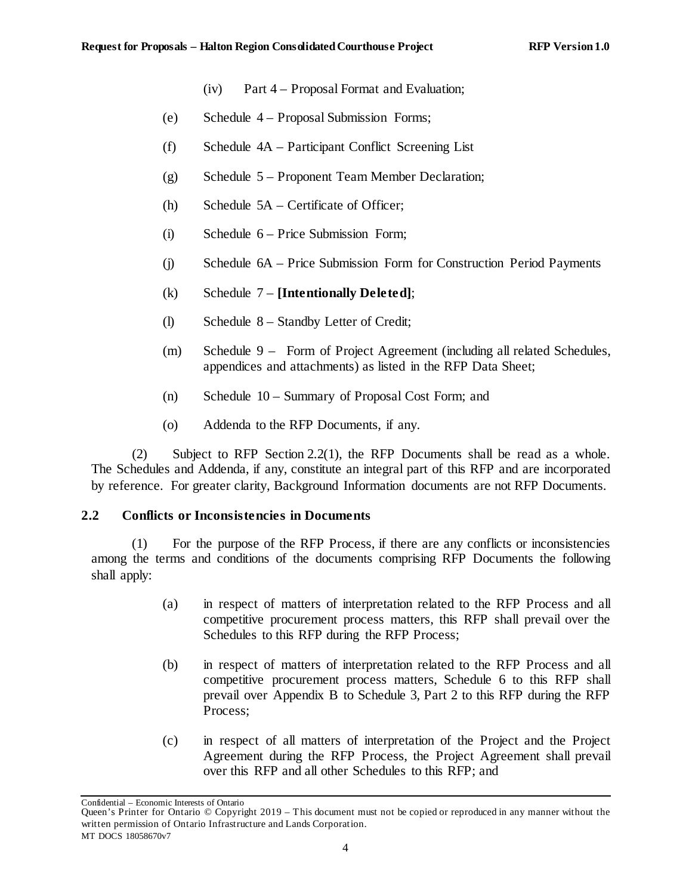(iv) Part 4 – Proposal Format and Evaluation;

(e) Schedule 4 – Proposal Submission Forms;

(f) Schedule 4A – Participant Conflict Screening List

(g) Schedule 5 – Proponent Team Member Declaration;

(h) Schedule 5A – Certificate of Officer;

(i) Schedule 6 – Price Submission Form;

(j) Schedule 6A – Price Submission Form for Construction Period Payments

(k) Schedule 7 – **[Intentionally Deleted]**;

(l) Schedule 8 – Standby Letter of Credit;

(m) Schedule 9 – Form of Project Agreement (including all related Schedules, appendices and attachments) as listed in the RFP Data Sheet;

(n) Schedule 10 – Summary of Proposal Cost Form; and

(o) Addenda to the RFP Documents, if any.

(2) Subject to RFP Section 2.2(1), the RFP Documents shall be read as a whole. The Schedules and Addenda, if any, constitute an integral part of this RFP and are incorporated by reference. For greater clarity, Background Information documents are not RFP Documents.

## 2.2 Conflicts or Inconsistencies in Documents

(1) For the purpose of the RFP Process, if there are any conflicts or inconsistencies among the terms and conditions of the documents comprising RFP Documents the following shall apply:

(a) in respect of matters of interpretation related to the RFP Process and all competitive procurement process matters, this RFP shall prevail over the Schedules to this RFP during the RFP Process;

(b) in respect of matters of interpretation related to the RFP Process and all competitive procurement process matters, Schedule 6 to this RFP shall prevail over Appendix B to Schedule 3, Part 2 to this RFP during the RFP Process;

(c) in respect of all matters of interpretation of the Project and the Project Agreement during the RFP Process, the Project Agreement shall prevail over this RFP and all other Schedules to this RFP; and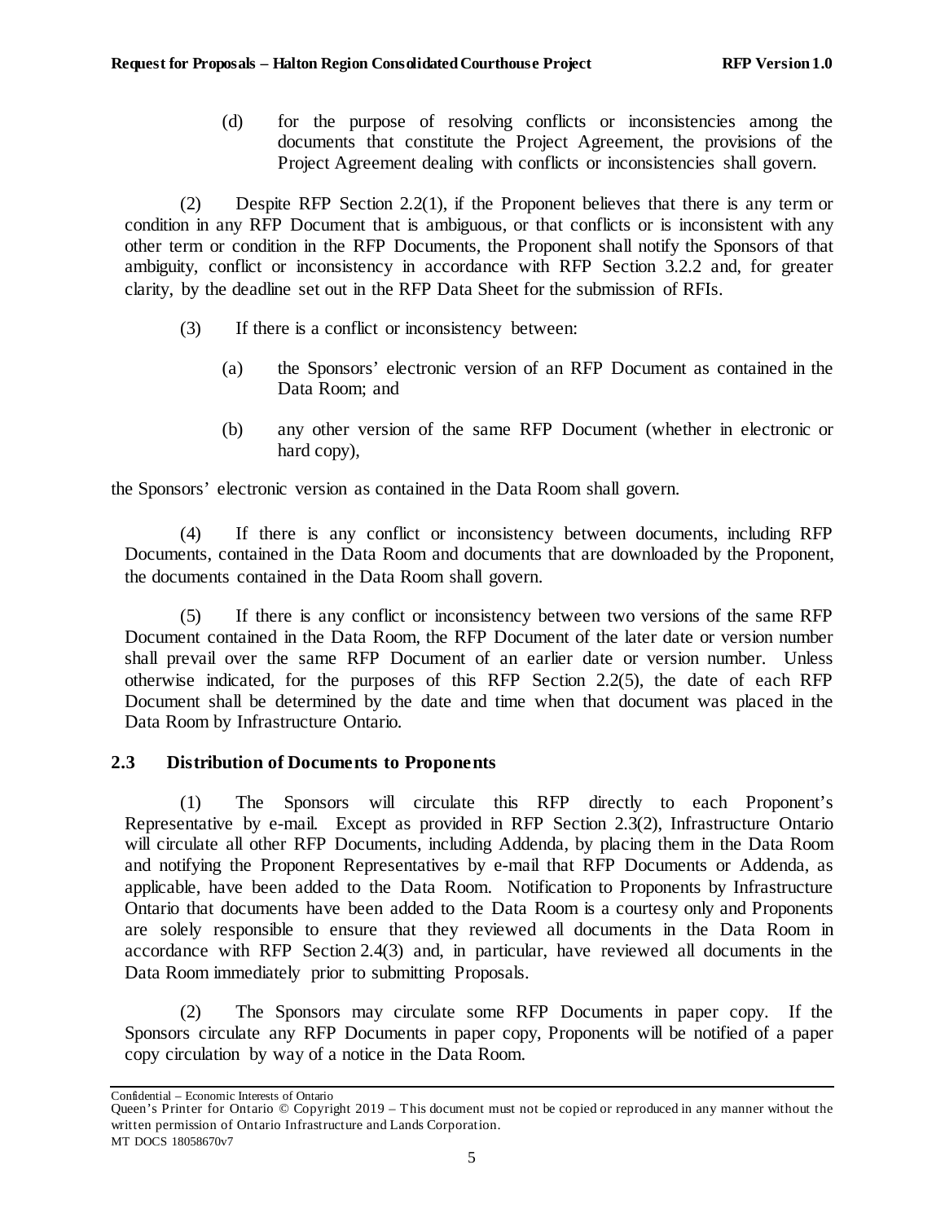(d) for the purpose of resolving conflicts or inconsistencies among the documents that constitute the Project Agreement, the provisions of the Project Agreement dealing with conflicts or inconsistencies shall govern.

(2) Despite RFP Section 2.2(1), if the Proponent believes that there is any term or condition in any RFP Document that is ambiguous, or that conflicts or is inconsistent with any other term or condition in the RFP Documents, the Proponent shall notify the Sponsors of that ambiguity, conflict or inconsistency in accordance with RFP Section 3.2.2 and, for greater clarity, by the deadline set out in the RFP Data Sheet for the submission of RFIs.

(3) If there is a conflict or inconsistency between:

(a) the Sponsors' electronic version of an RFP Document as contained in the Data Room; and

(b) any other version of the same RFP Document (whether in electronic or hard copy),

the Sponsors' electronic version as contained in the Data Room shall govern.

(4) If there is any conflict or inconsistency between documents, including RFP Documents, contained in the Data Room and documents that are downloaded by the Proponent, the documents contained in the Data Room shall govern.

(5) If there is any conflict or inconsistency between two versions of the same RFP Document contained in the Data Room, the RFP Document of the later date or version number shall prevail over the same RFP Document of an earlier date or version number. Unless otherwise indicated, for the purposes of this RFP Section 2.2(5), the date of each RFP Document shall be determined by the date and time when that document was placed in the Data Room by Infrastructure Ontario.

## 2.3 Distribution of Documents to Proponents

(1) The Sponsors will circulate this RFP directly to each Proponent's Representative by e-mail. Except as provided in RFP Section 2.3(2), Infrastructure Ontario will circulate all other RFP Documents, including Addenda, by placing them in the Data Room and notifying the Proponent Representatives by e-mail that RFP Documents or Addenda, as applicable, have been added to the Data Room. Notification to Proponents by Infrastructure Ontario that documents have been added to the Data Room is a courtesy only and Proponents are solely responsible to ensure that they reviewed all documents in the Data Room in accordance with RFP Section 2.4(3) and, in particular, have reviewed all documents in the Data Room immediately prior to submitting Proposals.

(2) The Sponsors may circulate some RFP Documents in paper copy. If the Sponsors circulate any RFP Documents in paper copy, Proponents will be notified of a paper copy circulation by way of a notice in the Data Room.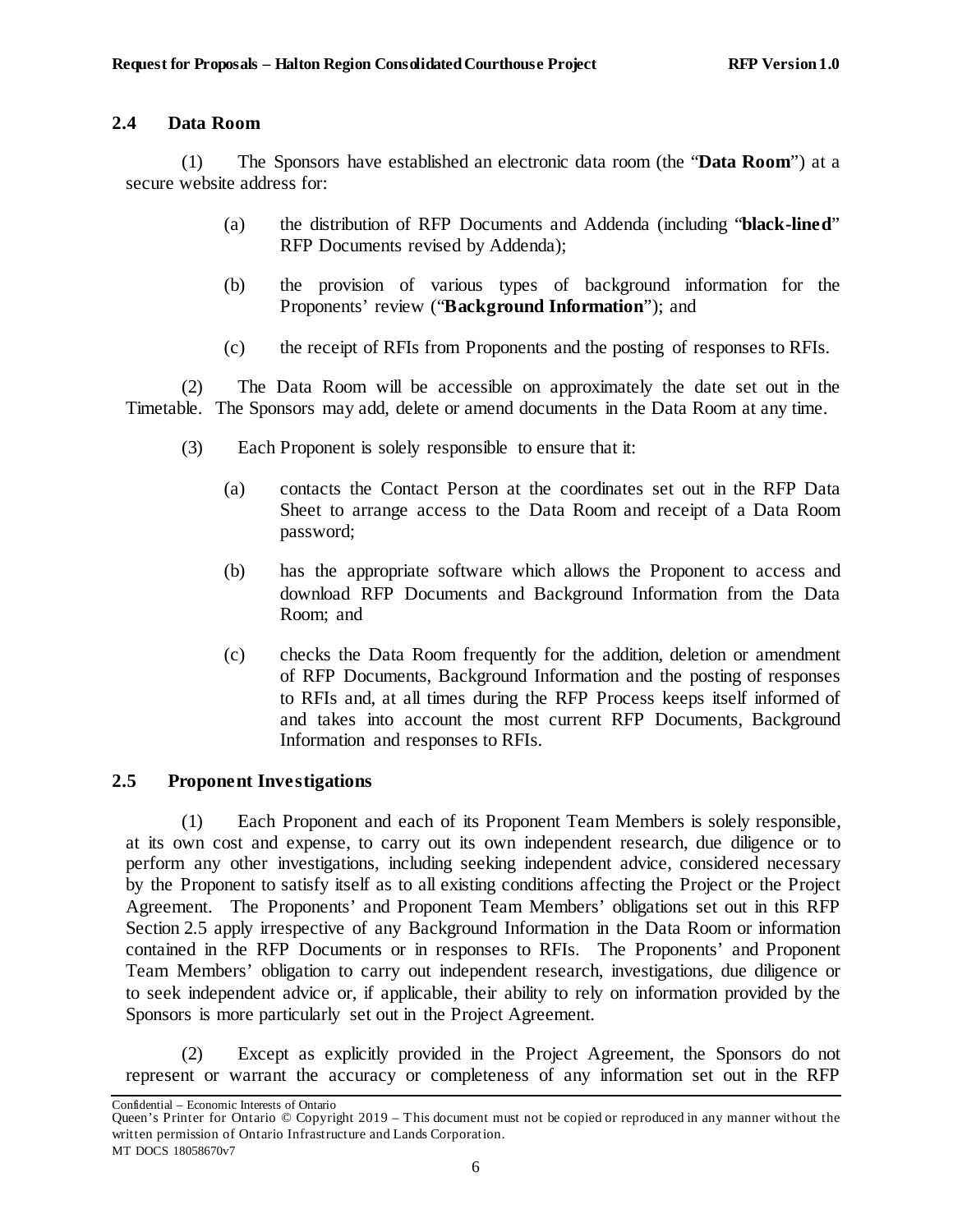### 2.4 Data Room

(1) The Sponsors have established an electronic data room (the "**Data Room**") at a secure website address for:

(a) the distribution of RFP Documents and Addenda (including "**black-lined**" RFP Documents revised by Addenda);

(b) the provision of various types of background information for the Proponents' review ("**Background Information**"); and

(c) the receipt of RFIs from Proponents and the posting of responses to RFIs.

(2) The Data Room will be accessible on approximately the date set out in the Timetable. The Sponsors may add, delete or amend documents in the Data Room at any time.

(3) Each Proponent is solely responsible to ensure that it:

(a) contacts the Contact Person at the coordinates set out in the RFP Data Sheet to arrange access to the Data Room and receipt of a Data Room password;

(b) has the appropriate software which allows the Proponent to access and download RFP Documents and Background Information from the Data Room; and

(c) checks the Data Room frequently for the addition, deletion or amendment of RFP Documents, Background Information and the posting of responses to RFIs and, at all times during the RFP Process keeps itself informed of and takes into account the most current RFP Documents, Background Information and responses to RFIs.

### 2.5 Proponent Investigations

(1) Each Proponent and each of its Proponent Team Members is solely responsible, at its own cost and expense, to carry out its own independent research, due diligence or to perform any other investigations, including seeking independent advice, considered necessary by the Proponent to satisfy itself as to all existing conditions affecting the Project or the Project Agreement. The Proponents' and Proponent Team Members' obligations set out in this RFP Section 2.5 apply irrespective of any Background Information in the Data Room or information contained in the RFP Documents or in responses to RFIs. The Proponents' and Proponent Team Members' obligation to carry out independent research, investigations, due diligence or to seek independent advice or, if applicable, their ability to rely on information provided by the Sponsors is more particularly set out in the Project Agreement.

(2) Except as explicitly provided in the Project Agreement, the Sponsors do not represent or warrant the accuracy or completeness of any information set out in the RFP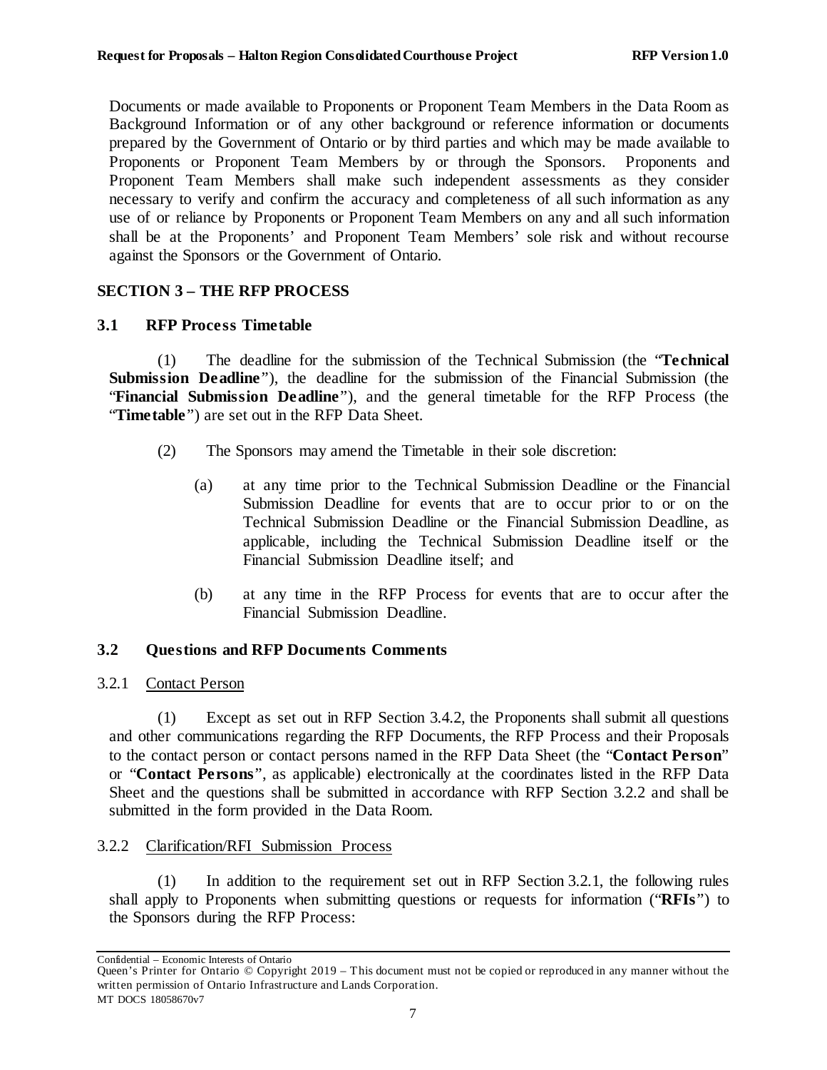Documents or made available to Proponents or Proponent Team Members in the Data Room as Background Information or of any other background or reference information or documents prepared by the Government of Ontario or by third parties and which may be made available to Proponents or Proponent Team Members by or through the Sponsors. Proponents and Proponent Team Members shall make such independent assessments as they consider necessary to verify and confirm the accuracy and completeness of all such information as any use of or reliance by Proponents or Proponent Team Members on any and all such information shall be at the Proponents' and Proponent Team Members' sole risk and without recourse against the Sponsors or the Government of Ontario.

## SECTION 3 – THE RFP PROCESS

### 3.1 RFP Process Timetable

(1) The deadline for the submission of the Technical Submission (the "**Technical Submission Deadline**"), the deadline for the submission of the Financial Submission (the "**Financial Submission Deadline**"), and the general timetable for the RFP Process (the "**Timetable**") are set out in the RFP Data Sheet.

(2) The Sponsors may amend the Timetable in their sole discretion:

(a) at any time prior to the Technical Submission Deadline or the Financial Submission Deadline for events that are to occur prior to or on the Technical Submission Deadline or the Financial Submission Deadline, as applicable, including the Technical Submission Deadline itself or the Financial Submission Deadline itself; and

(b) at any time in the RFP Process for events that are to occur after the Financial Submission Deadline.

### 3.2 Questions and RFP Documents Comments

#### 3.2.1 Contact Person

(1) Except as set out in RFP Section 3.4.2, the Proponents shall submit all questions and other communications regarding the RFP Documents, the RFP Process and their Proposals to the contact person or contact persons named in the RFP Data Sheet (the "**Contact Person**" or "**Contact Persons**", as applicable) electronically at the coordinates listed in the RFP Data Sheet and the questions shall be submitted in accordance with RFP Section 3.2.2 and shall be submitted in the form provided in the Data Room.

#### 3.2.2 Clarification/RFI Submission Process

(1) In addition to the requirement set out in RFP Section 3.2.1, the following rules shall apply to Proponents when submitting questions or requests for information ("**RFIs**") to the Sponsors during the RFP Process: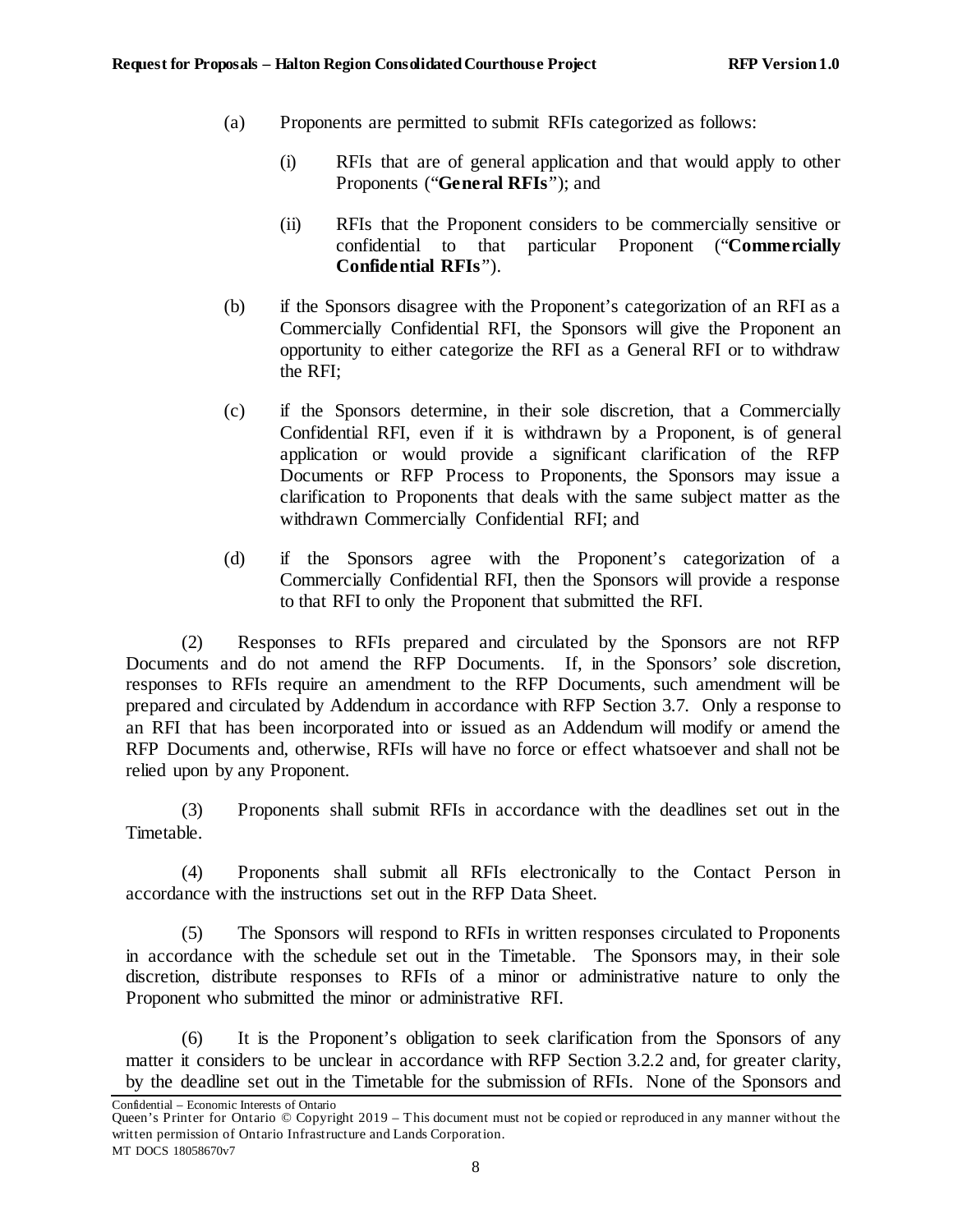(a) Proponents are permitted to submit RFIs categorized as follows:

(i) RFIs that are of general application and that would apply to other Proponents ("**General RFIs**"); and

(ii) RFIs that the Proponent considers to be commercially sensitive or confidential to that particular Proponent ("**Commercially Confidential RFIs**").

(b) if the Sponsors disagree with the Proponent's categorization of an RFI as a Commercially Confidential RFI, the Sponsors will give the Proponent an opportunity to either categorize the RFI as a General RFI or to withdraw the RFI;

(c) if the Sponsors determine, in their sole discretion, that a Commercially Confidential RFI, even if it is withdrawn by a Proponent, is of general application or would provide a significant clarification of the RFP Documents or RFP Process to Proponents, the Sponsors may issue a clarification to Proponents that deals with the same subject matter as the withdrawn Commercially Confidential RFI; and

(d) if the Sponsors agree with the Proponent's categorization of a Commercially Confidential RFI, then the Sponsors will provide a response to that RFI to only the Proponent that submitted the RFI.

(2) Responses to RFIs prepared and circulated by the Sponsors are not RFP Documents and do not amend the RFP Documents. If, in the Sponsors' sole discretion, responses to RFIs require an amendment to the RFP Documents, such amendment will be prepared and circulated by Addendum in accordance with RFP Section 3.7. Only a response to an RFI that has been incorporated into or issued as an Addendum will modify or amend the RFP Documents and, otherwise, RFIs will have no force or effect whatsoever and shall not be relied upon by any Proponent.

(3) Proponents shall submit RFIs in accordance with the deadlines set out in the Timetable.

(4) Proponents shall submit all RFIs electronically to the Contact Person in accordance with the instructions set out in the RFP Data Sheet.

(5) The Sponsors will respond to RFIs in written responses circulated to Proponents in accordance with the schedule set out in the Timetable. The Sponsors may, in their sole discretion, distribute responses to RFIs of a minor or administrative nature to only the Proponent who submitted the minor or administrative RFI.

(6) It is the Proponent's obligation to seek clarification from the Sponsors of any matter it considers to be unclear in accordance with RFP Section 3.2.2 and, for greater clarity, by the deadline set out in the Timetable for the submission of RFIs. None of the Sponsors and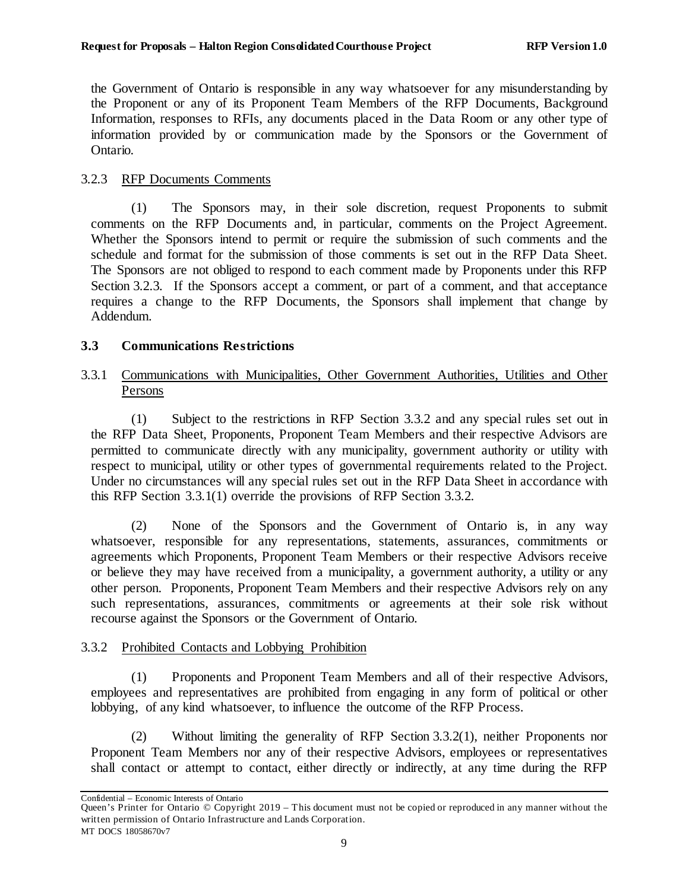the Government of Ontario is responsible in any way whatsoever for any misunderstanding by the Proponent or any of its Proponent Team Members of the RFP Documents, Background Information, responses to RFIs, any documents placed in the Data Room or any other type of information provided by or communication made by the Sponsors or the Government of Ontario.

3.2.3 RFP Documents Comments

(1) The Sponsors may, in their sole discretion, request Proponents to submit comments on the RFP Documents and, in particular, comments on the Project Agreement. Whether the Sponsors intend to permit or require the submission of such comments and the schedule and format for the submission of those comments is set out in the RFP Data Sheet. The Sponsors are not obliged to respond to each comment made by Proponents under this RFP Section 3.2.3. If the Sponsors accept a comment, or part of a comment, and that acceptance requires a change to the RFP Documents, the Sponsors shall implement that change by Addendum.

## 3.3 Communications Restrictions

3.3.1 Communications with Municipalities, Other Government Authorities, Utilities and Other Persons

(1) Subject to the restrictions in RFP Section 3.3.2 and any special rules set out in the RFP Data Sheet, Proponents, Proponent Team Members and their respective Advisors are permitted to communicate directly with any municipality, government authority or utility with respect to municipal, utility or other types of governmental requirements related to the Project. Under no circumstances will any special rules set out in the RFP Data Sheet in accordance with this RFP Section 3.3.1(1) override the provisions of RFP Section 3.3.2.

(2) None of the Sponsors and the Government of Ontario is, in any way whatsoever, responsible for any representations, statements, assurances, commitments or agreements which Proponents, Proponent Team Members or their respective Advisors receive or believe they may have received from a municipality, a government authority, a utility or any other person. Proponents, Proponent Team Members and their respective Advisors rely on any such representations, assurances, commitments or agreements at their sole risk without recourse against the Sponsors or the Government of Ontario.

3.3.2 Prohibited Contacts and Lobbying Prohibition

(1) Proponents and Proponent Team Members and all of their respective Advisors, employees and representatives are prohibited from engaging in any form of political or other lobbying, of any kind whatsoever, to influence the outcome of the RFP Process.

(2) Without limiting the generality of RFP Section 3.3.2(1), neither Proponents nor Proponent Team Members nor any of their respective Advisors, employees or representatives shall contact or attempt to contact, either directly or indirectly, at any time during the RFP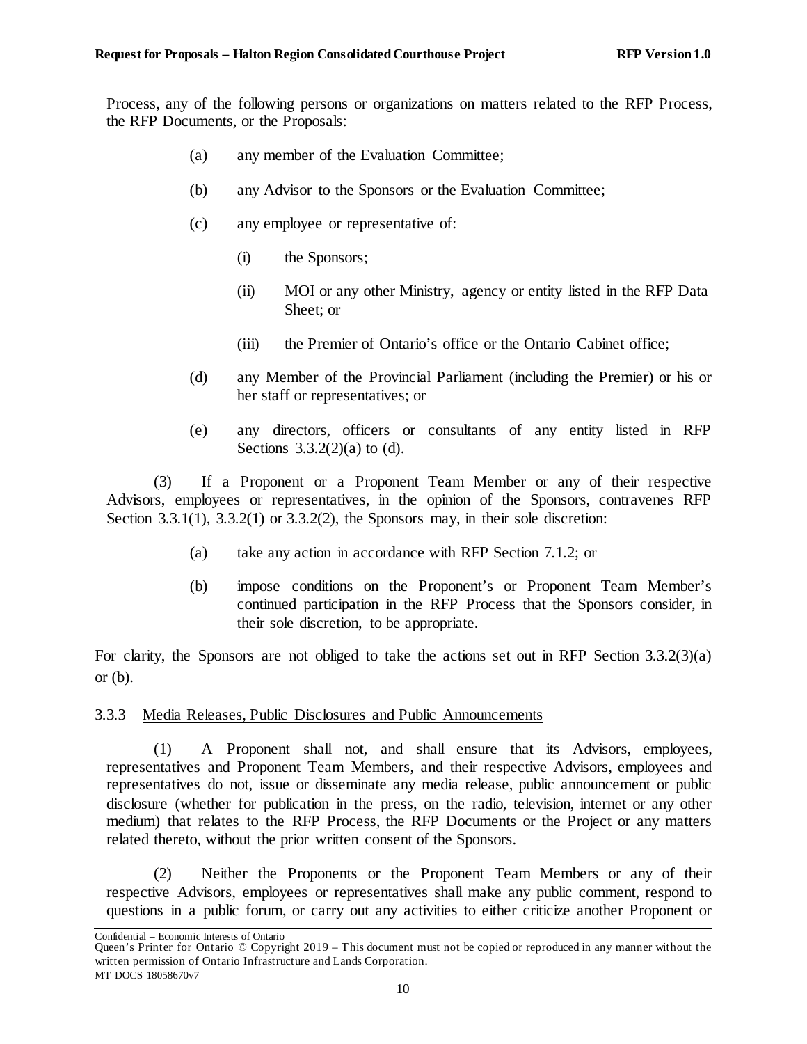Process, any of the following persons or organizations on matters related to the RFP Process, the RFP Documents, or the Proposals:

- (a) any member of the Evaluation Committee;
- (b) any Advisor to the Sponsors or the Evaluation Committee;
- (c) any employee or representative of:
  - (i) the Sponsors;
  - (ii) MOI or any other Ministry, agency or entity listed in the RFP Data Sheet; or
  - (iii) the Premier of Ontario's office or the Ontario Cabinet office;
- (d) any Member of the Provincial Parliament (including the Premier) or his or her staff or representatives; or
- (e) any directors, officers or consultants of any entity listed in RFP Sections 3.3.2(2)(a) to (d).

(3) If a Proponent or a Proponent Team Member or any of their respective Advisors, employees or representatives, in the opinion of the Sponsors, contravenes RFP Section 3.3.1(1), 3.3.2(1) or 3.3.2(2), the Sponsors may, in their sole discretion:

- (a) take any action in accordance with RFP Section 7.1.2; or
- (b) impose conditions on the Proponent's or Proponent Team Member's continued participation in the RFP Process that the Sponsors consider, in their sole discretion, to be appropriate.

For clarity, the Sponsors are not obliged to take the actions set out in RFP Section 3.3.2(3)(a) or (b).

3.3.3 <u>Media Releases, Public Disclosures and Public Announcements</u>

(1) A Proponent shall not, and shall ensure that its Advisors, employees, representatives and Proponent Team Members, and their respective Advisors, employees and representatives do not, issue or disseminate any media release, public announcement or public disclosure (whether for publication in the press, on the radio, television, internet or any other medium) that relates to the RFP Process, the RFP Documents or the Project or any matters related thereto, without the prior written consent of the Sponsors.

(2) Neither the Proponents or the Proponent Team Members or any of their respective Advisors, employees or representatives shall make any public comment, respond to questions in a public forum, or carry out any activities to either criticize another Proponent or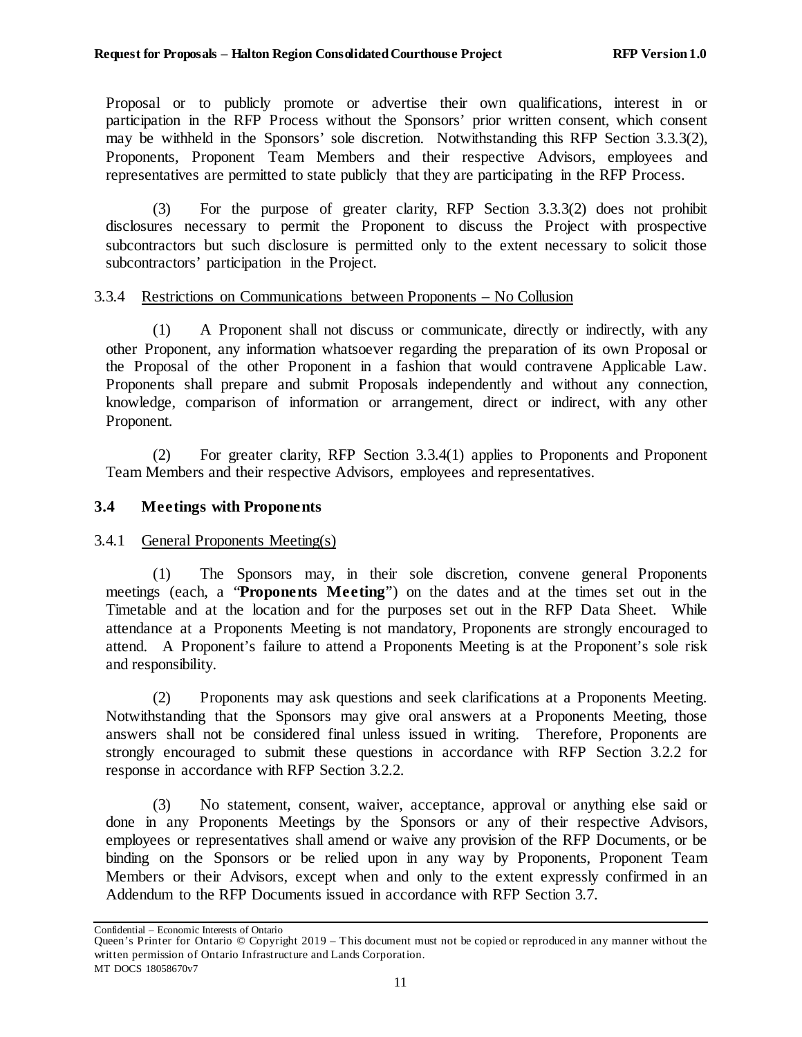Proposal or to publicly promote or advertise their own qualifications, interest in or participation in the RFP Process without the Sponsors' prior written consent, which consent may be withheld in the Sponsors' sole discretion. Notwithstanding this RFP Section 3.3.3(2), Proponents, Proponent Team Members and their respective Advisors, employees and representatives are permitted to state publicly that they are participating in the RFP Process.

(3) For the purpose of greater clarity, RFP Section 3.3.3(2) does not prohibit disclosures necessary to permit the Proponent to discuss the Project with prospective subcontractors but such disclosure is permitted only to the extent necessary to solicit those subcontractors' participation in the Project.

3.3.4 Restrictions on Communications between Proponents – No Collusion

(1) A Proponent shall not discuss or communicate, directly or indirectly, with any other Proponent, any information whatsoever regarding the preparation of its own Proposal or the Proposal of the other Proponent in a fashion that would contravene Applicable Law. Proponents shall prepare and submit Proposals independently and without any connection, knowledge, comparison of information or arrangement, direct or indirect, with any other Proponent.

(2) For greater clarity, RFP Section 3.3.4(1) applies to Proponents and Proponent Team Members and their respective Advisors, employees and representatives.

## 3.4 Meetings with Proponents

3.4.1 General Proponents Meeting(s)

(1) The Sponsors may, in their sole discretion, convene general Proponents meetings (each, a "**Proponents Meeting**") on the dates and at the times set out in the Timetable and at the location and for the purposes set out in the RFP Data Sheet. While attendance at a Proponents Meeting is not mandatory, Proponents are strongly encouraged to attend. A Proponent's failure to attend a Proponents Meeting is at the Proponent's sole risk and responsibility.

(2) Proponents may ask questions and seek clarifications at a Proponents Meeting. Notwithstanding that the Sponsors may give oral answers at a Proponents Meeting, those answers shall not be considered final unless issued in writing. Therefore, Proponents are strongly encouraged to submit these questions in accordance with RFP Section 3.2.2 for response in accordance with RFP Section 3.2.2.

(3) No statement, consent, waiver, acceptance, approval or anything else said or done in any Proponents Meetings by the Sponsors or any of their respective Advisors, employees or representatives shall amend or waive any provision of the RFP Documents, or be binding on the Sponsors or be relied upon in any way by Proponents, Proponent Team Members or their Advisors, except when and only to the extent expressly confirmed in an Addendum to the RFP Documents issued in accordance with RFP Section 3.7.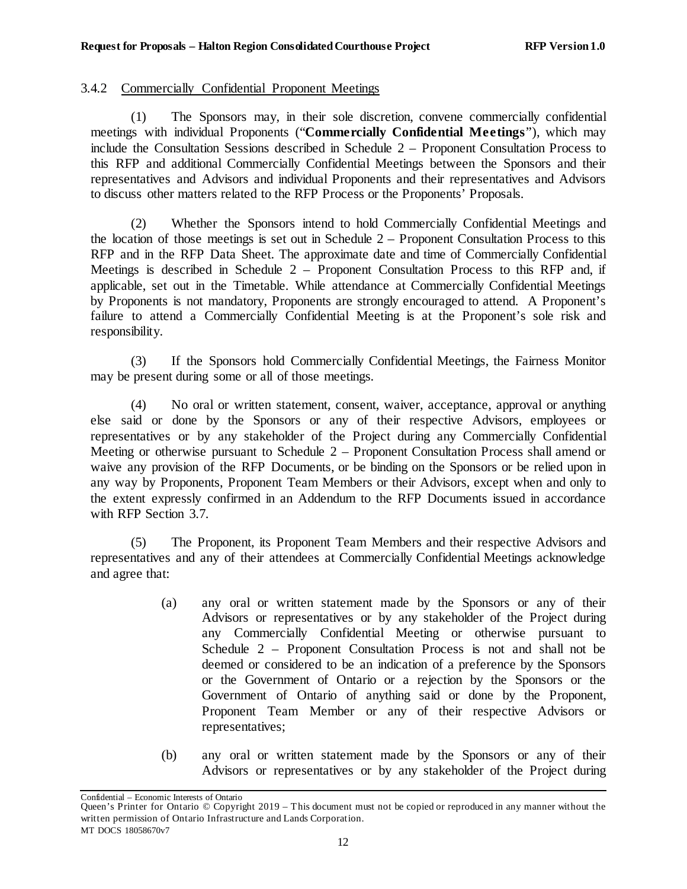### 3.4.2 Commercially Confidential Proponent Meetings

(1) The Sponsors may, in their sole discretion, convene commercially confidential meetings with individual Proponents ("**Commercially Confidential Meetings**"), which may include the Consultation Sessions described in Schedule 2 – Proponent Consultation Process to this RFP and additional Commercially Confidential Meetings between the Sponsors and their representatives and Advisors and individual Proponents and their representatives and Advisors to discuss other matters related to the RFP Process or the Proponents' Proposals.

(2) Whether the Sponsors intend to hold Commercially Confidential Meetings and the location of those meetings is set out in Schedule 2 – Proponent Consultation Process to this RFP and in the RFP Data Sheet. The approximate date and time of Commercially Confidential Meetings is described in Schedule 2 – Proponent Consultation Process to this RFP and, if applicable, set out in the Timetable. While attendance at Commercially Confidential Meetings by Proponents is not mandatory, Proponents are strongly encouraged to attend. A Proponent's failure to attend a Commercially Confidential Meeting is at the Proponent's sole risk and responsibility.

(3) If the Sponsors hold Commercially Confidential Meetings, the Fairness Monitor may be present during some or all of those meetings.

(4) No oral or written statement, consent, waiver, acceptance, approval or anything else said or done by the Sponsors or any of their respective Advisors, employees or representatives or by any stakeholder of the Project during any Commercially Confidential Meeting or otherwise pursuant to Schedule 2 – Proponent Consultation Process shall amend or waive any provision of the RFP Documents, or be binding on the Sponsors or be relied upon in any way by Proponents, Proponent Team Members or their Advisors, except when and only to the extent expressly confirmed in an Addendum to the RFP Documents issued in accordance with RFP Section 3.7.

(5) The Proponent, its Proponent Team Members and their respective Advisors and representatives and any of their attendees at Commercially Confidential Meetings acknowledge and agree that:

(a) any oral or written statement made by the Sponsors or any of their Advisors or representatives or by any stakeholder of the Project during any Commercially Confidential Meeting or otherwise pursuant to Schedule 2 – Proponent Consultation Process is not and shall not be deemed or considered to be an indication of a preference by the Sponsors or the Government of Ontario or a rejection by the Sponsors or the Government of Ontario of anything said or done by the Proponent, Proponent Team Member or any of their respective Advisors or representatives;

(b) any oral or written statement made by the Sponsors or any of their Advisors or representatives or by any stakeholder of the Project during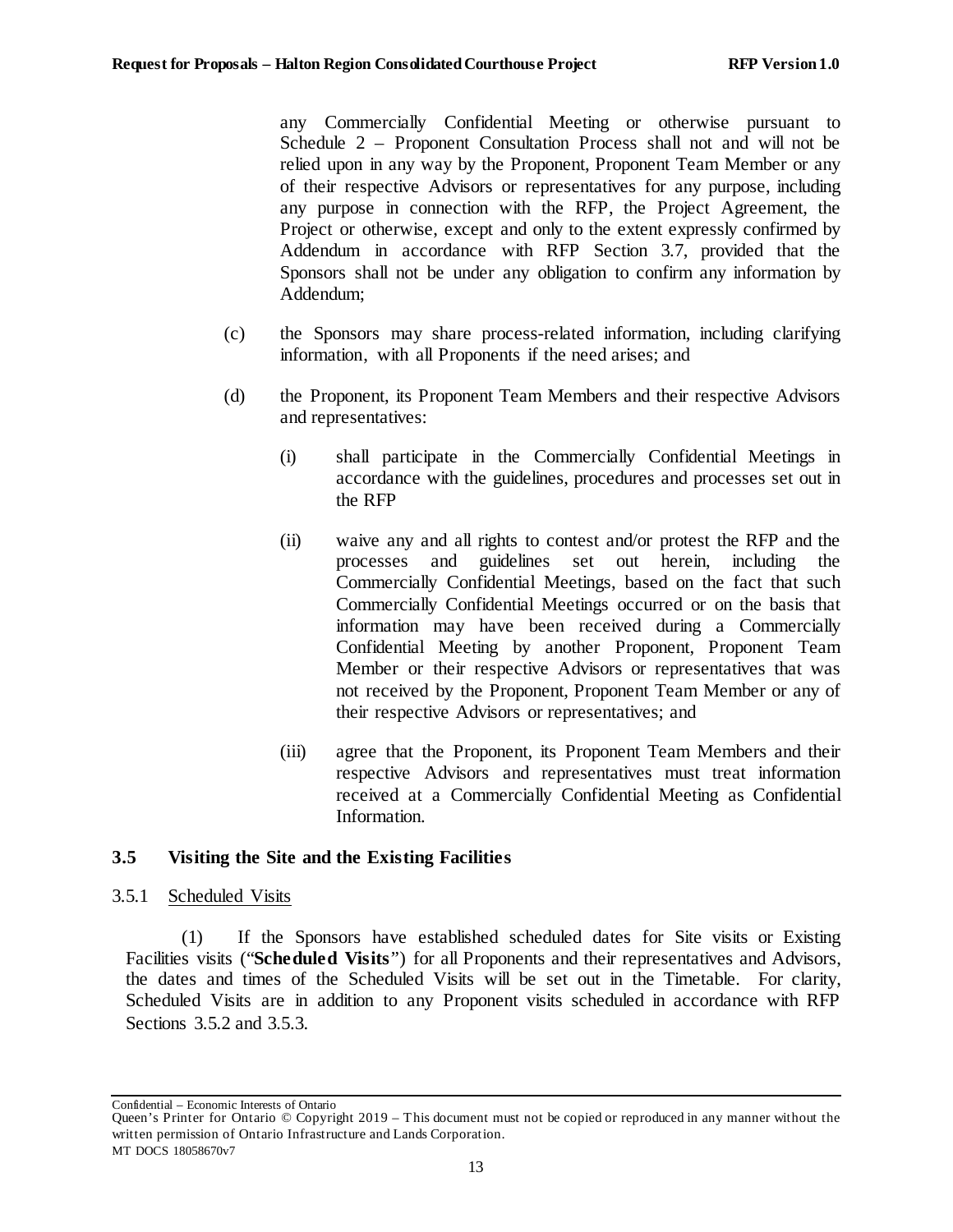any Commercially Confidential Meeting or otherwise pursuant to Schedule 2 – Proponent Consultation Process shall not and will not be relied upon in any way by the Proponent, Proponent Team Member or any of their respective Advisors or representatives for any purpose, including any purpose in connection with the RFP, the Project Agreement, the Project or otherwise, except and only to the extent expressly confirmed by Addendum in accordance with RFP Section 3.7, provided that the Sponsors shall not be under any obligation to confirm any information by Addendum;

(c) the Sponsors may share process-related information, including clarifying information, with all Proponents if the need arises; and

(d) the Proponent, its Proponent Team Members and their respective Advisors and representatives:

(i) shall participate in the Commercially Confidential Meetings in accordance with the guidelines, procedures and processes set out in the RFP

(ii) waive any and all rights to contest and/or protest the RFP and the processes and guidelines set out herein, including the Commercially Confidential Meetings, based on the fact that such Commercially Confidential Meetings occurred or on the basis that information may have been received during a Commercially Confidential Meeting by another Proponent, Proponent Team Member or their respective Advisors or representatives that was not received by the Proponent, Proponent Team Member or any of their respective Advisors or representatives; and

(iii) agree that the Proponent, its Proponent Team Members and their respective Advisors and representatives must treat information received at a Commercially Confidential Meeting as Confidential Information.

## 3.5 Visiting the Site and the Existing Facilities

### 3.5.1 Scheduled Visits

(1) If the Sponsors have established scheduled dates for Site visits or Existing Facilities visits ("**Scheduled Visits**") for all Proponents and their representatives and Advisors, the dates and times of the Scheduled Visits will be set out in the Timetable. For clarity, Scheduled Visits are in addition to any Proponent visits scheduled in accordance with RFP Sections 3.5.2 and 3.5.3.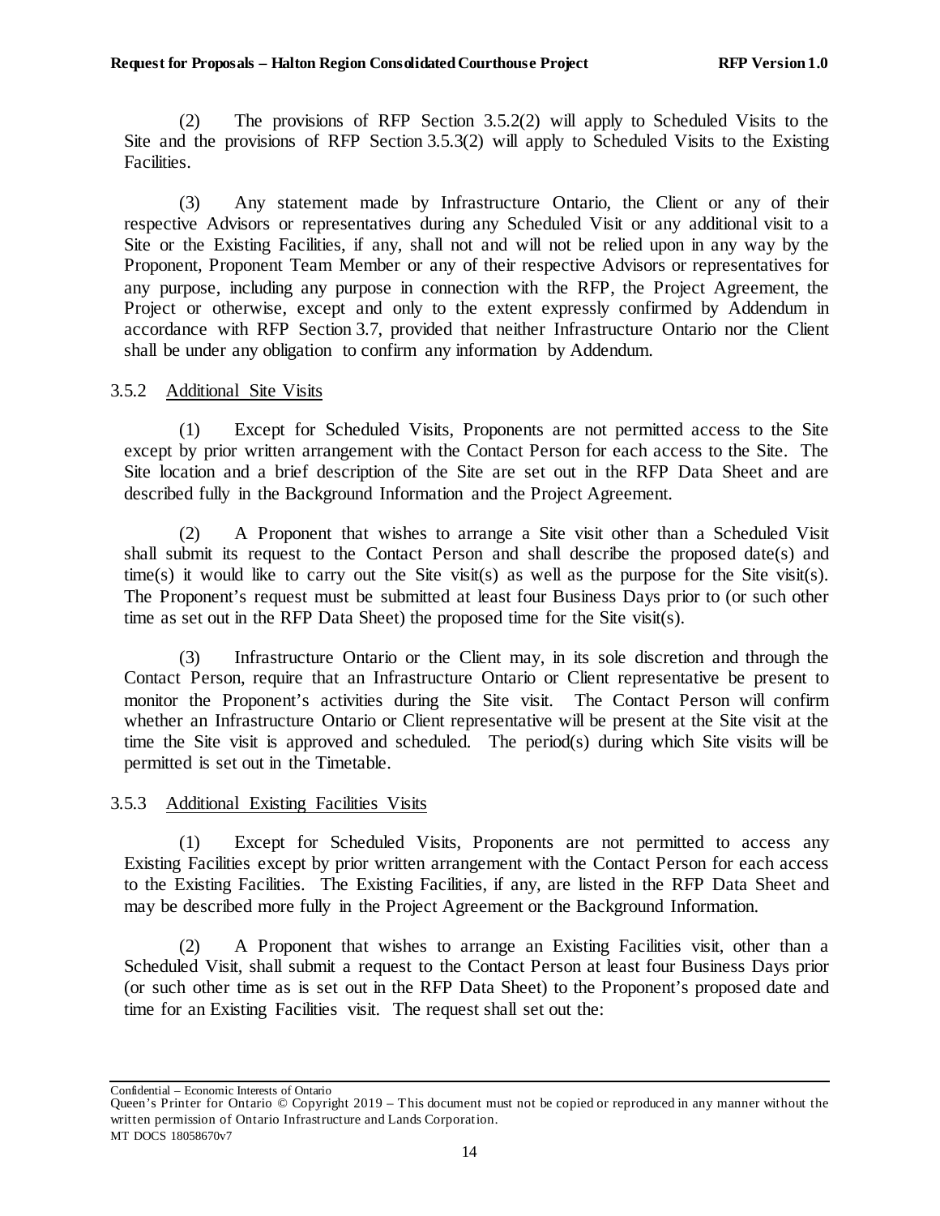(2) The provisions of RFP Section 3.5.2(2) will apply to Scheduled Visits to the Site and the provisions of RFP Section 3.5.3(2) will apply to Scheduled Visits to the Existing Facilities.

(3) Any statement made by Infrastructure Ontario, the Client or any of their respective Advisors or representatives during any Scheduled Visit or any additional visit to a Site or the Existing Facilities, if any, shall not and will not be relied upon in any way by the Proponent, Proponent Team Member or any of their respective Advisors or representatives for any purpose, including any purpose in connection with the RFP, the Project Agreement, the Project or otherwise, except and only to the extent expressly confirmed by Addendum in accordance with RFP Section 3.7, provided that neither Infrastructure Ontario nor the Client shall be under any obligation to confirm any information by Addendum.

3.5.2 Additional Site Visits

(1) Except for Scheduled Visits, Proponents are not permitted access to the Site except by prior written arrangement with the Contact Person for each access to the Site. The Site location and a brief description of the Site are set out in the RFP Data Sheet and are described fully in the Background Information and the Project Agreement.

(2) A Proponent that wishes to arrange a Site visit other than a Scheduled Visit shall submit its request to the Contact Person and shall describe the proposed date(s) and time(s) it would like to carry out the Site visit(s) as well as the purpose for the Site visit(s). The Proponent's request must be submitted at least four Business Days prior to (or such other time as set out in the RFP Data Sheet) the proposed time for the Site visit(s).

(3) Infrastructure Ontario or the Client may, in its sole discretion and through the Contact Person, require that an Infrastructure Ontario or Client representative be present to monitor the Proponent's activities during the Site visit. The Contact Person will confirm whether an Infrastructure Ontario or Client representative will be present at the Site visit at the time the Site visit is approved and scheduled. The period(s) during which Site visits will be permitted is set out in the Timetable.

3.5.3 Additional Existing Facilities Visits

(1) Except for Scheduled Visits, Proponents are not permitted to access any Existing Facilities except by prior written arrangement with the Contact Person for each access to the Existing Facilities. The Existing Facilities, if any, are listed in the RFP Data Sheet and may be described more fully in the Project Agreement or the Background Information.

(2) A Proponent that wishes to arrange an Existing Facilities visit, other than a Scheduled Visit, shall submit a request to the Contact Person at least four Business Days prior (or such other time as is set out in the RFP Data Sheet) to the Proponent's proposed date and time for an Existing Facilities visit. The request shall set out the: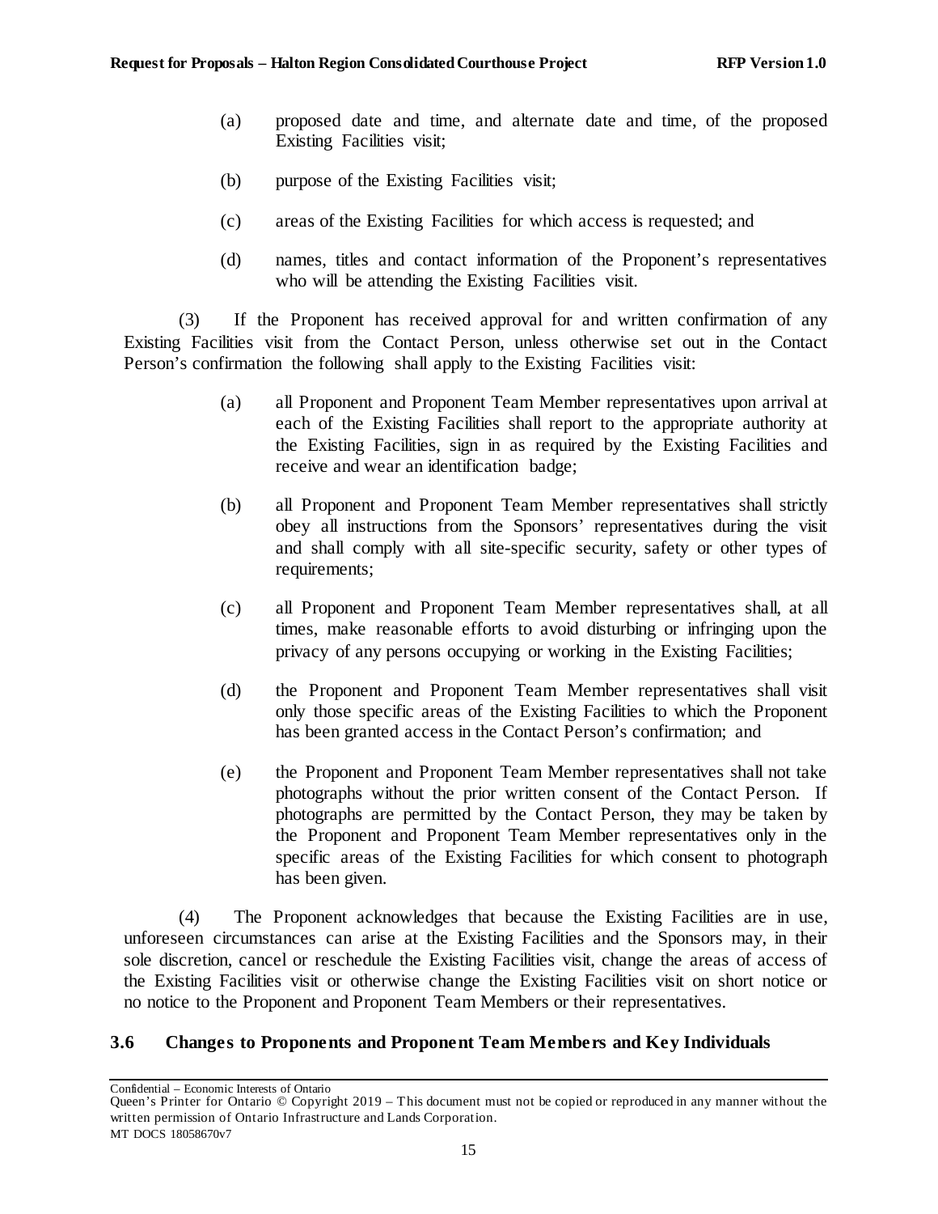(a) proposed date and time, and alternate date and time, of the proposed Existing Facilities visit;

(b) purpose of the Existing Facilities visit;

(c) areas of the Existing Facilities for which access is requested; and

(d) names, titles and contact information of the Proponent's representatives who will be attending the Existing Facilities visit.

(3) If the Proponent has received approval for and written confirmation of any Existing Facilities visit from the Contact Person, unless otherwise set out in the Contact Person's confirmation the following shall apply to the Existing Facilities visit:

(a) all Proponent and Proponent Team Member representatives upon arrival at each of the Existing Facilities shall report to the appropriate authority at the Existing Facilities, sign in as required by the Existing Facilities and receive and wear an identification badge;

(b) all Proponent and Proponent Team Member representatives shall strictly obey all instructions from the Sponsors' representatives during the visit and shall comply with all site-specific security, safety or other types of requirements;

(c) all Proponent and Proponent Team Member representatives shall, at all times, make reasonable efforts to avoid disturbing or infringing upon the privacy of any persons occupying or working in the Existing Facilities;

(d) the Proponent and Proponent Team Member representatives shall visit only those specific areas of the Existing Facilities to which the Proponent has been granted access in the Contact Person's confirmation; and

(e) the Proponent and Proponent Team Member representatives shall not take photographs without the prior written consent of the Contact Person. If photographs are permitted by the Contact Person, they may be taken by the Proponent and Proponent Team Member representatives only in the specific areas of the Existing Facilities for which consent to photograph has been given.

(4) The Proponent acknowledges that because the Existing Facilities are in use, unforeseen circumstances can arise at the Existing Facilities and the Sponsors may, in their sole discretion, cancel or reschedule the Existing Facilities visit, change the areas of access of the Existing Facilities visit or otherwise change the Existing Facilities visit on short notice or no notice to the Proponent and Proponent Team Members or their representatives.

### 3.6 Changes to Proponents and Proponent Team Members and Key Individuals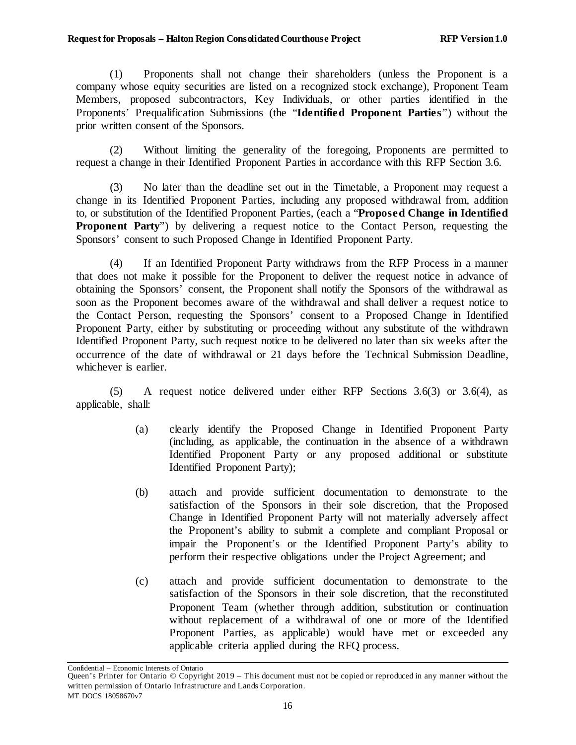(1) Proponents shall not change their shareholders (unless the Proponent is a company whose equity securities are listed on a recognized stock exchange), Proponent Team Members, proposed subcontractors, Key Individuals, or other parties identified in the Proponents' Prequalification Submissions (the "**Identified Proponent Parties**") without the prior written consent of the Sponsors.

(2) Without limiting the generality of the foregoing, Proponents are permitted to request a change in their Identified Proponent Parties in accordance with this RFP Section 3.6.

(3) No later than the deadline set out in the Timetable, a Proponent may request a change in its Identified Proponent Parties, including any proposed withdrawal from, addition to, or substitution of the Identified Proponent Parties, (each a "**Proposed Change in Identified Proponent Party**") by delivering a request notice to the Contact Person, requesting the Sponsors' consent to such Proposed Change in Identified Proponent Party.

(4) If an Identified Proponent Party withdraws from the RFP Process in a manner that does not make it possible for the Proponent to deliver the request notice in advance of obtaining the Sponsors' consent, the Proponent shall notify the Sponsors of the withdrawal as soon as the Proponent becomes aware of the withdrawal and shall deliver a request notice to the Contact Person, requesting the Sponsors' consent to a Proposed Change in Identified Proponent Party, either by substituting or proceeding without any substitute of the withdrawn Identified Proponent Party, such request notice to be delivered no later than six weeks after the occurrence of the date of withdrawal or 21 days before the Technical Submission Deadline, whichever is earlier.

(5) A request notice delivered under either RFP Sections 3.6(3) or 3.6(4), as applicable, shall:

> (a) clearly identify the Proposed Change in Identified Proponent Party (including, as applicable, the continuation in the absence of a withdrawn Identified Proponent Party or any proposed additional or substitute Identified Proponent Party);
>
> (b) attach and provide sufficient documentation to demonstrate to the satisfaction of the Sponsors in their sole discretion, that the Proposed Change in Identified Proponent Party will not materially adversely affect the Proponent's ability to submit a complete and compliant Proposal or impair the Proponent's or the Identified Proponent Party's ability to perform their respective obligations under the Project Agreement; and
>
> (c) attach and provide sufficient documentation to demonstrate to the satisfaction of the Sponsors in their sole discretion, that the reconstituted Proponent Team (whether through addition, substitution or continuation without replacement of a withdrawal of one or more of the Identified Proponent Parties, as applicable) would have met or exceeded any applicable criteria applied during the RFQ process.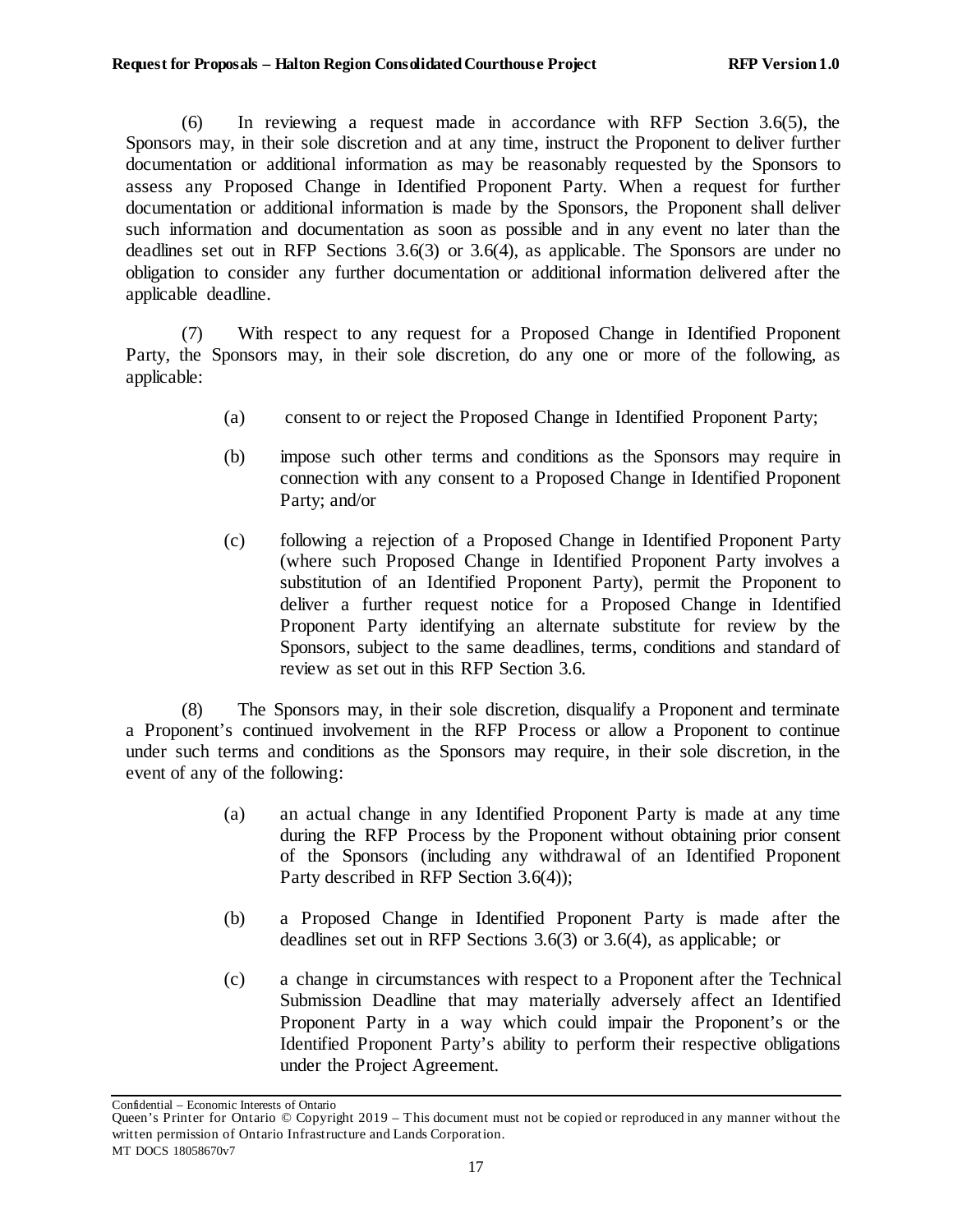(6) In reviewing a request made in accordance with RFP Section 3.6(5), the Sponsors may, in their sole discretion and at any time, instruct the Proponent to deliver further documentation or additional information as may be reasonably requested by the Sponsors to assess any Proposed Change in Identified Proponent Party. When a request for further documentation or additional information is made by the Sponsors, the Proponent shall deliver such information and documentation as soon as possible and in any event no later than the deadlines set out in RFP Sections 3.6(3) or 3.6(4), as applicable. The Sponsors are under no obligation to consider any further documentation or additional information delivered after the applicable deadline.

(7) With respect to any request for a Proposed Change in Identified Proponent Party, the Sponsors may, in their sole discretion, do any one or more of the following, as applicable:

> (a) consent to or reject the Proposed Change in Identified Proponent Party;
>
> (b) impose such other terms and conditions as the Sponsors may require in connection with any consent to a Proposed Change in Identified Proponent Party; and/or
>
> (c) following a rejection of a Proposed Change in Identified Proponent Party (where such Proposed Change in Identified Proponent Party involves a substitution of an Identified Proponent Party), permit the Proponent to deliver a further request notice for a Proposed Change in Identified Proponent Party identifying an alternate substitute for review by the Sponsors, subject to the same deadlines, terms, conditions and standard of review as set out in this RFP Section 3.6.

(8) The Sponsors may, in their sole discretion, disqualify a Proponent and terminate a Proponent's continued involvement in the RFP Process or allow a Proponent to continue under such terms and conditions as the Sponsors may require, in their sole discretion, in the event of any of the following:

> (a) an actual change in any Identified Proponent Party is made at any time during the RFP Process by the Proponent without obtaining prior consent of the Sponsors (including any withdrawal of an Identified Proponent Party described in RFP Section 3.6(4));
>
> (b) a Proposed Change in Identified Proponent Party is made after the deadlines set out in RFP Sections 3.6(3) or 3.6(4), as applicable; or
>
> (c) a change in circumstances with respect to a Proponent after the Technical Submission Deadline that may materially adversely affect an Identified Proponent Party in a way which could impair the Proponent's or the Identified Proponent Party's ability to perform their respective obligations under the Project Agreement.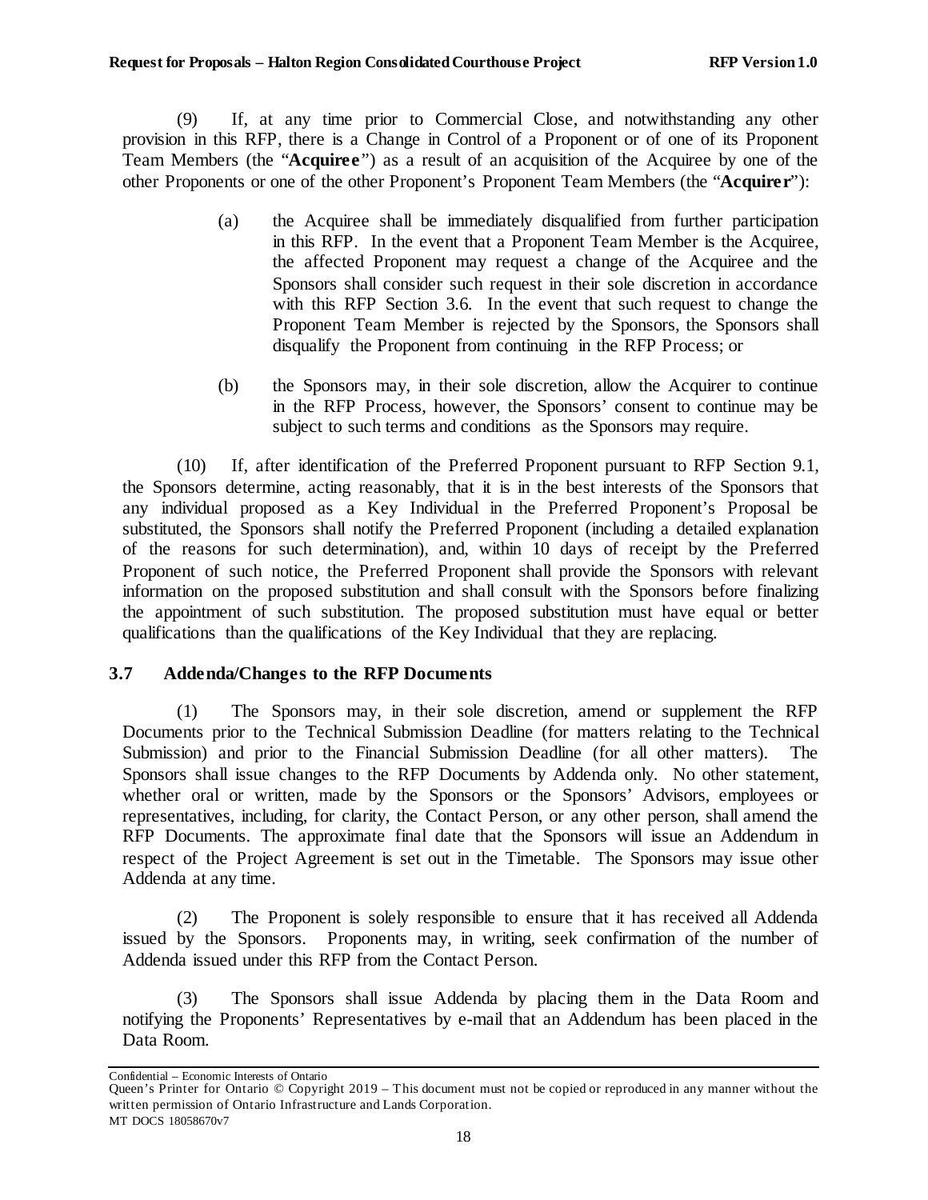(9) If, at any time prior to Commercial Close, and notwithstanding any other provision in this RFP, there is a Change in Control of a Proponent or of one of its Proponent Team Members (the "**Acquiree**") as a result of an acquisition of the Acquiree by one of the other Proponents or one of the other Proponent's Proponent Team Members (the "**Acquirer**"):

(a) the Acquiree shall be immediately disqualified from further participation in this RFP. In the event that a Proponent Team Member is the Acquiree, the affected Proponent may request a change of the Acquiree and the Sponsors shall consider such request in their sole discretion in accordance with this RFP Section 3.6. In the event that such request to change the Proponent Team Member is rejected by the Sponsors, the Sponsors shall disqualify the Proponent from continuing in the RFP Process; or

(b) the Sponsors may, in their sole discretion, allow the Acquirer to continue in the RFP Process, however, the Sponsors' consent to continue may be subject to such terms and conditions as the Sponsors may require.

(10) If, after identification of the Preferred Proponent pursuant to RFP Section 9.1, the Sponsors determine, acting reasonably, that it is in the best interests of the Sponsors that any individual proposed as a Key Individual in the Preferred Proponent's Proposal be substituted, the Sponsors shall notify the Preferred Proponent (including a detailed explanation of the reasons for such determination), and, within 10 days of receipt by the Preferred Proponent of such notice, the Preferred Proponent shall provide the Sponsors with relevant information on the proposed substitution and shall consult with the Sponsors before finalizing the appointment of such substitution. The proposed substitution must have equal or better qualifications than the qualifications of the Key Individual that they are replacing.

### 3.7 Addenda/Changes to the RFP Documents

(1) The Sponsors may, in their sole discretion, amend or supplement the RFP Documents prior to the Technical Submission Deadline (for matters relating to the Technical Submission) and prior to the Financial Submission Deadline (for all other matters). The Sponsors shall issue changes to the RFP Documents by Addenda only. No other statement, whether oral or written, made by the Sponsors or the Sponsors' Advisors, employees or representatives, including, for clarity, the Contact Person, or any other person, shall amend the RFP Documents. The approximate final date that the Sponsors will issue an Addendum in respect of the Project Agreement is set out in the Timetable. The Sponsors may issue other Addenda at any time.

(2) The Proponent is solely responsible to ensure that it has received all Addenda issued by the Sponsors. Proponents may, in writing, seek confirmation of the number of Addenda issued under this RFP from the Contact Person.

(3) The Sponsors shall issue Addenda by placing them in the Data Room and notifying the Proponents' Representatives by e-mail that an Addendum has been placed in the Data Room.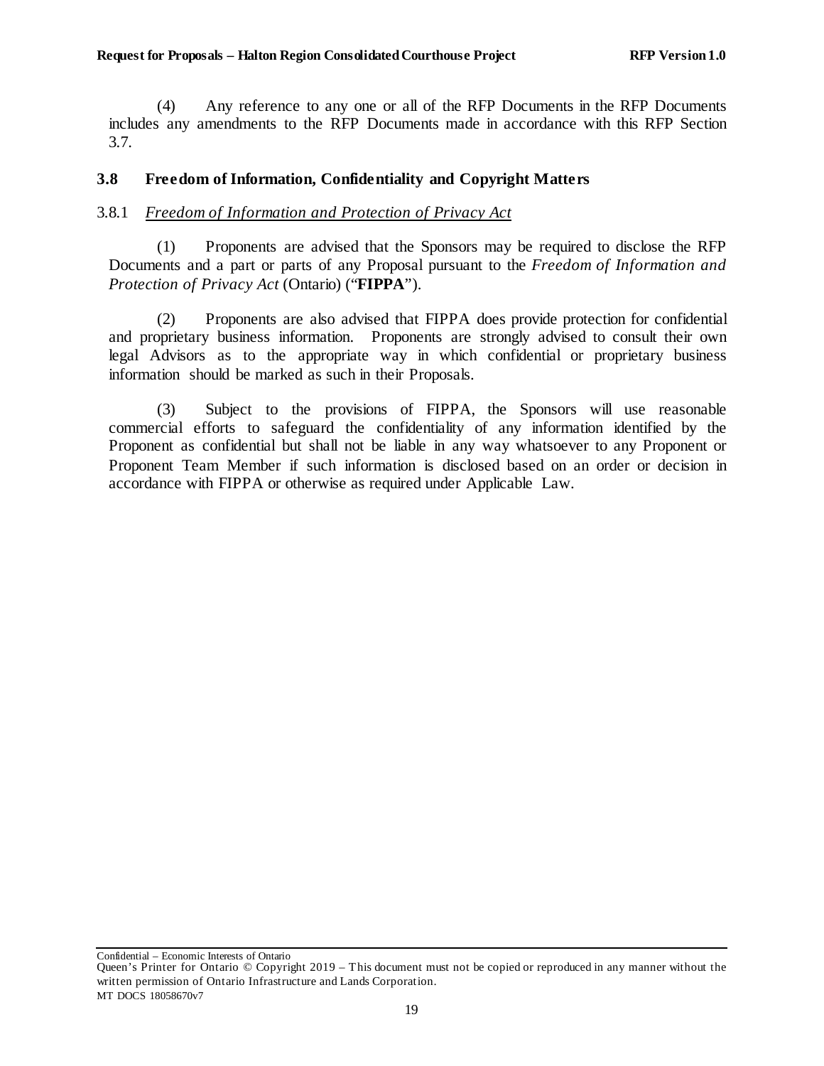(4) Any reference to any one or all of the RFP Documents in the RFP Documents includes any amendments to the RFP Documents made in accordance with this RFP Section 3.7.

## 3.8 Freedom of Information, Confidentiality and Copyright Matters

### 3.8.1 *Freedom of Information and Protection of Privacy Act*

(1) Proponents are advised that the Sponsors may be required to disclose the RFP Documents and a part or parts of any Proposal pursuant to the *Freedom of Information and Protection of Privacy Act* (Ontario) ("**FIPPA**").

(2) Proponents are also advised that FIPPA does provide protection for confidential and proprietary business information. Proponents are strongly advised to consult their own legal Advisors as to the appropriate way in which confidential or proprietary business information should be marked as such in their Proposals.

(3) Subject to the provisions of FIPPA, the Sponsors will use reasonable commercial efforts to safeguard the confidentiality of any information identified by the Proponent as confidential but shall not be liable in any way whatsoever to any Proponent or Proponent Team Member if such information is disclosed based on an order or decision in accordance with FIPPA or otherwise as required under Applicable Law.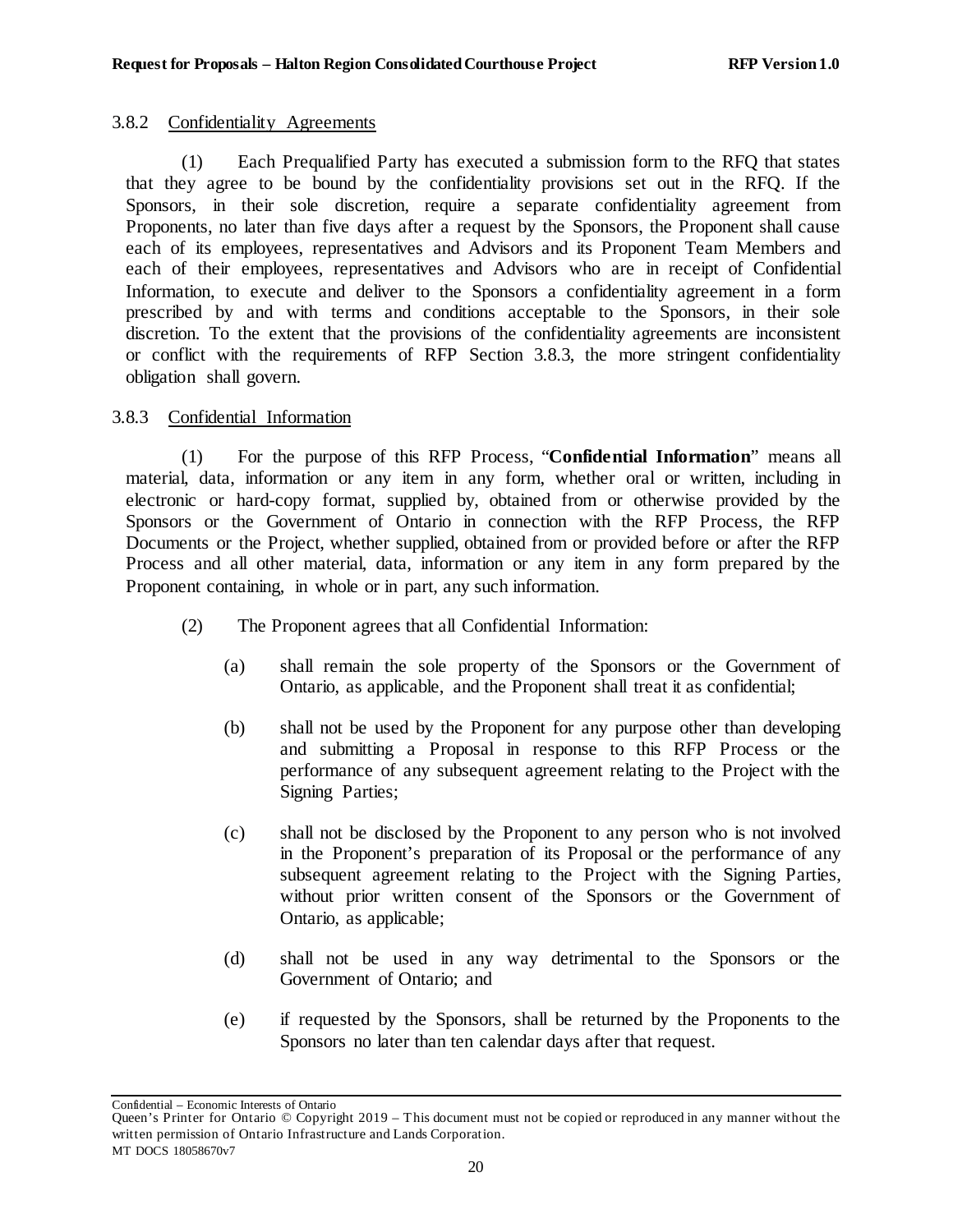### 3.8.2 Confidentiality Agreements

(1) Each Prequalified Party has executed a submission form to the RFQ that states that they agree to be bound by the confidentiality provisions set out in the RFQ. If the Sponsors, in their sole discretion, require a separate confidentiality agreement from Proponents, no later than five days after a request by the Sponsors, the Proponent shall cause each of its employees, representatives and Advisors and its Proponent Team Members and each of their employees, representatives and Advisors who are in receipt of Confidential Information, to execute and deliver to the Sponsors a confidentiality agreement in a form prescribed by and with terms and conditions acceptable to the Sponsors, in their sole discretion. To the extent that the provisions of the confidentiality agreements are inconsistent or conflict with the requirements of RFP Section 3.8.3, the more stringent confidentiality obligation shall govern.

### 3.8.3 Confidential Information

(1) For the purpose of this RFP Process, "**Confidential Information**" means all material, data, information or any item in any form, whether oral or written, including in electronic or hard-copy format, supplied by, obtained from or otherwise provided by the Sponsors or the Government of Ontario in connection with the RFP Process, the RFP Documents or the Project, whether supplied, obtained from or provided before or after the RFP Process and all other material, data, information or any item in any form prepared by the Proponent containing, in whole or in part, any such information.

(2) The Proponent agrees that all Confidential Information:

- (a) shall remain the sole property of the Sponsors or the Government of Ontario, as applicable, and the Proponent shall treat it as confidential;
- (b) shall not be used by the Proponent for any purpose other than developing and submitting a Proposal in response to this RFP Process or the performance of any subsequent agreement relating to the Project with the Signing Parties;
- (c) shall not be disclosed by the Proponent to any person who is not involved in the Proponent's preparation of its Proposal or the performance of any subsequent agreement relating to the Project with the Signing Parties, without prior written consent of the Sponsors or the Government of Ontario, as applicable;
- (d) shall not be used in any way detrimental to the Sponsors or the Government of Ontario; and
- (e) if requested by the Sponsors, shall be returned by the Proponents to the Sponsors no later than ten calendar days after that request.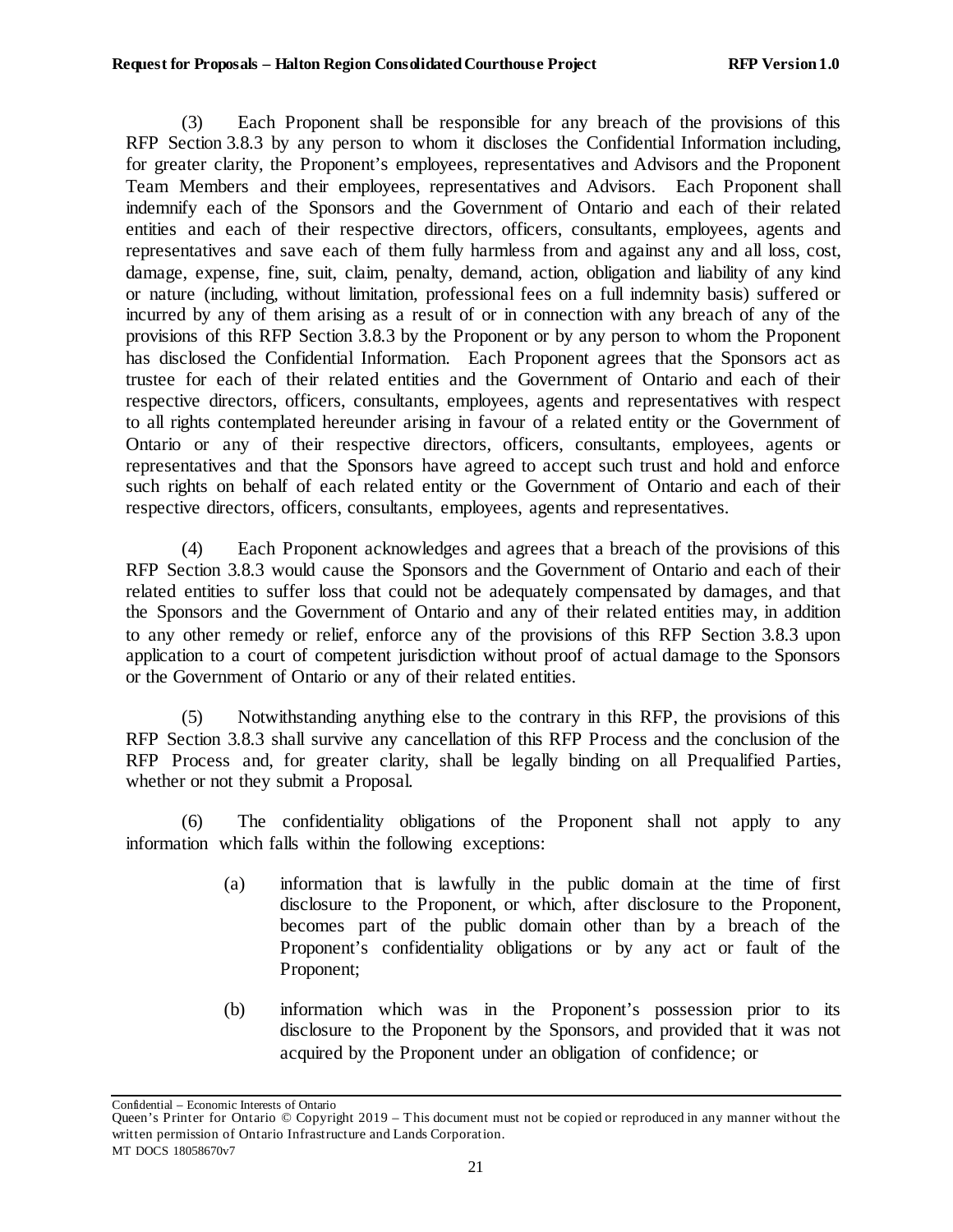(3) Each Proponent shall be responsible for any breach of the provisions of this RFP Section 3.8.3 by any person to whom it discloses the Confidential Information including, for greater clarity, the Proponent's employees, representatives and Advisors and the Proponent Team Members and their employees, representatives and Advisors. Each Proponent shall indemnify each of the Sponsors and the Government of Ontario and each of their related entities and each of their respective directors, officers, consultants, employees, agents and representatives and save each of them fully harmless from and against any and all loss, cost, damage, expense, fine, suit, claim, penalty, demand, action, obligation and liability of any kind or nature (including, without limitation, professional fees on a full indemnity basis) suffered or incurred by any of them arising as a result of or in connection with any breach of any of the provisions of this RFP Section 3.8.3 by the Proponent or by any person to whom the Proponent has disclosed the Confidential Information. Each Proponent agrees that the Sponsors act as trustee for each of their related entities and the Government of Ontario and each of their respective directors, officers, consultants, employees, agents and representatives with respect to all rights contemplated hereunder arising in favour of a related entity or the Government of Ontario or any of their respective directors, officers, consultants, employees, agents or representatives and that the Sponsors have agreed to accept such trust and hold and enforce such rights on behalf of each related entity or the Government of Ontario and each of their respective directors, officers, consultants, employees, agents and representatives.

(4) Each Proponent acknowledges and agrees that a breach of the provisions of this RFP Section 3.8.3 would cause the Sponsors and the Government of Ontario and each of their related entities to suffer loss that could not be adequately compensated by damages, and that the Sponsors and the Government of Ontario and any of their related entities may, in addition to any other remedy or relief, enforce any of the provisions of this RFP Section 3.8.3 upon application to a court of competent jurisdiction without proof of actual damage to the Sponsors or the Government of Ontario or any of their related entities.

(5) Notwithstanding anything else to the contrary in this RFP, the provisions of this RFP Section 3.8.3 shall survive any cancellation of this RFP Process and the conclusion of the RFP Process and, for greater clarity, shall be legally binding on all Prequalified Parties, whether or not they submit a Proposal.

(6) The confidentiality obligations of the Proponent shall not apply to any information which falls within the following exceptions:

(a) information that is lawfully in the public domain at the time of first disclosure to the Proponent, or which, after disclosure to the Proponent, becomes part of the public domain other than by a breach of the Proponent's confidentiality obligations or by any act or fault of the Proponent;

(b) information which was in the Proponent's possession prior to its disclosure to the Proponent by the Sponsors, and provided that it was not acquired by the Proponent under an obligation of confidence; or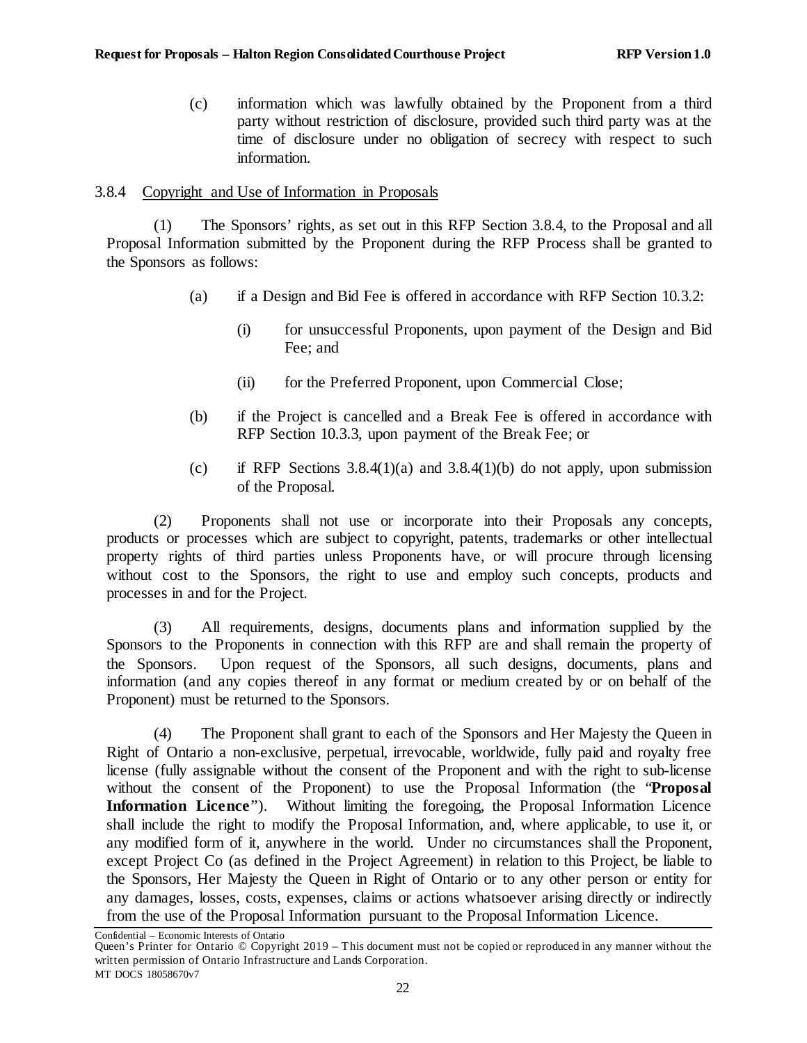(c) information which was lawfully obtained by the Proponent from a third party without restriction of disclosure, provided such third party was at the time of disclosure under no obligation of secrecy with respect to such information.

3.8.4 Copyright and Use of Information in Proposals

(1) The Sponsors' rights, as set out in this RFP Section 3.8.4, to the Proposal and all Proposal Information submitted by the Proponent during the RFP Process shall be granted to the Sponsors as follows:

(a) if a Design and Bid Fee is offered in accordance with RFP Section 10.3.2:

(i) for unsuccessful Proponents, upon payment of the Design and Bid Fee; and

(ii) for the Preferred Proponent, upon Commercial Close;

(b) if the Project is cancelled and a Break Fee is offered in accordance with RFP Section 10.3.3, upon payment of the Break Fee; or

(c) if RFP Sections 3.8.4(1)(a) and 3.8.4(1)(b) do not apply, upon submission of the Proposal.

(2) Proponents shall not use or incorporate into their Proposals any concepts, products or processes which are subject to copyright, patents, trademarks or other intellectual property rights of third parties unless Proponents have, or will procure through licensing without cost to the Sponsors, the right to use and employ such concepts, products and processes in and for the Project.

(3) All requirements, designs, documents plans and information supplied by the Sponsors to the Proponents in connection with this RFP are and shall remain the property of the Sponsors. Upon request of the Sponsors, all such designs, documents, plans and information (and any copies thereof in any format or medium created by or on behalf of the Proponent) must be returned to the Sponsors.

(4) The Proponent shall grant to each of the Sponsors and Her Majesty the Queen in Right of Ontario a non-exclusive, perpetual, irrevocable, worldwide, fully paid and royalty free license (fully assignable without the consent of the Proponent and with the right to sub-license without the consent of the Proponent) to use the Proposal Information (the "**Proposal Information Licence**"). Without limiting the foregoing, the Proposal Information Licence shall include the right to modify the Proposal Information, and, where applicable, to use it, or any modified form of it, anywhere in the world. Under no circumstances shall the Proponent, except Project Co (as defined in the Project Agreement) in relation to this Project, be liable to the Sponsors, Her Majesty the Queen in Right of Ontario or to any other person or entity for any damages, losses, costs, expenses, claims or actions whatsoever arising directly or indirectly from the use of the Proposal Information pursuant to the Proposal Information Licence.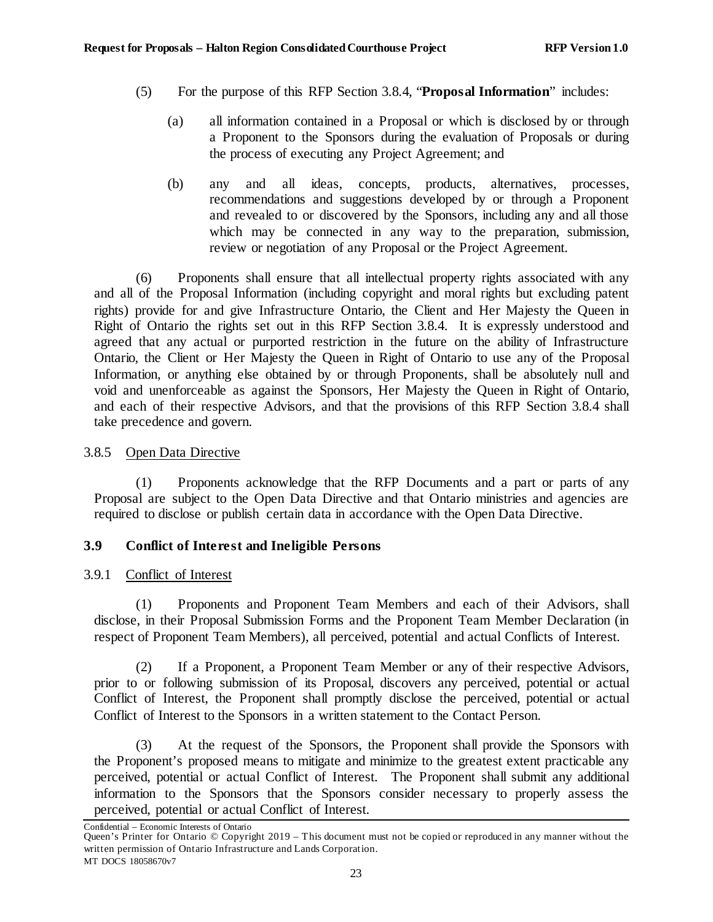(5) For the purpose of this RFP Section 3.8.4, "**Proposal Information**" includes:

(a) all information contained in a Proposal or which is disclosed by or through a Proponent to the Sponsors during the evaluation of Proposals or during the process of executing any Project Agreement; and

(b) any and all ideas, concepts, products, alternatives, processes, recommendations and suggestions developed by or through a Proponent and revealed to or discovered by the Sponsors, including any and all those which may be connected in any way to the preparation, submission, review or negotiation of any Proposal or the Project Agreement.

(6) Proponents shall ensure that all intellectual property rights associated with any and all of the Proposal Information (including copyright and moral rights but excluding patent rights) provide for and give Infrastructure Ontario, the Client and Her Majesty the Queen in Right of Ontario the rights set out in this RFP Section 3.8.4. It is expressly understood and agreed that any actual or purported restriction in the future on the ability of Infrastructure Ontario, the Client or Her Majesty the Queen in Right of Ontario to use any of the Proposal Information, or anything else obtained by or through Proponents, shall be absolutely null and void and unenforceable as against the Sponsors, Her Majesty the Queen in Right of Ontario, and each of their respective Advisors, and that the provisions of this RFP Section 3.8.4 shall take precedence and govern.

3.8.5 Open Data Directive

(1) Proponents acknowledge that the RFP Documents and a part or parts of any Proposal are subject to the Open Data Directive and that Ontario ministries and agencies are required to disclose or publish certain data in accordance with the Open Data Directive.

## 3.9 Conflict of Interest and Ineligible Persons

3.9.1 Conflict of Interest

(1) Proponents and Proponent Team Members and each of their Advisors, shall disclose, in their Proposal Submission Forms and the Proponent Team Member Declaration (in respect of Proponent Team Members), all perceived, potential and actual Conflicts of Interest.

(2) If a Proponent, a Proponent Team Member or any of their respective Advisors, prior to or following submission of its Proposal, discovers any perceived, potential or actual Conflict of Interest, the Proponent shall promptly disclose the perceived, potential or actual Conflict of Interest to the Sponsors in a written statement to the Contact Person.

(3) At the request of the Sponsors, the Proponent shall provide the Sponsors with the Proponent's proposed means to mitigate and minimize to the greatest extent practicable any perceived, potential or actual Conflict of Interest. The Proponent shall submit any additional information to the Sponsors that the Sponsors consider necessary to properly assess the perceived, potential or actual Conflict of Interest.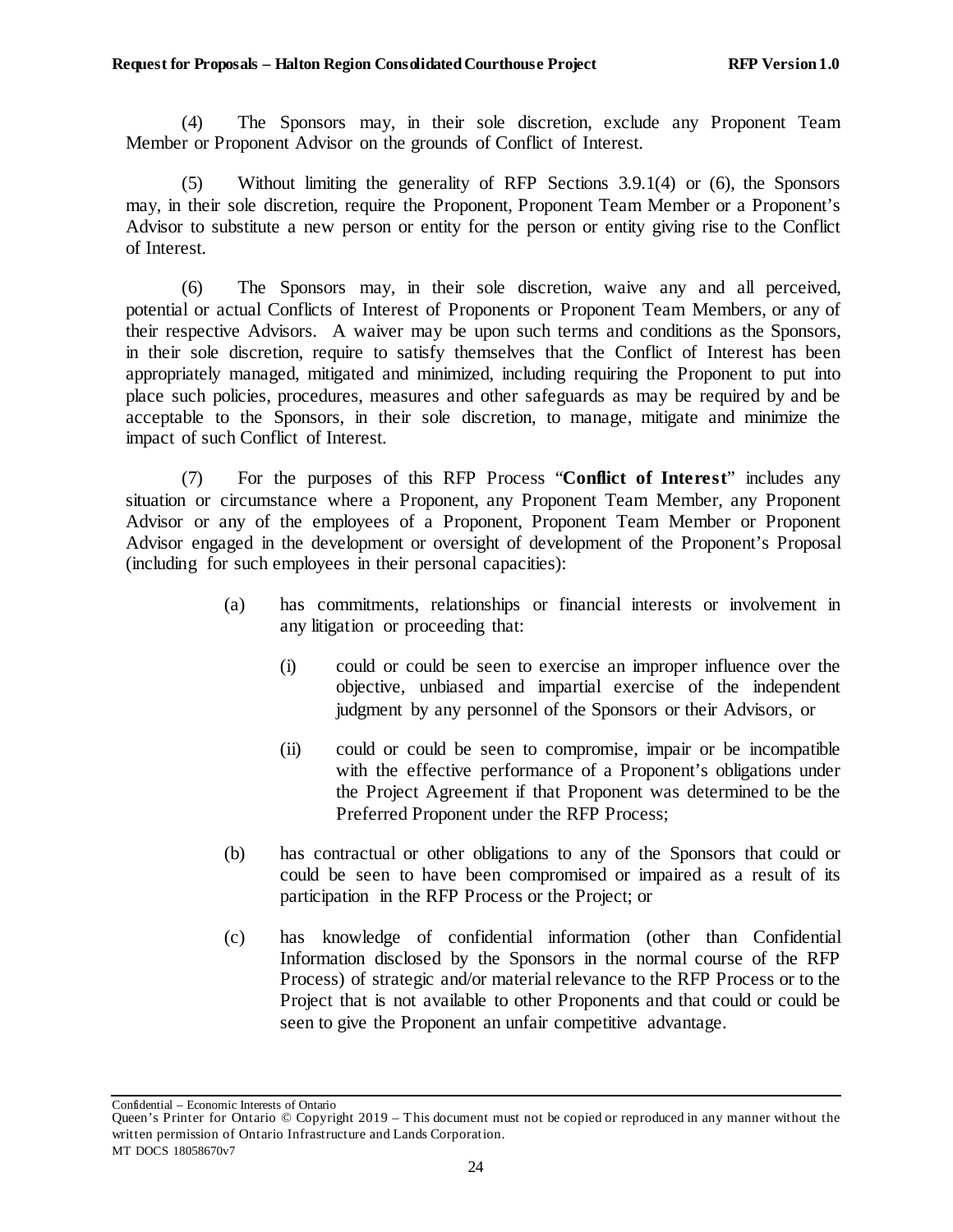(4) The Sponsors may, in their sole discretion, exclude any Proponent Team Member or Proponent Advisor on the grounds of Conflict of Interest.

(5) Without limiting the generality of RFP Sections 3.9.1(4) or (6), the Sponsors may, in their sole discretion, require the Proponent, Proponent Team Member or a Proponent's Advisor to substitute a new person or entity for the person or entity giving rise to the Conflict of Interest.

(6) The Sponsors may, in their sole discretion, waive any and all perceived, potential or actual Conflicts of Interest of Proponents or Proponent Team Members, or any of their respective Advisors. A waiver may be upon such terms and conditions as the Sponsors, in their sole discretion, require to satisfy themselves that the Conflict of Interest has been appropriately managed, mitigated and minimized, including requiring the Proponent to put into place such policies, procedures, measures and other safeguards as may be required by and be acceptable to the Sponsors, in their sole discretion, to manage, mitigate and minimize the impact of such Conflict of Interest.

(7) For the purposes of this RFP Process "**Conflict of Interest**" includes any situation or circumstance where a Proponent, any Proponent Team Member, any Proponent Advisor or any of the employees of a Proponent, Proponent Team Member or Proponent Advisor engaged in the development or oversight of development of the Proponent's Proposal (including for such employees in their personal capacities):

(a) has commitments, relationships or financial interests or involvement in any litigation or proceeding that:

(i) could or could be seen to exercise an improper influence over the objective, unbiased and impartial exercise of the independent judgment by any personnel of the Sponsors or their Advisors, or

(ii) could or could be seen to compromise, impair or be incompatible with the effective performance of a Proponent's obligations under the Project Agreement if that Proponent was determined to be the Preferred Proponent under the RFP Process;

(b) has contractual or other obligations to any of the Sponsors that could or could be seen to have been compromised or impaired as a result of its participation in the RFP Process or the Project; or

(c) has knowledge of confidential information (other than Confidential Information disclosed by the Sponsors in the normal course of the RFP Process) of strategic and/or material relevance to the RFP Process or to the Project that is not available to other Proponents and that could or could be seen to give the Proponent an unfair competitive advantage.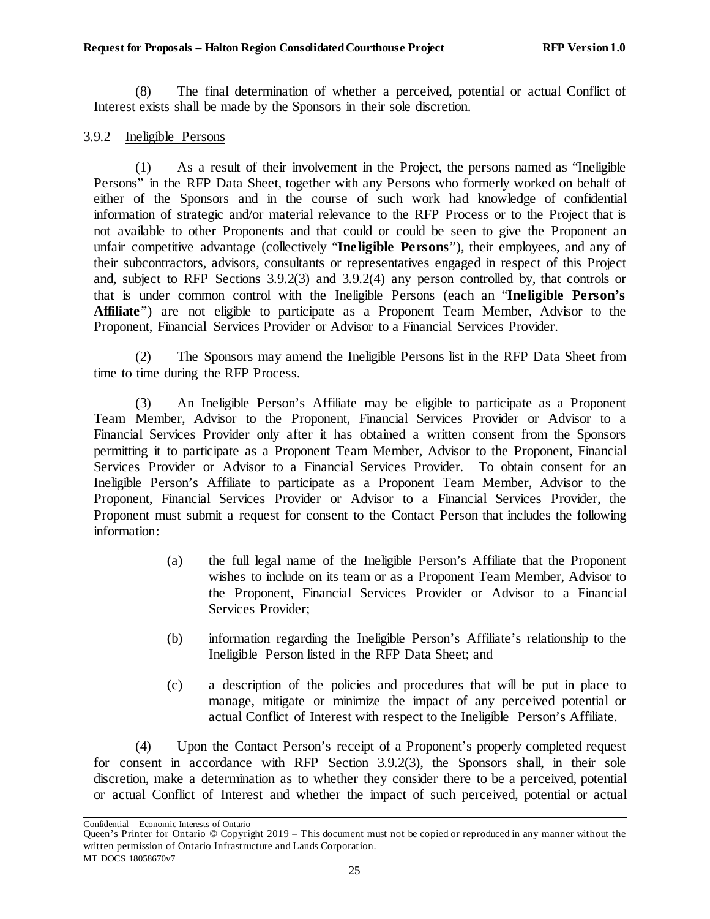(8) The final determination of whether a perceived, potential or actual Conflict of Interest exists shall be made by the Sponsors in their sole discretion.

### 3.9.2 Ineligible Persons

(1) As a result of their involvement in the Project, the persons named as "Ineligible Persons" in the RFP Data Sheet, together with any Persons who formerly worked on behalf of either of the Sponsors and in the course of such work had knowledge of confidential information of strategic and/or material relevance to the RFP Process or to the Project that is not available to other Proponents and that could or could be seen to give the Proponent an unfair competitive advantage (collectively "**Ineligible Persons**"), their employees, and any of their subcontractors, advisors, consultants or representatives engaged in respect of this Project and, subject to RFP Sections 3.9.2(3) and 3.9.2(4) any person controlled by, that controls or that is under common control with the Ineligible Persons (each an "**Ineligible Person's Affiliate**") are not eligible to participate as a Proponent Team Member, Advisor to the Proponent, Financial Services Provider or Advisor to a Financial Services Provider.

(2) The Sponsors may amend the Ineligible Persons list in the RFP Data Sheet from time to time during the RFP Process.

(3) An Ineligible Person's Affiliate may be eligible to participate as a Proponent Team Member, Advisor to the Proponent, Financial Services Provider or Advisor to a Financial Services Provider only after it has obtained a written consent from the Sponsors permitting it to participate as a Proponent Team Member, Advisor to the Proponent, Financial Services Provider or Advisor to a Financial Services Provider. To obtain consent for an Ineligible Person's Affiliate to participate as a Proponent Team Member, Advisor to the Proponent, Financial Services Provider or Advisor to a Financial Services Provider, the Proponent must submit a request for consent to the Contact Person that includes the following information:

(a) the full legal name of the Ineligible Person's Affiliate that the Proponent wishes to include on its team or as a Proponent Team Member, Advisor to the Proponent, Financial Services Provider or Advisor to a Financial Services Provider;

(b) information regarding the Ineligible Person's Affiliate's relationship to the Ineligible Person listed in the RFP Data Sheet; and

(c) a description of the policies and procedures that will be put in place to manage, mitigate or minimize the impact of any perceived potential or actual Conflict of Interest with respect to the Ineligible Person's Affiliate.

(4) Upon the Contact Person's receipt of a Proponent's properly completed request for consent in accordance with RFP Section 3.9.2(3), the Sponsors shall, in their sole discretion, make a determination as to whether they consider there to be a perceived, potential or actual Conflict of Interest and whether the impact of such perceived, potential or actual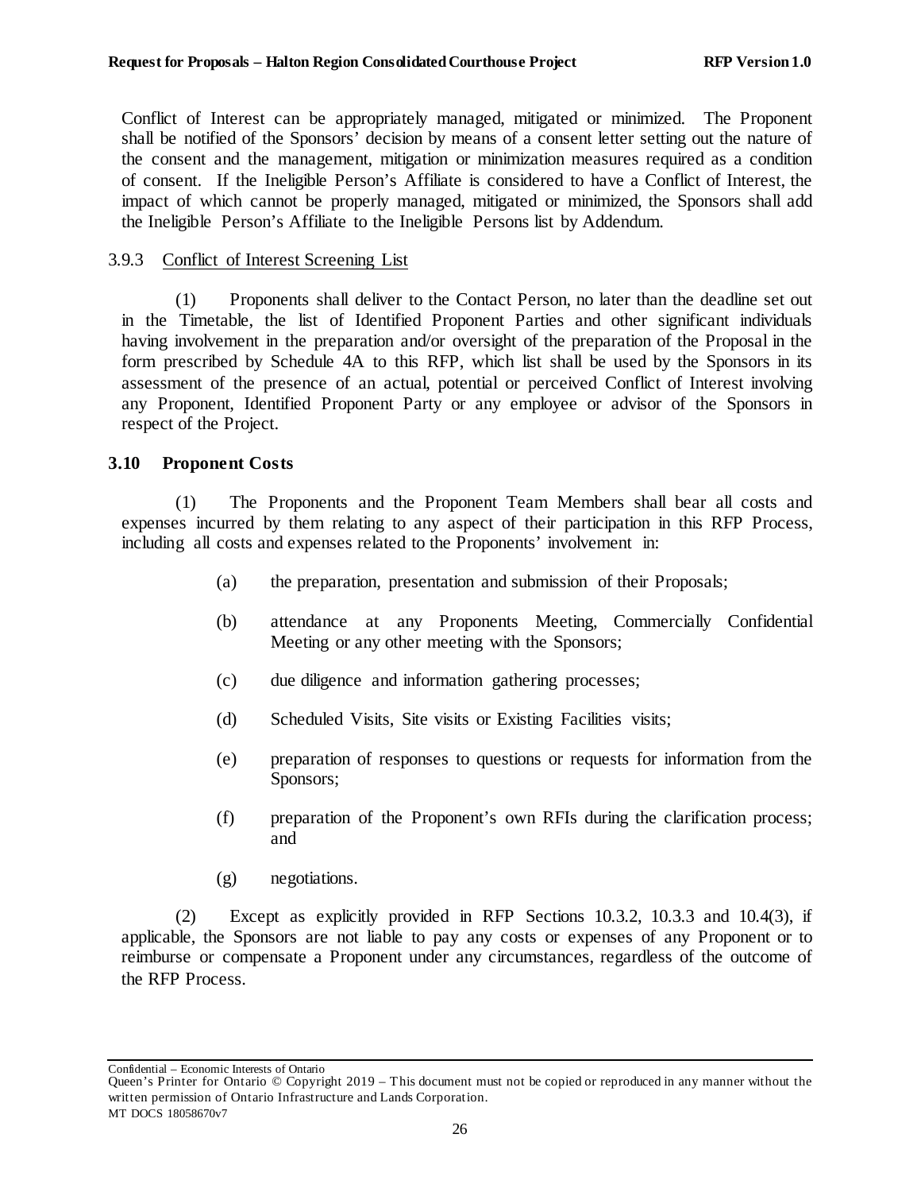Conflict of Interest can be appropriately managed, mitigated or minimized. The Proponent shall be notified of the Sponsors' decision by means of a consent letter setting out the nature of the consent and the management, mitigation or minimization measures required as a condition of consent. If the Ineligible Person's Affiliate is considered to have a Conflict of Interest, the impact of which cannot be properly managed, mitigated or minimized, the Sponsors shall add the Ineligible Person's Affiliate to the Ineligible Persons list by Addendum.

3.9.3 Conflict of Interest Screening List

(1) Proponents shall deliver to the Contact Person, no later than the deadline set out in the Timetable, the list of Identified Proponent Parties and other significant individuals having involvement in the preparation and/or oversight of the preparation of the Proposal in the form prescribed by Schedule 4A to this RFP, which list shall be used by the Sponsors in its assessment of the presence of an actual, potential or perceived Conflict of Interest involving any Proponent, Identified Proponent Party or any employee or advisor of the Sponsors in respect of the Project.

### 3.10 Proponent Costs

(1) The Proponents and the Proponent Team Members shall bear all costs and expenses incurred by them relating to any aspect of their participation in this RFP Process, including all costs and expenses related to the Proponents' involvement in:

(a) the preparation, presentation and submission of their Proposals;

(b) attendance at any Proponents Meeting, Commercially Confidential Meeting or any other meeting with the Sponsors;

(c) due diligence and information gathering processes;

(d) Scheduled Visits, Site visits or Existing Facilities visits;

(e) preparation of responses to questions or requests for information from the Sponsors;

(f) preparation of the Proponent's own RFIs during the clarification process; and

(g) negotiations.

(2) Except as explicitly provided in RFP Sections 10.3.2, 10.3.3 and 10.4(3), if applicable, the Sponsors are not liable to pay any costs or expenses of any Proponent or to reimburse or compensate a Proponent under any circumstances, regardless of the outcome of the RFP Process.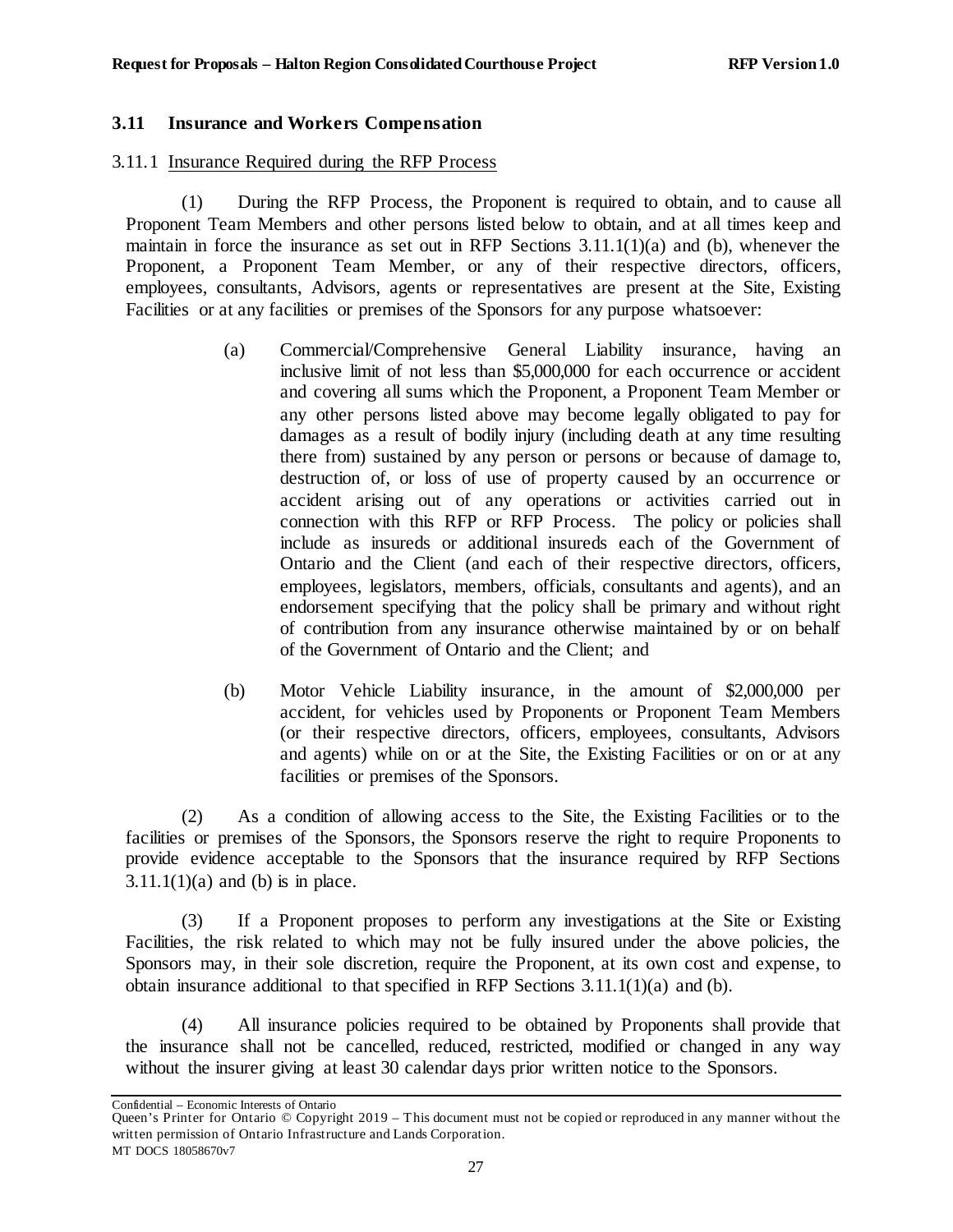## 3.11 Insurance and Workers Compensation

### 3.11.1 Insurance Required during the RFP Process

(1) During the RFP Process, the Proponent is required to obtain, and to cause all Proponent Team Members and other persons listed below to obtain, and at all times keep and maintain in force the insurance as set out in RFP Sections 3.11.1(1)(a) and (b), whenever the Proponent, a Proponent Team Member, or any of their respective directors, officers, employees, consultants, Advisors, agents or representatives are present at the Site, Existing Facilities or at any facilities or premises of the Sponsors for any purpose whatsoever:

> (a) Commercial/Comprehensive General Liability insurance, having an inclusive limit of not less than $5,000,000 for each occurrence or accident and covering all sums which the Proponent, a Proponent Team Member or any other persons listed above may become legally obligated to pay for damages as a result of bodily injury (including death at any time resulting there from) sustained by any person or persons or because of damage to, destruction of, or loss of use of property caused by an occurrence or accident arising out of any operations or activities carried out in connection with this RFP or RFP Process. The policy or policies shall include as insureds or additional insureds each of the Government of Ontario and the Client (and each of their respective directors, officers, employees, legislators, members, officials, consultants and agents), and an endorsement specifying that the policy shall be primary and without right of contribution from any insurance otherwise maintained by or on behalf of the Government of Ontario and the Client; and
>
> (b) Motor Vehicle Liability insurance, in the amount of $2,000,000 per accident, for vehicles used by Proponents or Proponent Team Members (or their respective directors, officers, employees, consultants, Advisors and agents) while on or at the Site, the Existing Facilities or on or at any facilities or premises of the Sponsors.

(2) As a condition of allowing access to the Site, the Existing Facilities or to the facilities or premises of the Sponsors, the Sponsors reserve the right to require Proponents to provide evidence acceptable to the Sponsors that the insurance required by RFP Sections 3.11.1(1)(a) and (b) is in place.

(3) If a Proponent proposes to perform any investigations at the Site or Existing Facilities, the risk related to which may not be fully insured under the above policies, the Sponsors may, in their sole discretion, require the Proponent, at its own cost and expense, to obtain insurance additional to that specified in RFP Sections 3.11.1(1)(a) and (b).

(4) All insurance policies required to be obtained by Proponents shall provide that the insurance shall not be cancelled, reduced, restricted, modified or changed in any way without the insurer giving at least 30 calendar days prior written notice to the Sponsors.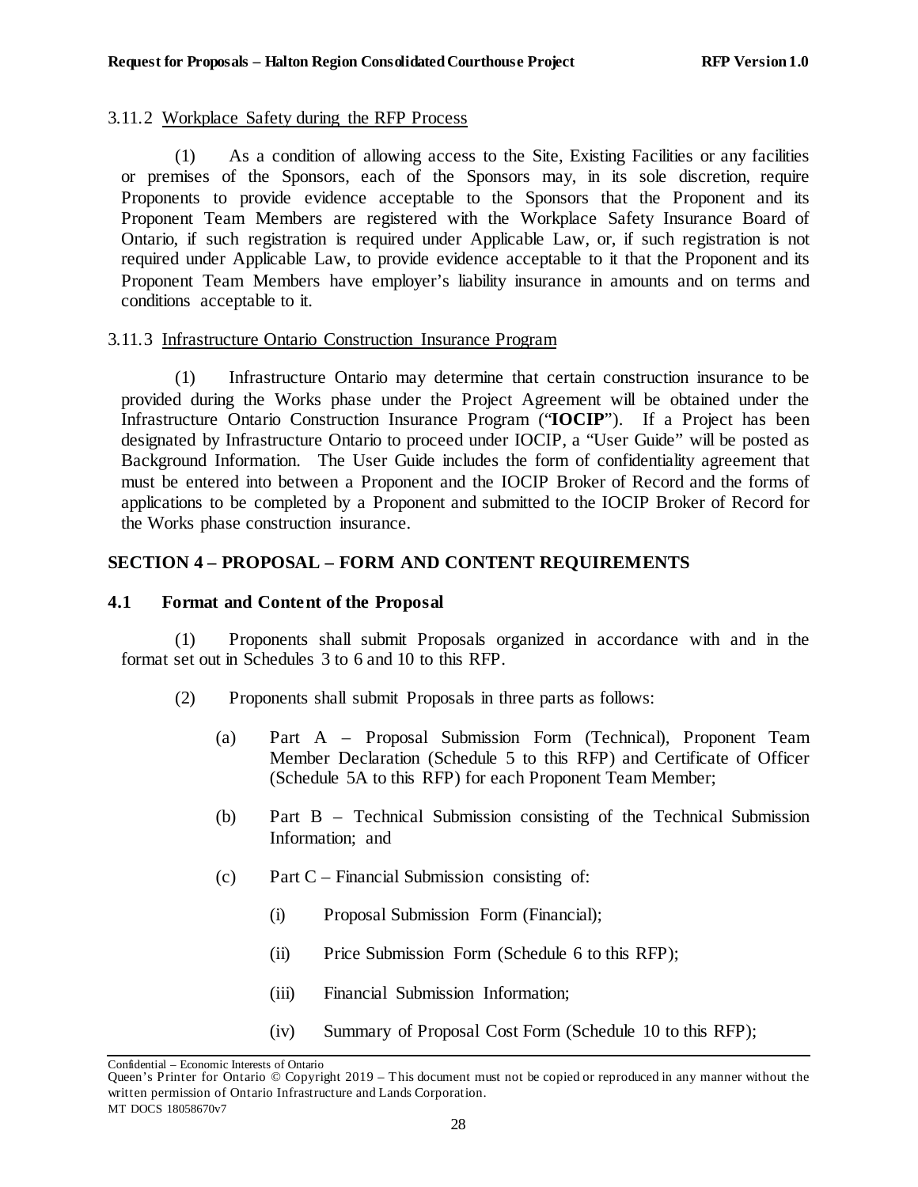3.11.2 Workplace Safety during the RFP Process

(1) As a condition of allowing access to the Site, Existing Facilities or any facilities or premises of the Sponsors, each of the Sponsors may, in its sole discretion, require Proponents to provide evidence acceptable to the Sponsors that the Proponent and its Proponent Team Members are registered with the Workplace Safety Insurance Board of Ontario, if such registration is required under Applicable Law, or, if such registration is not required under Applicable Law, to provide evidence acceptable to it that the Proponent and its Proponent Team Members have employer's liability insurance in amounts and on terms and conditions acceptable to it.

3.11.3 Infrastructure Ontario Construction Insurance Program

(1) Infrastructure Ontario may determine that certain construction insurance to be provided during the Works phase under the Project Agreement will be obtained under the Infrastructure Ontario Construction Insurance Program ("**IOCIP**"). If a Project has been designated by Infrastructure Ontario to proceed under IOCIP, a "User Guide" will be posted as Background Information. The User Guide includes the form of confidentiality agreement that must be entered into between a Proponent and the IOCIP Broker of Record and the forms of applications to be completed by a Proponent and submitted to the IOCIP Broker of Record for the Works phase construction insurance.

## SECTION 4 – PROPOSAL – FORM AND CONTENT REQUIREMENTS

### 4.1 Format and Content of the Proposal

(1) Proponents shall submit Proposals organized in accordance with and in the format set out in Schedules 3 to 6 and 10 to this RFP.

(2) Proponents shall submit Proposals in three parts as follows:

(a) Part A – Proposal Submission Form (Technical), Proponent Team Member Declaration (Schedule 5 to this RFP) and Certificate of Officer (Schedule 5A to this RFP) for each Proponent Team Member;

(b) Part B – Technical Submission consisting of the Technical Submission Information; and

(c) Part C – Financial Submission consisting of:

(i) Proposal Submission Form (Financial);

(ii) Price Submission Form (Schedule 6 to this RFP);

(iii) Financial Submission Information;

(iv) Summary of Proposal Cost Form (Schedule 10 to this RFP);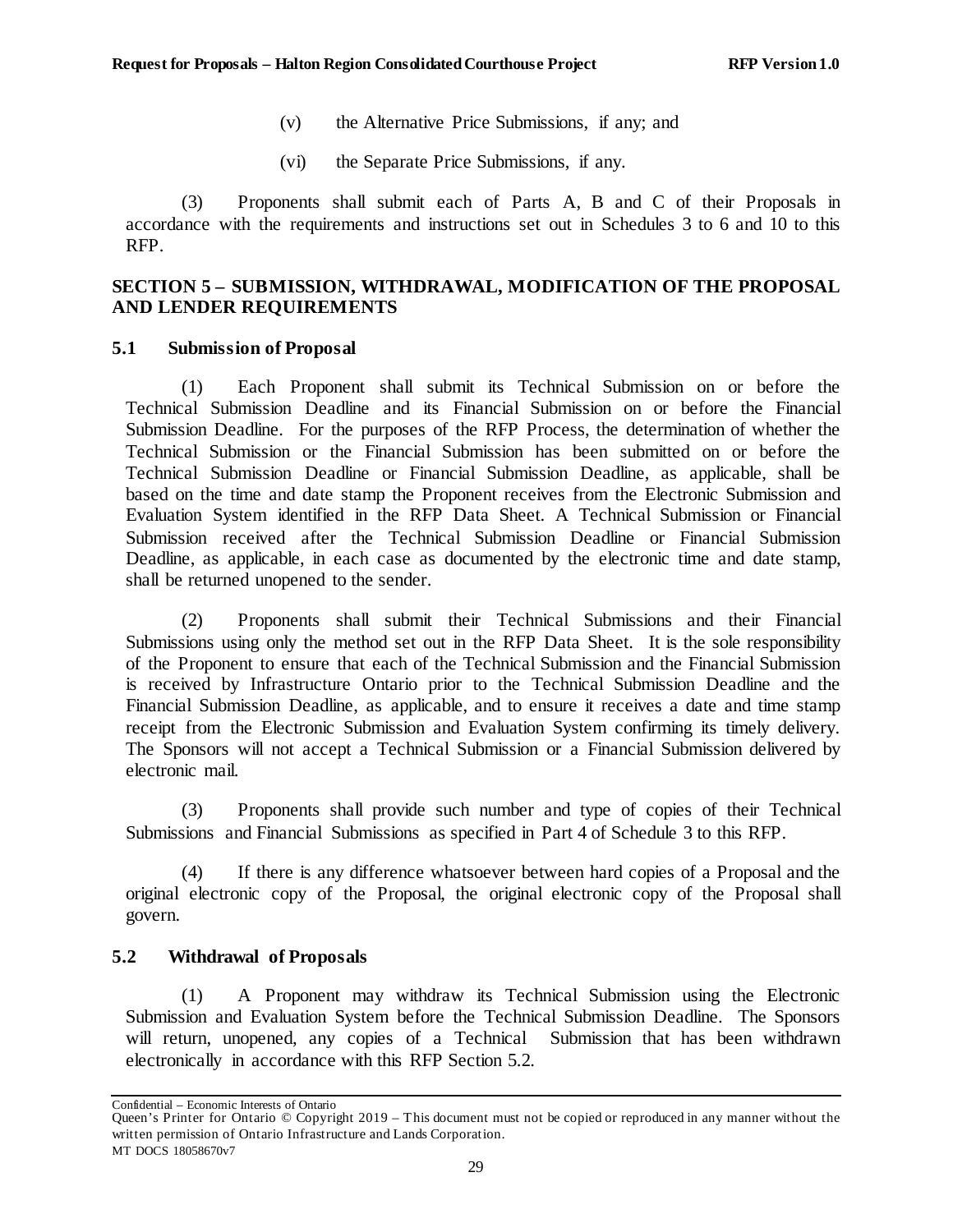(v) the Alternative Price Submissions, if any; and

(vi) the Separate Price Submissions, if any.

(3) Proponents shall submit each of Parts A, B and C of their Proposals in accordance with the requirements and instructions set out in Schedules 3 to 6 and 10 to this RFP.

## SECTION 5 – SUBMISSION, WITHDRAWAL, MODIFICATION OF THE PROPOSAL AND LENDER REQUIREMENTS

### 5.1 Submission of Proposal

(1) Each Proponent shall submit its Technical Submission on or before the Technical Submission Deadline and its Financial Submission on or before the Financial Submission Deadline. For the purposes of the RFP Process, the determination of whether the Technical Submission or the Financial Submission has been submitted on or before the Technical Submission Deadline or Financial Submission Deadline, as applicable, shall be based on the time and date stamp the Proponent receives from the Electronic Submission and Evaluation System identified in the RFP Data Sheet. A Technical Submission or Financial Submission received after the Technical Submission Deadline or Financial Submission Deadline, as applicable, in each case as documented by the electronic time and date stamp, shall be returned unopened to the sender.

(2) Proponents shall submit their Technical Submissions and their Financial Submissions using only the method set out in the RFP Data Sheet. It is the sole responsibility of the Proponent to ensure that each of the Technical Submission and the Financial Submission is received by Infrastructure Ontario prior to the Technical Submission Deadline and the Financial Submission Deadline, as applicable, and to ensure it receives a date and time stamp receipt from the Electronic Submission and Evaluation System confirming its timely delivery. The Sponsors will not accept a Technical Submission or a Financial Submission delivered by electronic mail.

(3) Proponents shall provide such number and type of copies of their Technical Submissions and Financial Submissions as specified in Part 4 of Schedule 3 to this RFP.

(4) If there is any difference whatsoever between hard copies of a Proposal and the original electronic copy of the Proposal, the original electronic copy of the Proposal shall govern.

### 5.2 Withdrawal of Proposals

(1) A Proponent may withdraw its Technical Submission using the Electronic Submission and Evaluation System before the Technical Submission Deadline. The Sponsors will return, unopened, any copies of a Technical Submission that has been withdrawn electronically in accordance with this RFP Section 5.2.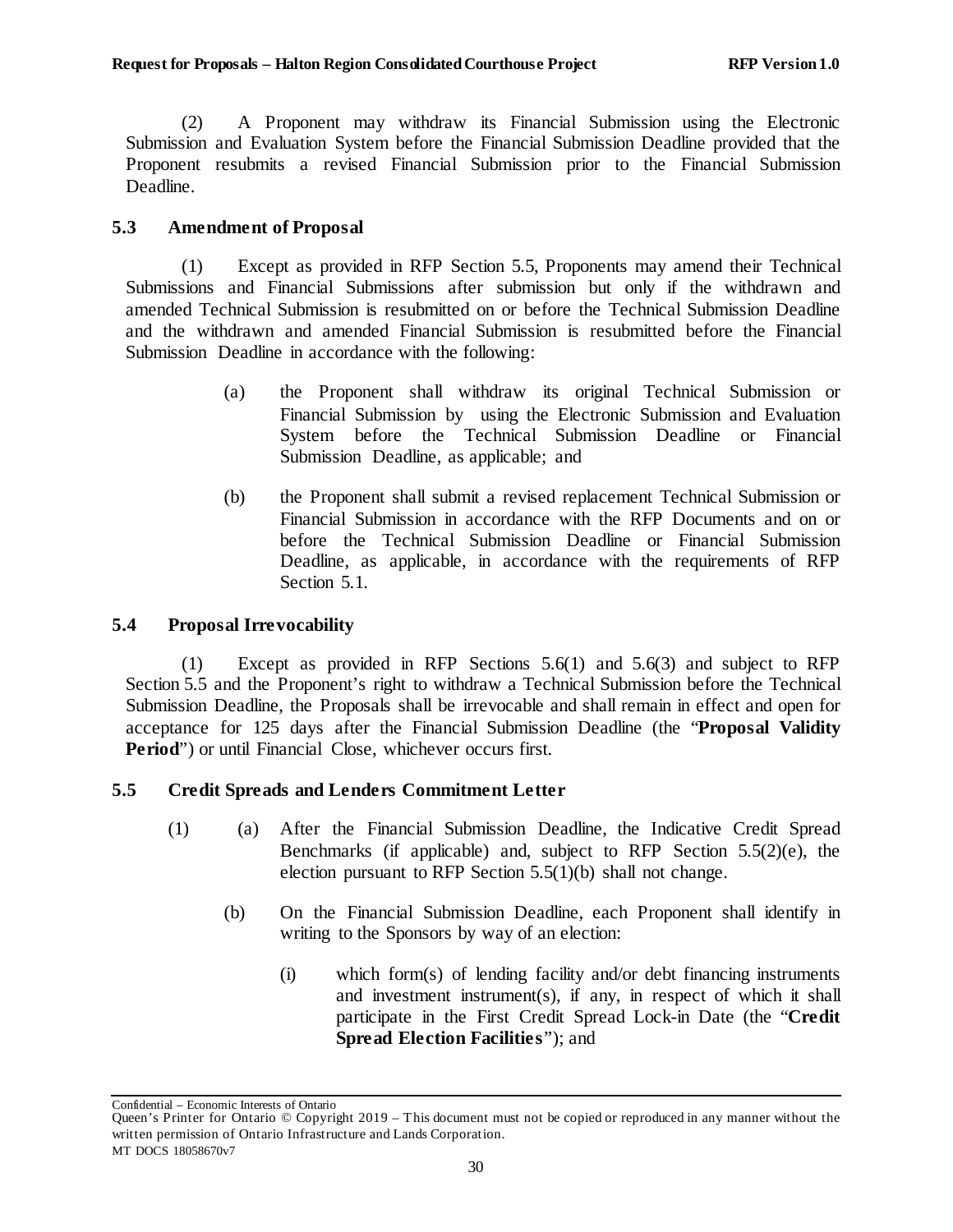(2) A Proponent may withdraw its Financial Submission using the Electronic Submission and Evaluation System before the Financial Submission Deadline provided that the Proponent resubmits a revised Financial Submission prior to the Financial Submission Deadline.

### 5.3 Amendment of Proposal

(1) Except as provided in RFP Section 5.5, Proponents may amend their Technical Submissions and Financial Submissions after submission but only if the withdrawn and amended Technical Submission is resubmitted on or before the Technical Submission Deadline and the withdrawn and amended Financial Submission is resubmitted before the Financial Submission Deadline in accordance with the following:

(a) the Proponent shall withdraw its original Technical Submission or Financial Submission by using the Electronic Submission and Evaluation System before the Technical Submission Deadline or Financial Submission Deadline, as applicable; and

(b) the Proponent shall submit a revised replacement Technical Submission or Financial Submission in accordance with the RFP Documents and on or before the Technical Submission Deadline or Financial Submission Deadline, as applicable, in accordance with the requirements of RFP Section 5.1.

### 5.4 Proposal Irrevocability

(1) Except as provided in RFP Sections 5.6(1) and 5.6(3) and subject to RFP Section 5.5 and the Proponent's right to withdraw a Technical Submission before the Technical Submission Deadline, the Proposals shall be irrevocable and shall remain in effect and open for acceptance for 125 days after the Financial Submission Deadline (the "**Proposal Validity Period**") or until Financial Close, whichever occurs first.

### 5.5 Credit Spreads and Lenders Commitment Letter

(1) (a) After the Financial Submission Deadline, the Indicative Credit Spread Benchmarks (if applicable) and, subject to RFP Section 5.5(2)(e), the election pursuant to RFP Section 5.5(1)(b) shall not change.

(b) On the Financial Submission Deadline, each Proponent shall identify in writing to the Sponsors by way of an election:

(i) which form(s) of lending facility and/or debt financing instruments and investment instrument(s), if any, in respect of which it shall participate in the First Credit Spread Lock-in Date (the "**Credit Spread Election Facilities**"); and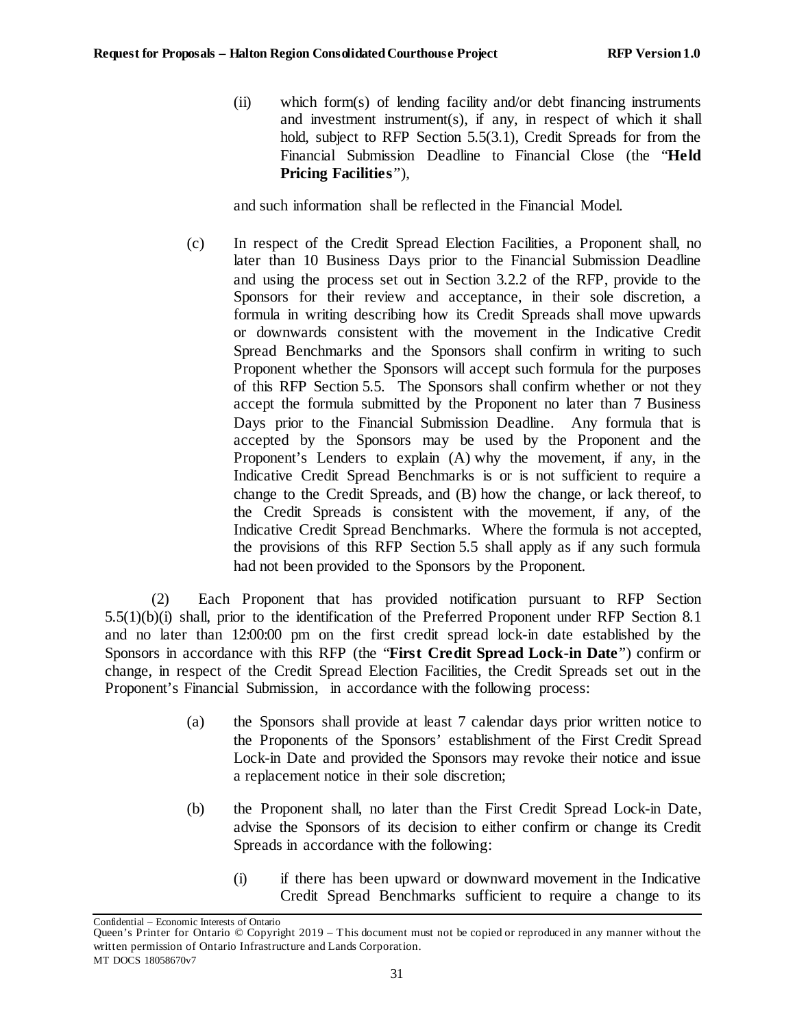(ii) which form(s) of lending facility and/or debt financing instruments and investment instrument(s), if any, in respect of which it shall hold, subject to RFP Section 5.5(3.1), Credit Spreads for from the Financial Submission Deadline to Financial Close (the "**Held Pricing Facilities**"),

and such information shall be reflected in the Financial Model.

(c) In respect of the Credit Spread Election Facilities, a Proponent shall, no later than 10 Business Days prior to the Financial Submission Deadline and using the process set out in Section 3.2.2 of the RFP, provide to the Sponsors for their review and acceptance, in their sole discretion, a formula in writing describing how its Credit Spreads shall move upwards or downwards consistent with the movement in the Indicative Credit Spread Benchmarks and the Sponsors shall confirm in writing to such Proponent whether the Sponsors will accept such formula for the purposes of this RFP Section 5.5. The Sponsors shall confirm whether or not they accept the formula submitted by the Proponent no later than 7 Business Days prior to the Financial Submission Deadline. Any formula that is accepted by the Sponsors may be used by the Proponent and the Proponent's Lenders to explain (A) why the movement, if any, in the Indicative Credit Spread Benchmarks is or is not sufficient to require a change to the Credit Spreads, and (B) how the change, or lack thereof, to the Credit Spreads is consistent with the movement, if any, of the Indicative Credit Spread Benchmarks. Where the formula is not accepted, the provisions of this RFP Section 5.5 shall apply as if any such formula had not been provided to the Sponsors by the Proponent.

(2) Each Proponent that has provided notification pursuant to RFP Section 5.5(1)(b)(i) shall, prior to the identification of the Preferred Proponent under RFP Section 8.1 and no later than 12:00:00 pm on the first credit spread lock-in date established by the Sponsors in accordance with this RFP (the "**First Credit Spread Lock-in Date**") confirm or change, in respect of the Credit Spread Election Facilities, the Credit Spreads set out in the Proponent's Financial Submission, in accordance with the following process:

(a) the Sponsors shall provide at least 7 calendar days prior written notice to the Proponents of the Sponsors' establishment of the First Credit Spread Lock-in Date and provided the Sponsors may revoke their notice and issue a replacement notice in their sole discretion;

(b) the Proponent shall, no later than the First Credit Spread Lock-in Date, advise the Sponsors of its decision to either confirm or change its Credit Spreads in accordance with the following:

(i) if there has been upward or downward movement in the Indicative Credit Spread Benchmarks sufficient to require a change to its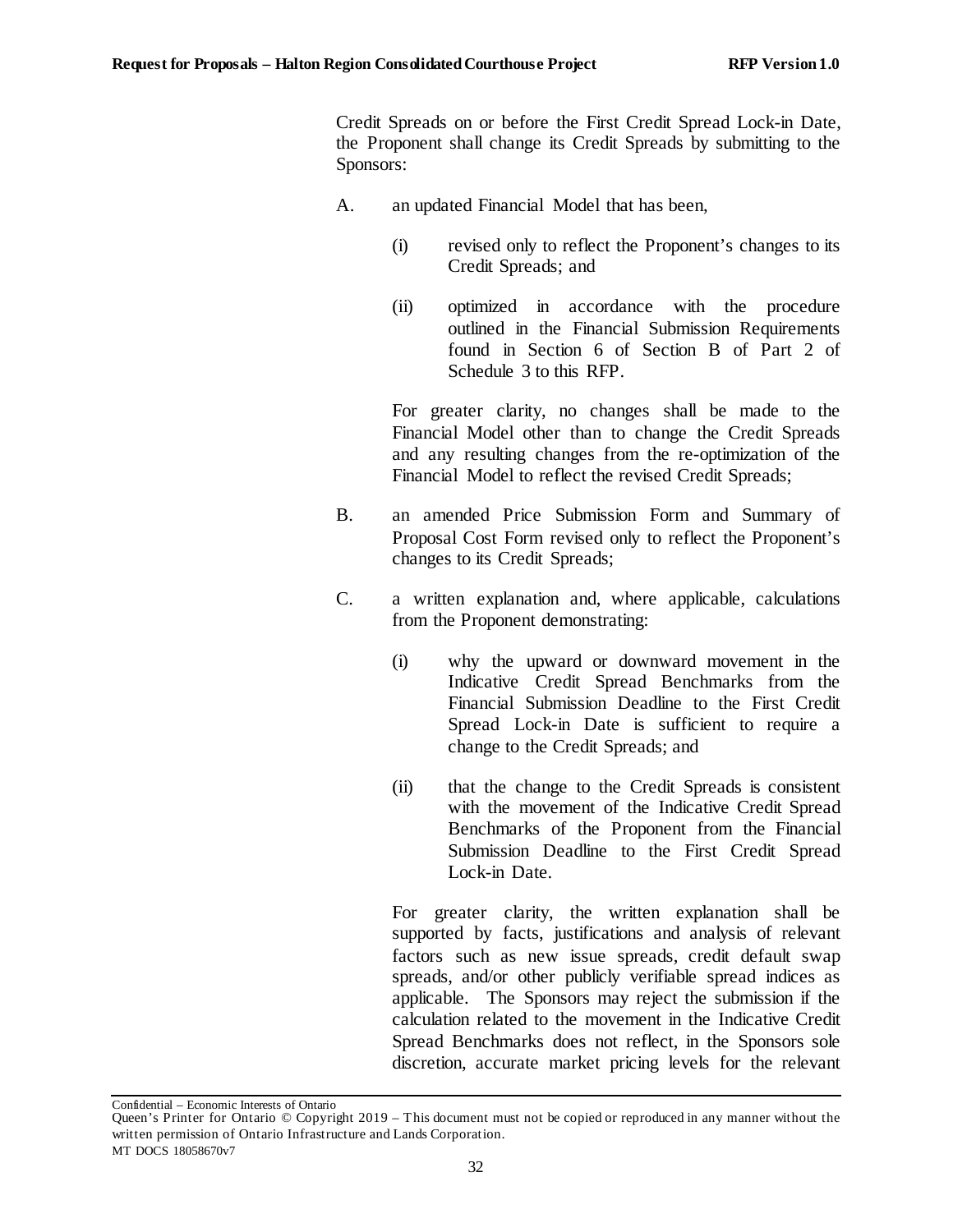Credit Spreads on or before the First Credit Spread Lock-in Date, the Proponent shall change its Credit Spreads by submitting to the Sponsors:

A. an updated Financial Model that has been,

   (i) revised only to reflect the Proponent's changes to its Credit Spreads; and

   (ii) optimized in accordance with the procedure outlined in the Financial Submission Requirements found in Section 6 of Section B of Part 2 of Schedule 3 to this RFP.

   For greater clarity, no changes shall be made to the Financial Model other than to change the Credit Spreads and any resulting changes from the re-optimization of the Financial Model to reflect the revised Credit Spreads;

B. an amended Price Submission Form and Summary of Proposal Cost Form revised only to reflect the Proponent's changes to its Credit Spreads;

C. a written explanation and, where applicable, calculations from the Proponent demonstrating:

   (i) why the upward or downward movement in the Indicative Credit Spread Benchmarks from the Financial Submission Deadline to the First Credit Spread Lock-in Date is sufficient to require a change to the Credit Spreads; and

   (ii) that the change to the Credit Spreads is consistent with the movement of the Indicative Credit Spread Benchmarks of the Proponent from the Financial Submission Deadline to the First Credit Spread Lock-in Date.

   For greater clarity, the written explanation shall be supported by facts, justifications and analysis of relevant factors such as new issue spreads, credit default swap spreads, and/or other publicly verifiable spread indices as applicable. The Sponsors may reject the submission if the calculation related to the movement in the Indicative Credit Spread Benchmarks does not reflect, in the Sponsors sole discretion, accurate market pricing levels for the relevant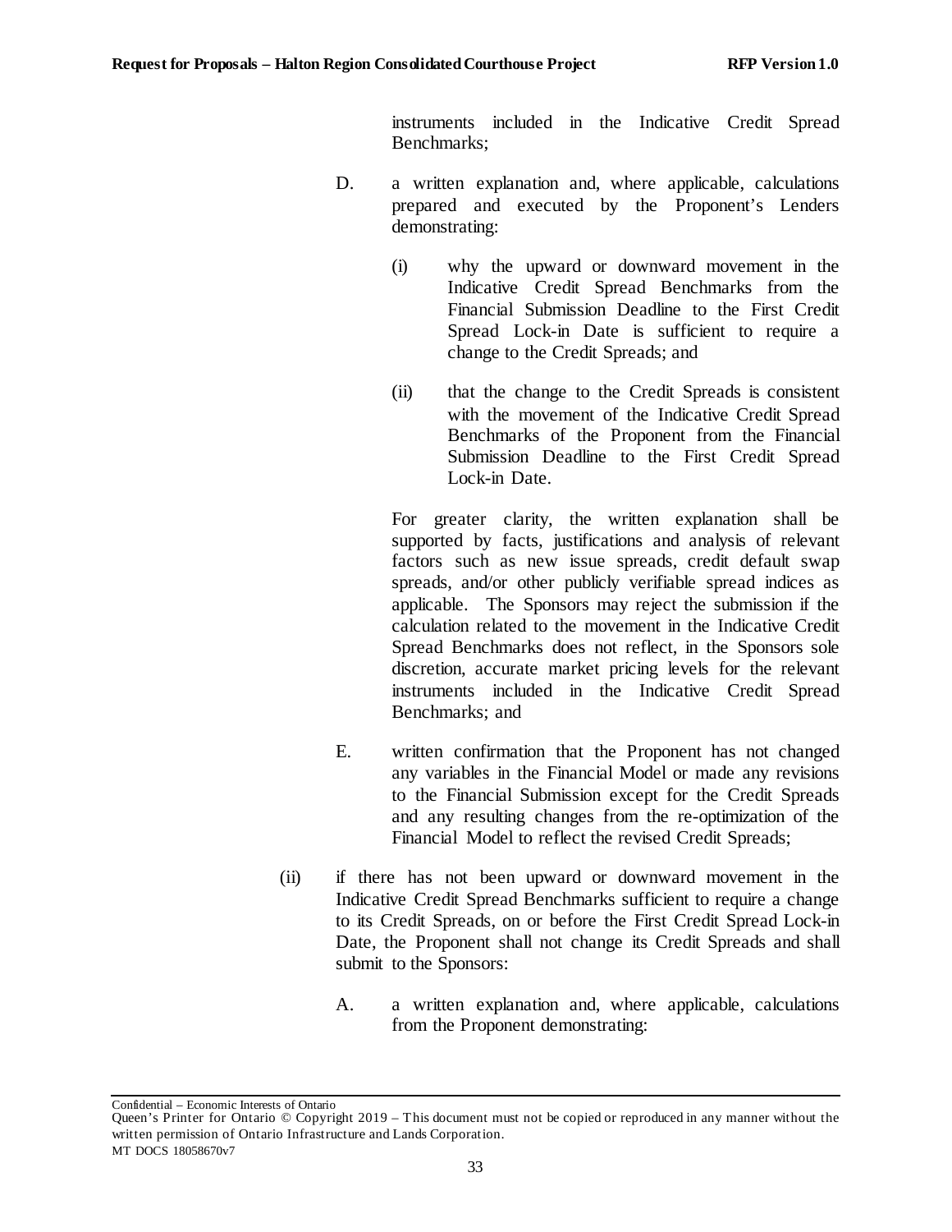instruments included in the Indicative Credit Spread Benchmarks;

D. a written explanation and, where applicable, calculations prepared and executed by the Proponent's Lenders demonstrating:

(i) why the upward or downward movement in the Indicative Credit Spread Benchmarks from the Financial Submission Deadline to the First Credit Spread Lock-in Date is sufficient to require a change to the Credit Spreads; and

(ii) that the change to the Credit Spreads is consistent with the movement of the Indicative Credit Spread Benchmarks of the Proponent from the Financial Submission Deadline to the First Credit Spread Lock-in Date.

For greater clarity, the written explanation shall be supported by facts, justifications and analysis of relevant factors such as new issue spreads, credit default swap spreads, and/or other publicly verifiable spread indices as applicable. The Sponsors may reject the submission if the calculation related to the movement in the Indicative Credit Spread Benchmarks does not reflect, in the Sponsors sole discretion, accurate market pricing levels for the relevant instruments included in the Indicative Credit Spread Benchmarks; and

E. written confirmation that the Proponent has not changed any variables in the Financial Model or made any revisions to the Financial Submission except for the Credit Spreads and any resulting changes from the re-optimization of the Financial Model to reflect the revised Credit Spreads;

(ii) if there has not been upward or downward movement in the Indicative Credit Spread Benchmarks sufficient to require a change to its Credit Spreads, on or before the First Credit Spread Lock-in Date, the Proponent shall not change its Credit Spreads and shall submit to the Sponsors:

A. a written explanation and, where applicable, calculations from the Proponent demonstrating: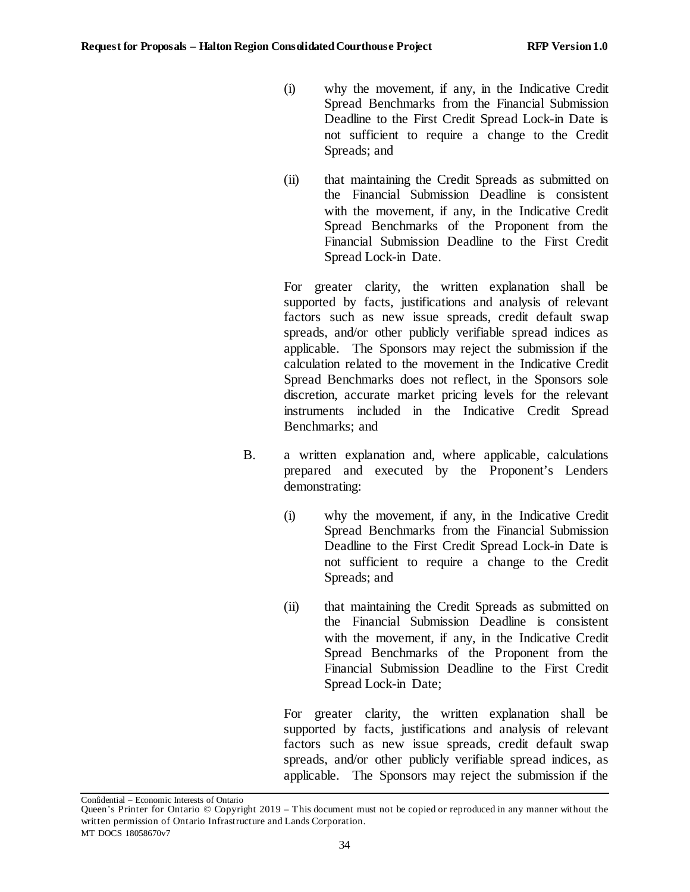(i) why the movement, if any, in the Indicative Credit Spread Benchmarks from the Financial Submission Deadline to the First Credit Spread Lock-in Date is not sufficient to require a change to the Credit Spreads; and

(ii) that maintaining the Credit Spreads as submitted on the Financial Submission Deadline is consistent with the movement, if any, in the Indicative Credit Spread Benchmarks of the Proponent from the Financial Submission Deadline to the First Credit Spread Lock-in Date.

For greater clarity, the written explanation shall be supported by facts, justifications and analysis of relevant factors such as new issue spreads, credit default swap spreads, and/or other publicly verifiable spread indices as applicable. The Sponsors may reject the submission if the calculation related to the movement in the Indicative Credit Spread Benchmarks does not reflect, in the Sponsors sole discretion, accurate market pricing levels for the relevant instruments included in the Indicative Credit Spread Benchmarks; and

B. a written explanation and, where applicable, calculations prepared and executed by the Proponent's Lenders demonstrating:

(i) why the movement, if any, in the Indicative Credit Spread Benchmarks from the Financial Submission Deadline to the First Credit Spread Lock-in Date is not sufficient to require a change to the Credit Spreads; and

(ii) that maintaining the Credit Spreads as submitted on the Financial Submission Deadline is consistent with the movement, if any, in the Indicative Credit Spread Benchmarks of the Proponent from the Financial Submission Deadline to the First Credit Spread Lock-in Date;

For greater clarity, the written explanation shall be supported by facts, justifications and analysis of relevant factors such as new issue spreads, credit default swap spreads, and/or other publicly verifiable spread indices, as applicable. The Sponsors may reject the submission if the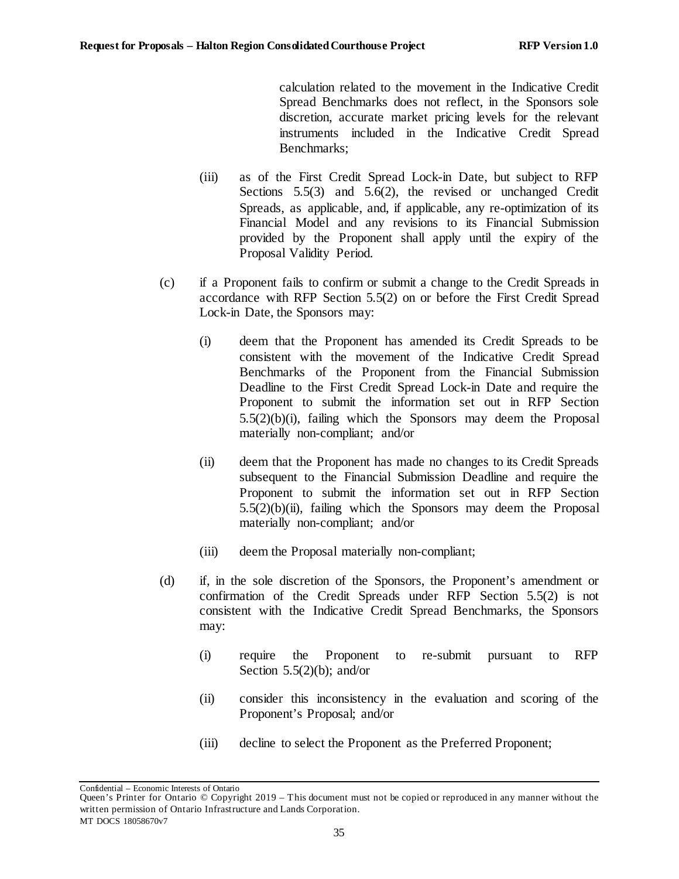calculation related to the movement in the Indicative Credit Spread Benchmarks does not reflect, in the Sponsors sole discretion, accurate market pricing levels for the relevant instruments included in the Indicative Credit Spread Benchmarks;

(iii) as of the First Credit Spread Lock-in Date, but subject to RFP Sections 5.5(3) and 5.6(2), the revised or unchanged Credit Spreads, as applicable, and, if applicable, any re-optimization of its Financial Model and any revisions to its Financial Submission provided by the Proponent shall apply until the expiry of the Proposal Validity Period.

(c) if a Proponent fails to confirm or submit a change to the Credit Spreads in accordance with RFP Section 5.5(2) on or before the First Credit Spread Lock-in Date, the Sponsors may:

(i) deem that the Proponent has amended its Credit Spreads to be consistent with the movement of the Indicative Credit Spread Benchmarks of the Proponent from the Financial Submission Deadline to the First Credit Spread Lock-in Date and require the Proponent to submit the information set out in RFP Section 5.5(2)(b)(i), failing which the Sponsors may deem the Proposal materially non-compliant; and/or

(ii) deem that the Proponent has made no changes to its Credit Spreads subsequent to the Financial Submission Deadline and require the Proponent to submit the information set out in RFP Section 5.5(2)(b)(ii), failing which the Sponsors may deem the Proposal materially non-compliant; and/or

(iii) deem the Proposal materially non-compliant;

(d) if, in the sole discretion of the Sponsors, the Proponent's amendment or confirmation of the Credit Spreads under RFP Section 5.5(2) is not consistent with the Indicative Credit Spread Benchmarks, the Sponsors may:

(i) require the Proponent to re-submit pursuant to RFP Section 5.5(2)(b); and/or

(ii) consider this inconsistency in the evaluation and scoring of the Proponent's Proposal; and/or

(iii) decline to select the Proponent as the Preferred Proponent;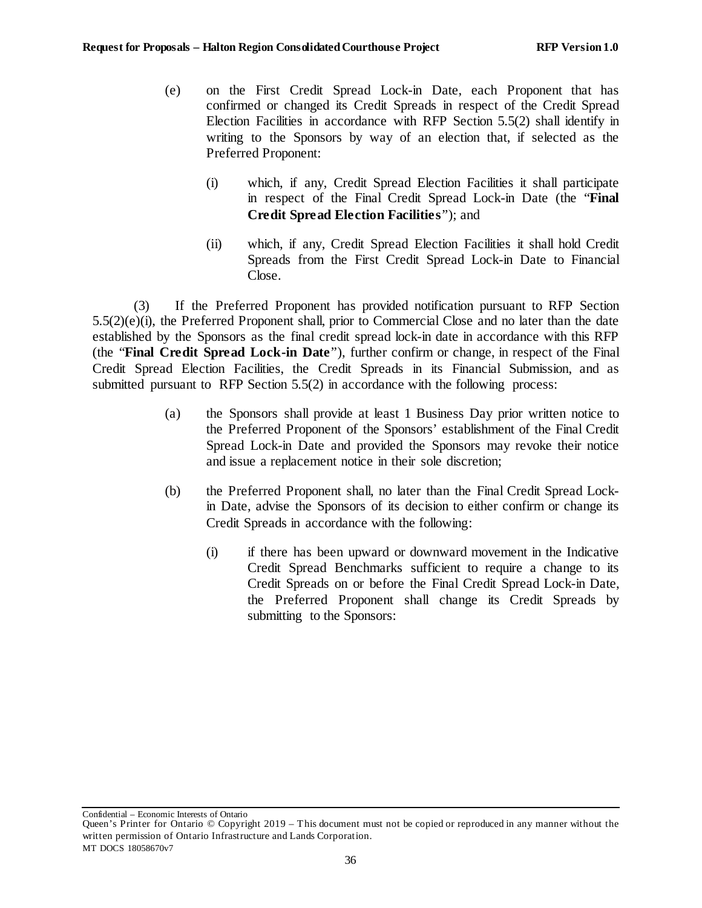(e) on the First Credit Spread Lock-in Date, each Proponent that has confirmed or changed its Credit Spreads in respect of the Credit Spread Election Facilities in accordance with RFP Section 5.5(2) shall identify in writing to the Sponsors by way of an election that, if selected as the Preferred Proponent:

(i) which, if any, Credit Spread Election Facilities it shall participate in respect of the Final Credit Spread Lock-in Date (the "**Final Credit Spread Election Facilities**"); and

(ii) which, if any, Credit Spread Election Facilities it shall hold Credit Spreads from the First Credit Spread Lock-in Date to Financial Close.

(3) If the Preferred Proponent has provided notification pursuant to RFP Section 5.5(2)(e)(i), the Preferred Proponent shall, prior to Commercial Close and no later than the date established by the Sponsors as the final credit spread lock-in date in accordance with this RFP (the "**Final Credit Spread Lock-in Date**"), further confirm or change, in respect of the Final Credit Spread Election Facilities, the Credit Spreads in its Financial Submission, and as submitted pursuant to RFP Section 5.5(2) in accordance with the following process:

(a) the Sponsors shall provide at least 1 Business Day prior written notice to the Preferred Proponent of the Sponsors' establishment of the Final Credit Spread Lock-in Date and provided the Sponsors may revoke their notice and issue a replacement notice in their sole discretion;

(b) the Preferred Proponent shall, no later than the Final Credit Spread Lock-in Date, advise the Sponsors of its decision to either confirm or change its Credit Spreads in accordance with the following:

(i) if there has been upward or downward movement in the Indicative Credit Spread Benchmarks sufficient to require a change to its Credit Spreads on or before the Final Credit Spread Lock-in Date, the Preferred Proponent shall change its Credit Spreads by submitting to the Sponsors: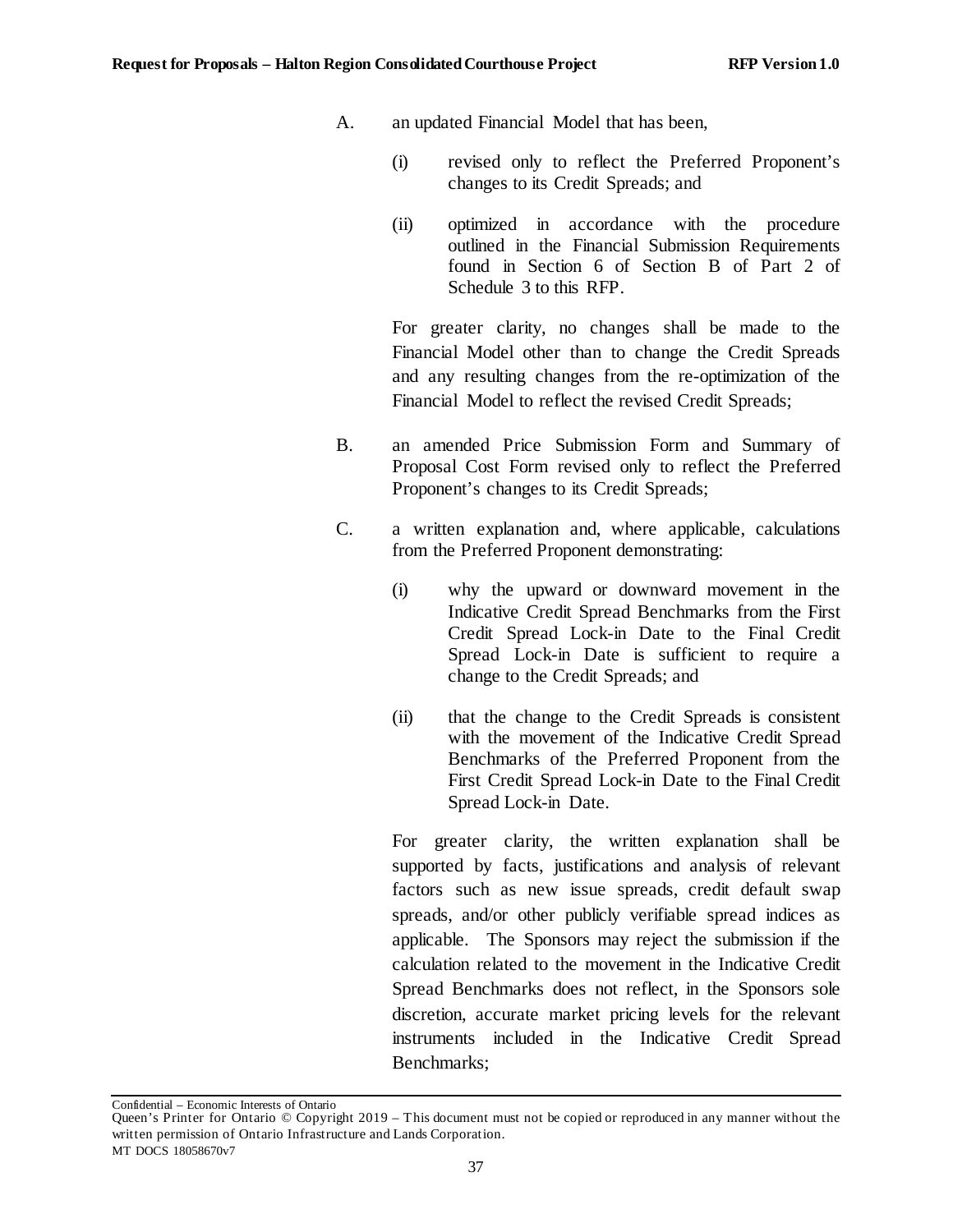A. an updated Financial Model that has been,

   (i) revised only to reflect the Preferred Proponent's changes to its Credit Spreads; and

   (ii) optimized in accordance with the procedure outlined in the Financial Submission Requirements found in Section 6 of Section B of Part 2 of Schedule 3 to this RFP.

   For greater clarity, no changes shall be made to the Financial Model other than to change the Credit Spreads and any resulting changes from the re-optimization of the Financial Model to reflect the revised Credit Spreads;

B. an amended Price Submission Form and Summary of Proposal Cost Form revised only to reflect the Preferred Proponent's changes to its Credit Spreads;

C. a written explanation and, where applicable, calculations from the Preferred Proponent demonstrating:

   (i) why the upward or downward movement in the Indicative Credit Spread Benchmarks from the First Credit Spread Lock-in Date to the Final Credit Spread Lock-in Date is sufficient to require a change to the Credit Spreads; and

   (ii) that the change to the Credit Spreads is consistent with the movement of the Indicative Credit Spread Benchmarks of the Preferred Proponent from the First Credit Spread Lock-in Date to the Final Credit Spread Lock-in Date.

   For greater clarity, the written explanation shall be supported by facts, justifications and analysis of relevant factors such as new issue spreads, credit default swap spreads, and/or other publicly verifiable spread indices as applicable. The Sponsors may reject the submission if the calculation related to the movement in the Indicative Credit Spread Benchmarks does not reflect, in the Sponsors sole discretion, accurate market pricing levels for the relevant instruments included in the Indicative Credit Spread Benchmarks;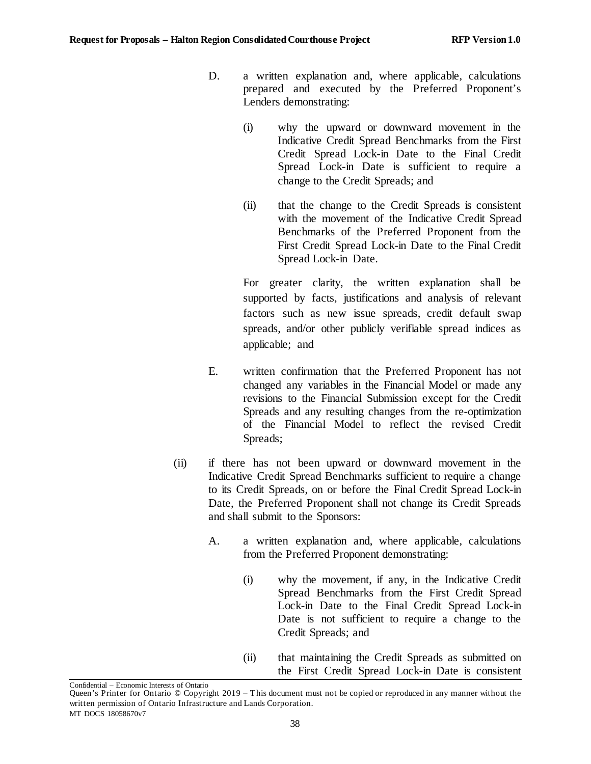D. a written explanation and, where applicable, calculations prepared and executed by the Preferred Proponent's Lenders demonstrating:

(i) why the upward or downward movement in the Indicative Credit Spread Benchmarks from the First Credit Spread Lock-in Date to the Final Credit Spread Lock-in Date is sufficient to require a change to the Credit Spreads; and

(ii) that the change to the Credit Spreads is consistent with the movement of the Indicative Credit Spread Benchmarks of the Preferred Proponent from the First Credit Spread Lock-in Date to the Final Credit Spread Lock-in Date.

For greater clarity, the written explanation shall be supported by facts, justifications and analysis of relevant factors such as new issue spreads, credit default swap spreads, and/or other publicly verifiable spread indices as applicable; and

E. written confirmation that the Preferred Proponent has not changed any variables in the Financial Model or made any revisions to the Financial Submission except for the Credit Spreads and any resulting changes from the re-optimization of the Financial Model to reflect the revised Credit Spreads;

(ii) if there has not been upward or downward movement in the Indicative Credit Spread Benchmarks sufficient to require a change to its Credit Spreads, on or before the Final Credit Spread Lock-in Date, the Preferred Proponent shall not change its Credit Spreads and shall submit to the Sponsors:

A. a written explanation and, where applicable, calculations from the Preferred Proponent demonstrating:

(i) why the movement, if any, in the Indicative Credit Spread Benchmarks from the First Credit Spread Lock-in Date to the Final Credit Spread Lock-in Date is not sufficient to require a change to the Credit Spreads; and

(ii) that maintaining the Credit Spreads as submitted on the First Credit Spread Lock-in Date is consistent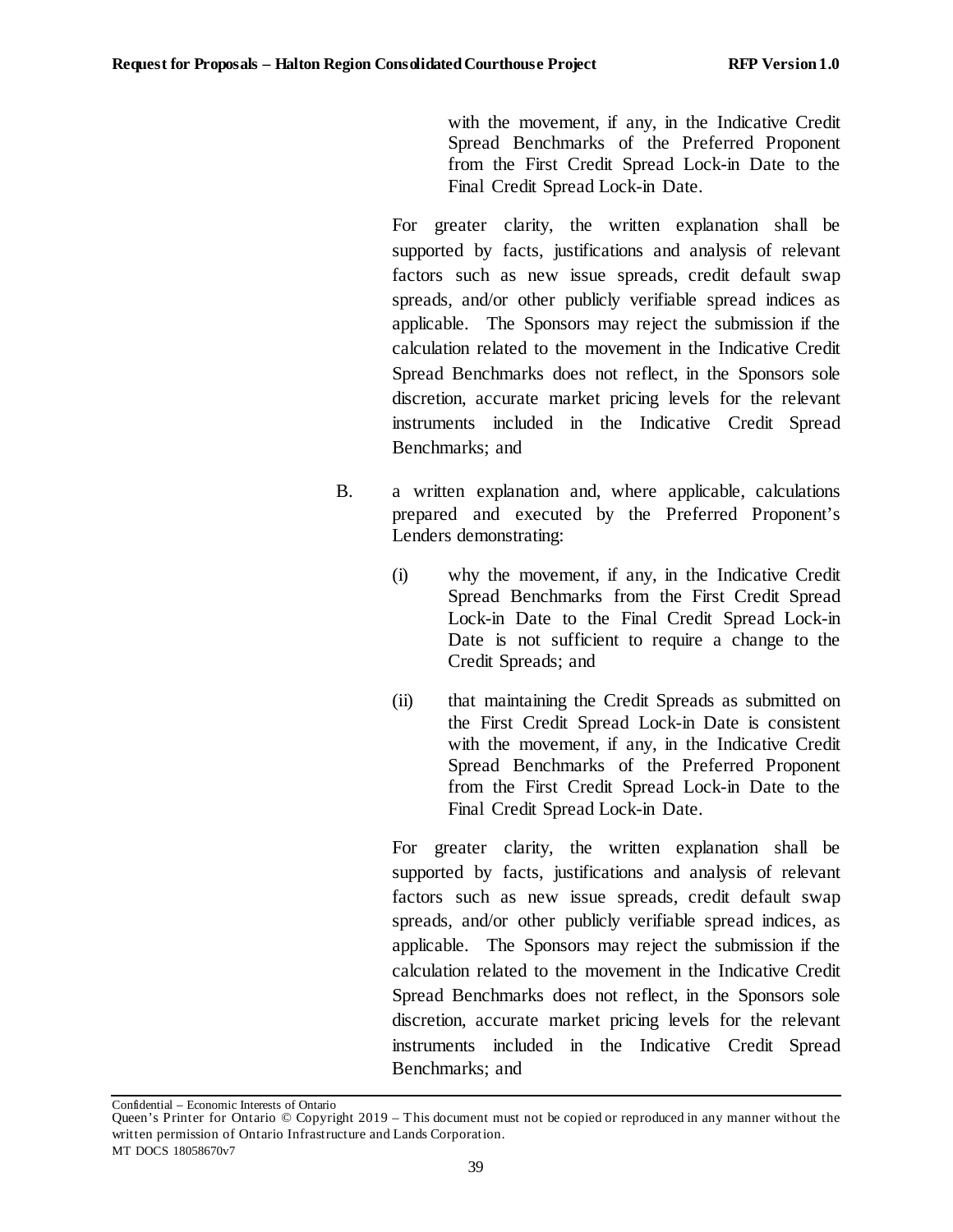with the movement, if any, in the Indicative Credit Spread Benchmarks of the Preferred Proponent from the First Credit Spread Lock-in Date to the Final Credit Spread Lock-in Date.

For greater clarity, the written explanation shall be supported by facts, justifications and analysis of relevant factors such as new issue spreads, credit default swap spreads, and/or other publicly verifiable spread indices as applicable. The Sponsors may reject the submission if the calculation related to the movement in the Indicative Credit Spread Benchmarks does not reflect, in the Sponsors sole discretion, accurate market pricing levels for the relevant instruments included in the Indicative Credit Spread Benchmarks; and

B. a written explanation and, where applicable, calculations prepared and executed by the Preferred Proponent's Lenders demonstrating:

(i) why the movement, if any, in the Indicative Credit Spread Benchmarks from the First Credit Spread Lock-in Date to the Final Credit Spread Lock-in Date is not sufficient to require a change to the Credit Spreads; and

(ii) that maintaining the Credit Spreads as submitted on the First Credit Spread Lock-in Date is consistent with the movement, if any, in the Indicative Credit Spread Benchmarks of the Preferred Proponent from the First Credit Spread Lock-in Date to the Final Credit Spread Lock-in Date.

For greater clarity, the written explanation shall be supported by facts, justifications and analysis of relevant factors such as new issue spreads, credit default swap spreads, and/or other publicly verifiable spread indices, as applicable. The Sponsors may reject the submission if the calculation related to the movement in the Indicative Credit Spread Benchmarks does not reflect, in the Sponsors sole discretion, accurate market pricing levels for the relevant instruments included in the Indicative Credit Spread Benchmarks; and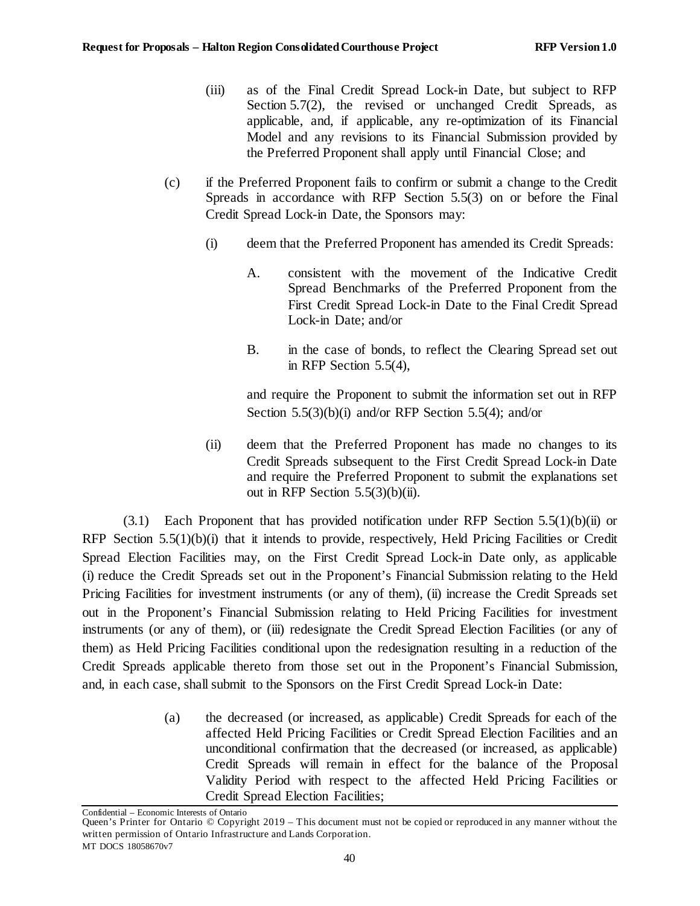(iii) as of the Final Credit Spread Lock-in Date, but subject to RFP Section 5.7(2), the revised or unchanged Credit Spreads, as applicable, and, if applicable, any re-optimization of its Financial Model and any revisions to its Financial Submission provided by the Preferred Proponent shall apply until Financial Close; and

(c) if the Preferred Proponent fails to confirm or submit a change to the Credit Spreads in accordance with RFP Section 5.5(3) on or before the Final Credit Spread Lock-in Date, the Sponsors may:

(i) deem that the Preferred Proponent has amended its Credit Spreads:

A. consistent with the movement of the Indicative Credit Spread Benchmarks of the Preferred Proponent from the First Credit Spread Lock-in Date to the Final Credit Spread Lock-in Date; and/or

B. in the case of bonds, to reflect the Clearing Spread set out in RFP Section 5.5(4),

and require the Proponent to submit the information set out in RFP Section 5.5(3)(b)(i) and/or RFP Section 5.5(4); and/or

(ii) deem that the Preferred Proponent has made no changes to its Credit Spreads subsequent to the First Credit Spread Lock-in Date and require the Preferred Proponent to submit the explanations set out in RFP Section 5.5(3)(b)(ii).

(3.1) Each Proponent that has provided notification under RFP Section 5.5(1)(b)(ii) or RFP Section 5.5(1)(b)(i) that it intends to provide, respectively, Held Pricing Facilities or Credit Spread Election Facilities may, on the First Credit Spread Lock-in Date only, as applicable (i) reduce the Credit Spreads set out in the Proponent's Financial Submission relating to the Held Pricing Facilities for investment instruments (or any of them), (ii) increase the Credit Spreads set out in the Proponent's Financial Submission relating to Held Pricing Facilities for investment instruments (or any of them), or (iii) redesignate the Credit Spread Election Facilities (or any of them) as Held Pricing Facilities conditional upon the redesignation resulting in a reduction of the Credit Spreads applicable thereto from those set out in the Proponent's Financial Submission, and, in each case, shall submit to the Sponsors on the First Credit Spread Lock-in Date:

(a) the decreased (or increased, as applicable) Credit Spreads for each of the affected Held Pricing Facilities or Credit Spread Election Facilities and an unconditional confirmation that the decreased (or increased, as applicable) Credit Spreads will remain in effect for the balance of the Proposal Validity Period with respect to the affected Held Pricing Facilities or Credit Spread Election Facilities;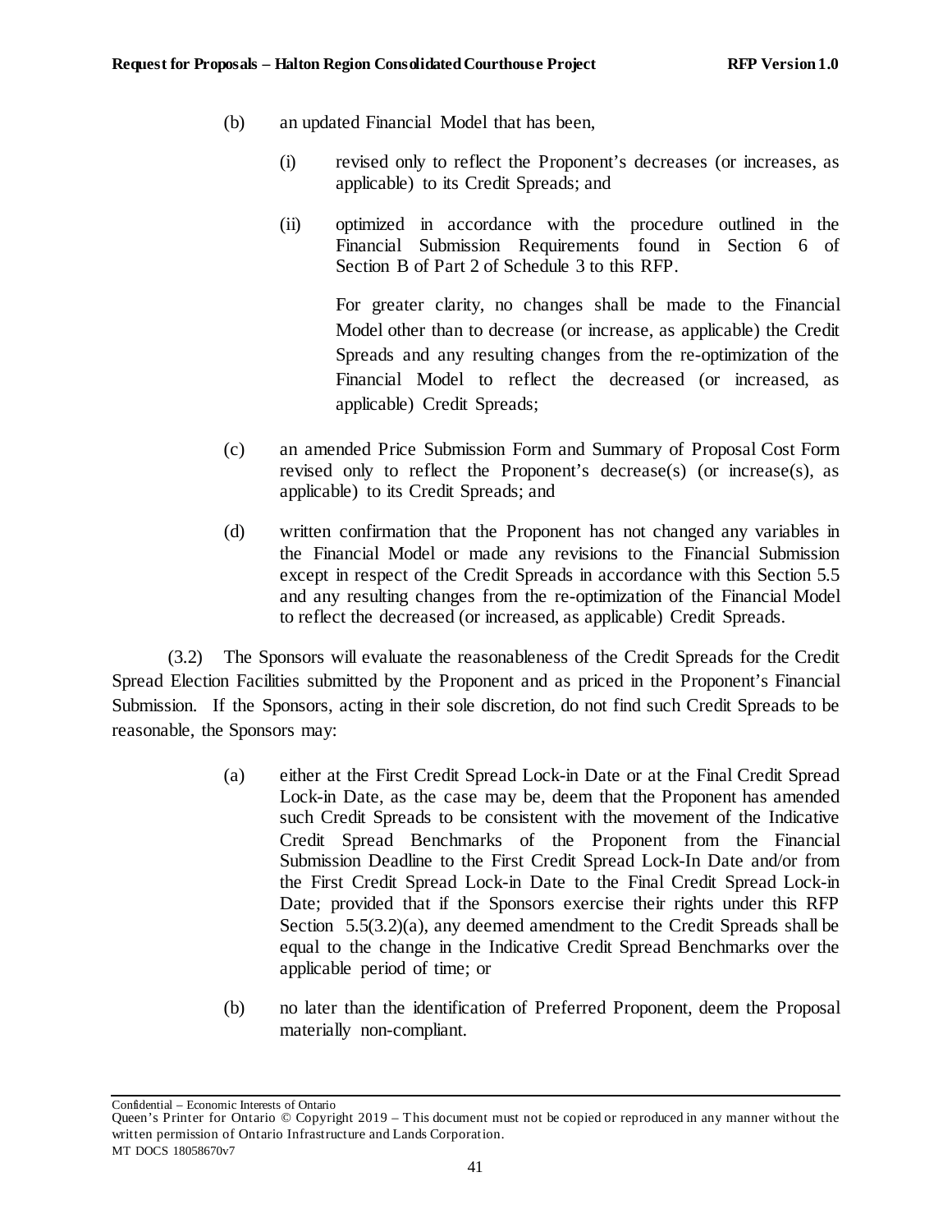(b) an updated Financial Model that has been,

(i) revised only to reflect the Proponent's decreases (or increases, as applicable) to its Credit Spreads; and

(ii) optimized in accordance with the procedure outlined in the Financial Submission Requirements found in Section 6 of Section B of Part 2 of Schedule 3 to this RFP.

For greater clarity, no changes shall be made to the Financial Model other than to decrease (or increase, as applicable) the Credit Spreads and any resulting changes from the re-optimization of the Financial Model to reflect the decreased (or increased, as applicable) Credit Spreads;

(c) an amended Price Submission Form and Summary of Proposal Cost Form revised only to reflect the Proponent's decrease(s) (or increase(s), as applicable) to its Credit Spreads; and

(d) written confirmation that the Proponent has not changed any variables in the Financial Model or made any revisions to the Financial Submission except in respect of the Credit Spreads in accordance with this Section 5.5 and any resulting changes from the re-optimization of the Financial Model to reflect the decreased (or increased, as applicable) Credit Spreads.

(3.2) The Sponsors will evaluate the reasonableness of the Credit Spreads for the Credit Spread Election Facilities submitted by the Proponent and as priced in the Proponent's Financial Submission. If the Sponsors, acting in their sole discretion, do not find such Credit Spreads to be reasonable, the Sponsors may:

(a) either at the First Credit Spread Lock-in Date or at the Final Credit Spread Lock-in Date, as the case may be, deem that the Proponent has amended such Credit Spreads to be consistent with the movement of the Indicative Credit Spread Benchmarks of the Proponent from the Financial Submission Deadline to the First Credit Spread Lock-In Date and/or from the First Credit Spread Lock-in Date to the Final Credit Spread Lock-in Date; provided that if the Sponsors exercise their rights under this RFP Section 5.5(3.2)(a), any deemed amendment to the Credit Spreads shall be equal to the change in the Indicative Credit Spread Benchmarks over the applicable period of time; or

(b) no later than the identification of Preferred Proponent, deem the Proposal materially non-compliant.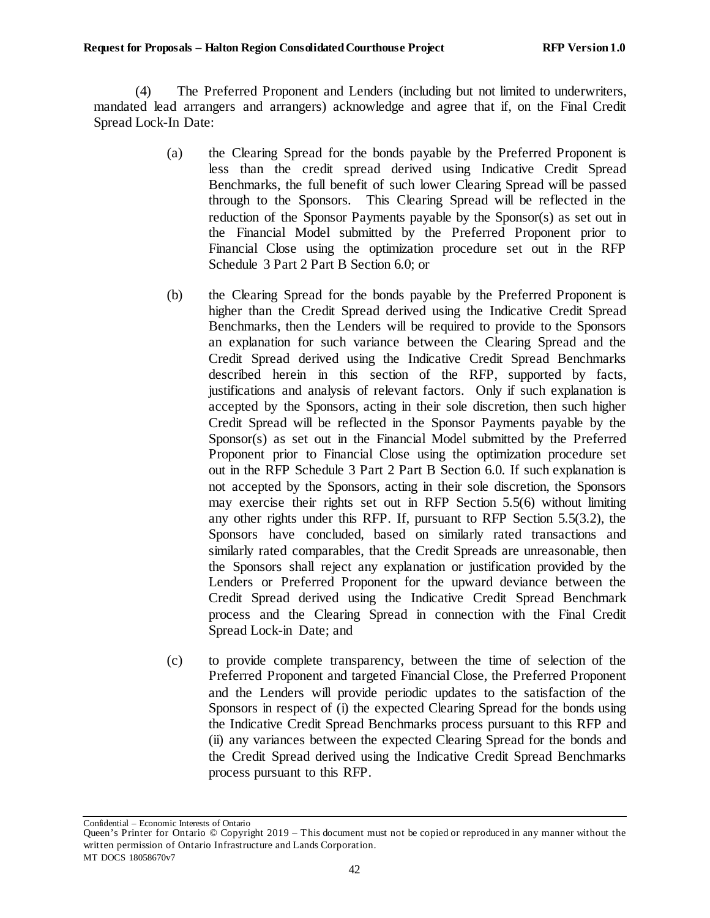(4) The Preferred Proponent and Lenders (including but not limited to underwriters, mandated lead arrangers and arrangers) acknowledge and agree that if, on the Final Credit Spread Lock-In Date:

(a) the Clearing Spread for the bonds payable by the Preferred Proponent is less than the credit spread derived using Indicative Credit Spread Benchmarks, the full benefit of such lower Clearing Spread will be passed through to the Sponsors. This Clearing Spread will be reflected in the reduction of the Sponsor Payments payable by the Sponsor(s) as set out in the Financial Model submitted by the Preferred Proponent prior to Financial Close using the optimization procedure set out in the RFP Schedule 3 Part 2 Part B Section 6.0; or

(b) the Clearing Spread for the bonds payable by the Preferred Proponent is higher than the Credit Spread derived using the Indicative Credit Spread Benchmarks, then the Lenders will be required to provide to the Sponsors an explanation for such variance between the Clearing Spread and the Credit Spread derived using the Indicative Credit Spread Benchmarks described herein in this section of the RFP, supported by facts, justifications and analysis of relevant factors. Only if such explanation is accepted by the Sponsors, acting in their sole discretion, then such higher Credit Spread will be reflected in the Sponsor Payments payable by the Sponsor(s) as set out in the Financial Model submitted by the Preferred Proponent prior to Financial Close using the optimization procedure set out in the RFP Schedule 3 Part 2 Part B Section 6.0. If such explanation is not accepted by the Sponsors, acting in their sole discretion, the Sponsors may exercise their rights set out in RFP Section 5.5(6) without limiting any other rights under this RFP. If, pursuant to RFP Section 5.5(3.2), the Sponsors have concluded, based on similarly rated transactions and similarly rated comparables, that the Credit Spreads are unreasonable, then the Sponsors shall reject any explanation or justification provided by the Lenders or Preferred Proponent for the upward deviance between the Credit Spread derived using the Indicative Credit Spread Benchmark process and the Clearing Spread in connection with the Final Credit Spread Lock-in Date; and

(c) to provide complete transparency, between the time of selection of the Preferred Proponent and targeted Financial Close, the Preferred Proponent and the Lenders will provide periodic updates to the satisfaction of the Sponsors in respect of (i) the expected Clearing Spread for the bonds using the Indicative Credit Spread Benchmarks process pursuant to this RFP and (ii) any variances between the expected Clearing Spread for the bonds and the Credit Spread derived using the Indicative Credit Spread Benchmarks process pursuant to this RFP.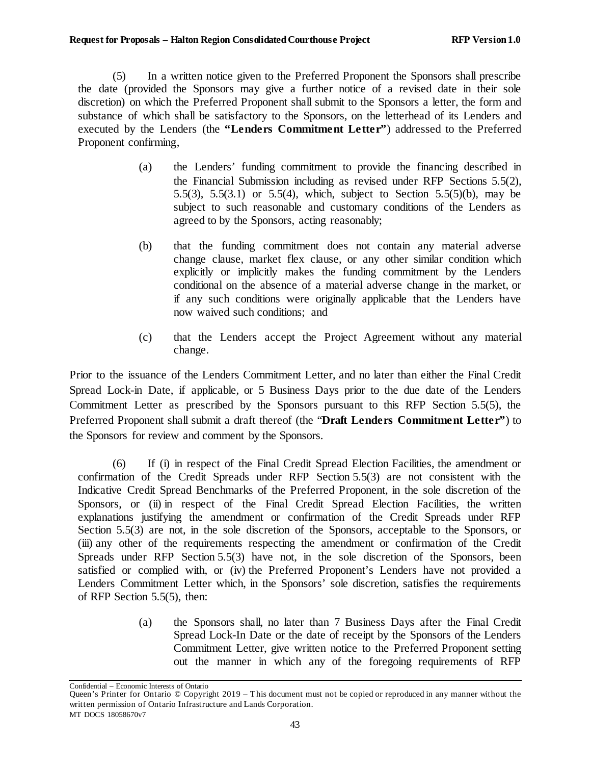(5) In a written notice given to the Preferred Proponent the Sponsors shall prescribe the date (provided the Sponsors may give a further notice of a revised date in their sole discretion) on which the Preferred Proponent shall submit to the Sponsors a letter, the form and substance of which shall be satisfactory to the Sponsors, on the letterhead of its Lenders and executed by the Lenders (the **"Lenders Commitment Letter"**) addressed to the Preferred Proponent confirming,

> (a) the Lenders' funding commitment to provide the financing described in the Financial Submission including as revised under RFP Sections 5.5(2), 5.5(3), 5.5(3.1) or 5.5(4), which, subject to Section 5.5(5)(b), may be subject to such reasonable and customary conditions of the Lenders as agreed to by the Sponsors, acting reasonably;
>
> (b) that the funding commitment does not contain any material adverse change clause, market flex clause, or any other similar condition which explicitly or implicitly makes the funding commitment by the Lenders conditional on the absence of a material adverse change in the market, or if any such conditions were originally applicable that the Lenders have now waived such conditions; and
>
> (c) that the Lenders accept the Project Agreement without any material change.

Prior to the issuance of the Lenders Commitment Letter, and no later than either the Final Credit Spread Lock-in Date, if applicable, or 5 Business Days prior to the due date of the Lenders Commitment Letter as prescribed by the Sponsors pursuant to this RFP Section 5.5(5), the Preferred Proponent shall submit a draft thereof (the "**Draft Lenders Commitment Letter"**) to the Sponsors for review and comment by the Sponsors.

(6) If (i) in respect of the Final Credit Spread Election Facilities, the amendment or confirmation of the Credit Spreads under RFP Section 5.5(3) are not consistent with the Indicative Credit Spread Benchmarks of the Preferred Proponent, in the sole discretion of the Sponsors, or (ii) in respect of the Final Credit Spread Election Facilities, the written explanations justifying the amendment or confirmation of the Credit Spreads under RFP Section 5.5(3) are not, in the sole discretion of the Sponsors, acceptable to the Sponsors, or (iii) any other of the requirements respecting the amendment or confirmation of the Credit Spreads under RFP Section 5.5(3) have not, in the sole discretion of the Sponsors, been satisfied or complied with, or (iv) the Preferred Proponent's Lenders have not provided a Lenders Commitment Letter which, in the Sponsors' sole discretion, satisfies the requirements of RFP Section 5.5(5), then:

> (a) the Sponsors shall, no later than 7 Business Days after the Final Credit Spread Lock-In Date or the date of receipt by the Sponsors of the Lenders Commitment Letter, give written notice to the Preferred Proponent setting out the manner in which any of the foregoing requirements of RFP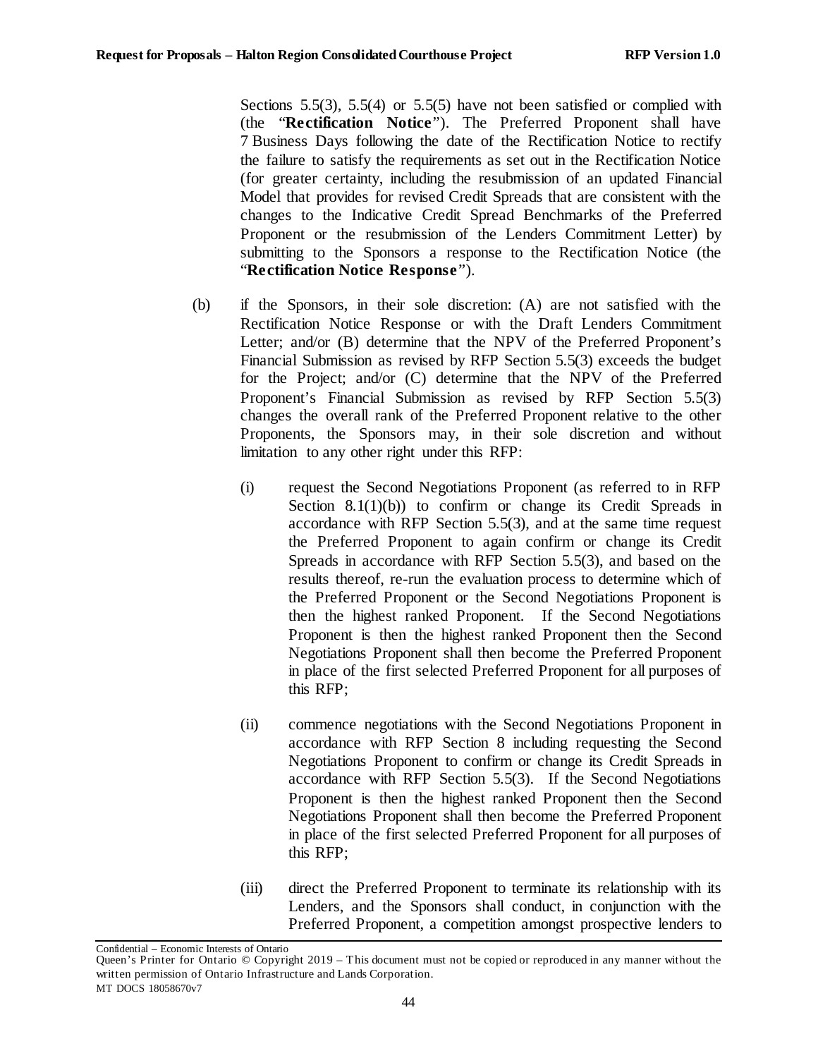Sections 5.5(3), 5.5(4) or 5.5(5) have not been satisfied or complied with (the "**Rectification Notice**"). The Preferred Proponent shall have 7 Business Days following the date of the Rectification Notice to rectify the failure to satisfy the requirements as set out in the Rectification Notice (for greater certainty, including the resubmission of an updated Financial Model that provides for revised Credit Spreads that are consistent with the changes to the Indicative Credit Spread Benchmarks of the Preferred Proponent or the resubmission of the Lenders Commitment Letter) by submitting to the Sponsors a response to the Rectification Notice (the "**Rectification Notice Response**").

(b) if the Sponsors, in their sole discretion: (A) are not satisfied with the Rectification Notice Response or with the Draft Lenders Commitment Letter; and/or (B) determine that the NPV of the Preferred Proponent's Financial Submission as revised by RFP Section 5.5(3) exceeds the budget for the Project; and/or (C) determine that the NPV of the Preferred Proponent's Financial Submission as revised by RFP Section 5.5(3) changes the overall rank of the Preferred Proponent relative to the other Proponents, the Sponsors may, in their sole discretion and without limitation to any other right under this RFP:

(i) request the Second Negotiations Proponent (as referred to in RFP Section 8.1(1)(b)) to confirm or change its Credit Spreads in accordance with RFP Section 5.5(3), and at the same time request the Preferred Proponent to again confirm or change its Credit Spreads in accordance with RFP Section 5.5(3), and based on the results thereof, re-run the evaluation process to determine which of the Preferred Proponent or the Second Negotiations Proponent is then the highest ranked Proponent. If the Second Negotiations Proponent is then the highest ranked Proponent then the Second Negotiations Proponent shall then become the Preferred Proponent in place of the first selected Preferred Proponent for all purposes of this RFP;

(ii) commence negotiations with the Second Negotiations Proponent in accordance with RFP Section 8 including requesting the Second Negotiations Proponent to confirm or change its Credit Spreads in accordance with RFP Section 5.5(3). If the Second Negotiations Proponent is then the highest ranked Proponent then the Second Negotiations Proponent shall then become the Preferred Proponent in place of the first selected Preferred Proponent for all purposes of this RFP;

(iii) direct the Preferred Proponent to terminate its relationship with its Lenders, and the Sponsors shall conduct, in conjunction with the Preferred Proponent, a competition amongst prospective lenders to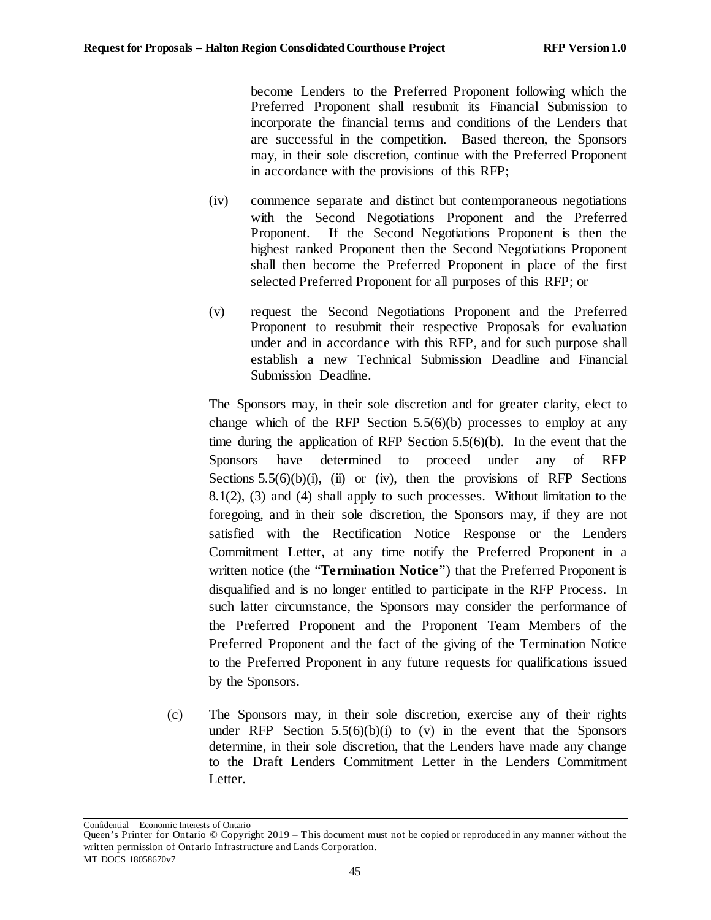become Lenders to the Preferred Proponent following which the Preferred Proponent shall resubmit its Financial Submission to incorporate the financial terms and conditions of the Lenders that are successful in the competition. Based thereon, the Sponsors may, in their sole discretion, continue with the Preferred Proponent in accordance with the provisions of this RFP;

(iv) commence separate and distinct but contemporaneous negotiations with the Second Negotiations Proponent and the Preferred Proponent. If the Second Negotiations Proponent is then the highest ranked Proponent then the Second Negotiations Proponent shall then become the Preferred Proponent in place of the first selected Preferred Proponent for all purposes of this RFP; or

(v) request the Second Negotiations Proponent and the Preferred Proponent to resubmit their respective Proposals for evaluation under and in accordance with this RFP, and for such purpose shall establish a new Technical Submission Deadline and Financial Submission Deadline.

The Sponsors may, in their sole discretion and for greater clarity, elect to change which of the RFP Section 5.5(6)(b) processes to employ at any time during the application of RFP Section 5.5(6)(b). In the event that the Sponsors have determined to proceed under any of RFP Sections 5.5(6)(b)(i), (ii) or (iv), then the provisions of RFP Sections 8.1(2), (3) and (4) shall apply to such processes. Without limitation to the foregoing, and in their sole discretion, the Sponsors may, if they are not satisfied with the Rectification Notice Response or the Lenders Commitment Letter, at any time notify the Preferred Proponent in a written notice (the "**Termination Notice**") that the Preferred Proponent is disqualified and is no longer entitled to participate in the RFP Process. In such latter circumstance, the Sponsors may consider the performance of the Preferred Proponent and the Proponent Team Members of the Preferred Proponent and the fact of the giving of the Termination Notice to the Preferred Proponent in any future requests for qualifications issued by the Sponsors.

(c) The Sponsors may, in their sole discretion, exercise any of their rights under RFP Section 5.5(6)(b)(i) to (v) in the event that the Sponsors determine, in their sole discretion, that the Lenders have made any change to the Draft Lenders Commitment Letter in the Lenders Commitment Letter.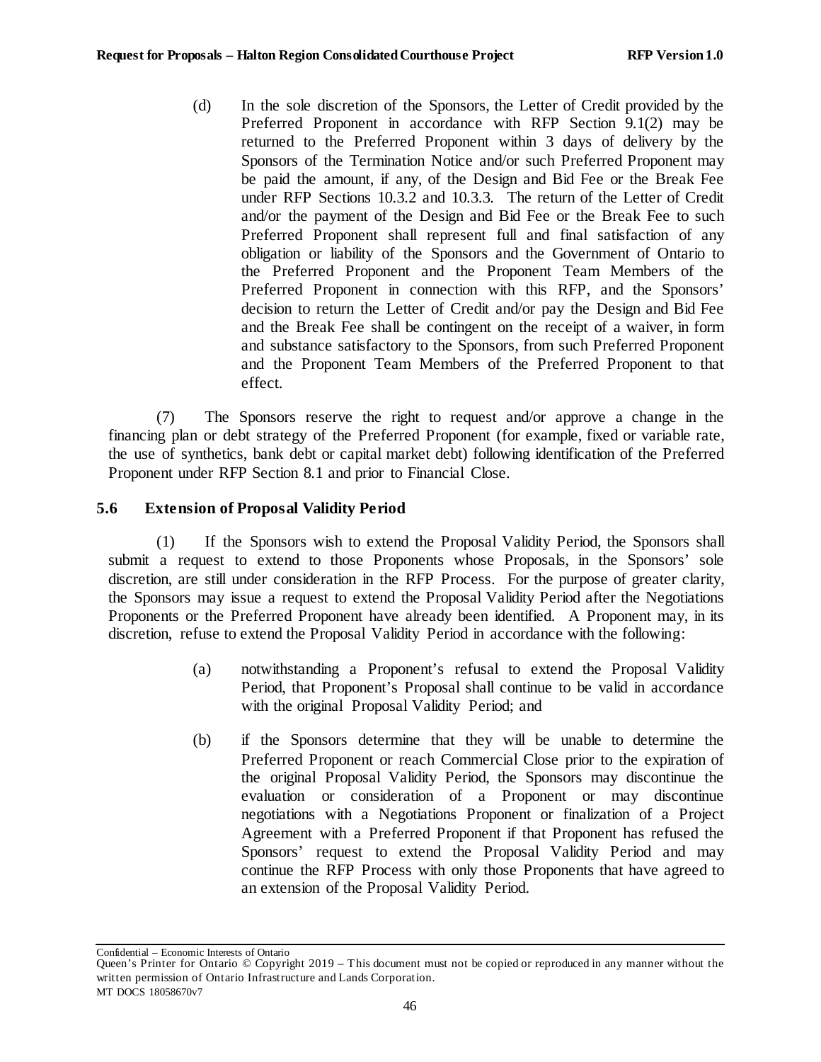(d) In the sole discretion of the Sponsors, the Letter of Credit provided by the Preferred Proponent in accordance with RFP Section 9.1(2) may be returned to the Preferred Proponent within 3 days of delivery by the Sponsors of the Termination Notice and/or such Preferred Proponent may be paid the amount, if any, of the Design and Bid Fee or the Break Fee under RFP Sections 10.3.2 and 10.3.3. The return of the Letter of Credit and/or the payment of the Design and Bid Fee or the Break Fee to such Preferred Proponent shall represent full and final satisfaction of any obligation or liability of the Sponsors and the Government of Ontario to the Preferred Proponent and the Proponent Team Members of the Preferred Proponent in connection with this RFP, and the Sponsors' decision to return the Letter of Credit and/or pay the Design and Bid Fee and the Break Fee shall be contingent on the receipt of a waiver, in form and substance satisfactory to the Sponsors, from such Preferred Proponent and the Proponent Team Members of the Preferred Proponent to that effect.

(7) The Sponsors reserve the right to request and/or approve a change in the financing plan or debt strategy of the Preferred Proponent (for example, fixed or variable rate, the use of synthetics, bank debt or capital market debt) following identification of the Preferred Proponent under RFP Section 8.1 and prior to Financial Close.

### 5.6 Extension of Proposal Validity Period

(1) If the Sponsors wish to extend the Proposal Validity Period, the Sponsors shall submit a request to extend to those Proponents whose Proposals, in the Sponsors' sole discretion, are still under consideration in the RFP Process. For the purpose of greater clarity, the Sponsors may issue a request to extend the Proposal Validity Period after the Negotiations Proponents or the Preferred Proponent have already been identified. A Proponent may, in its discretion, refuse to extend the Proposal Validity Period in accordance with the following:

(a) notwithstanding a Proponent's refusal to extend the Proposal Validity Period, that Proponent's Proposal shall continue to be valid in accordance with the original Proposal Validity Period; and

(b) if the Sponsors determine that they will be unable to determine the Preferred Proponent or reach Commercial Close prior to the expiration of the original Proposal Validity Period, the Sponsors may discontinue the evaluation or consideration of a Proponent or may discontinue negotiations with a Negotiations Proponent or finalization of a Project Agreement with a Preferred Proponent if that Proponent has refused the Sponsors' request to extend the Proposal Validity Period and may continue the RFP Process with only those Proponents that have agreed to an extension of the Proposal Validity Period.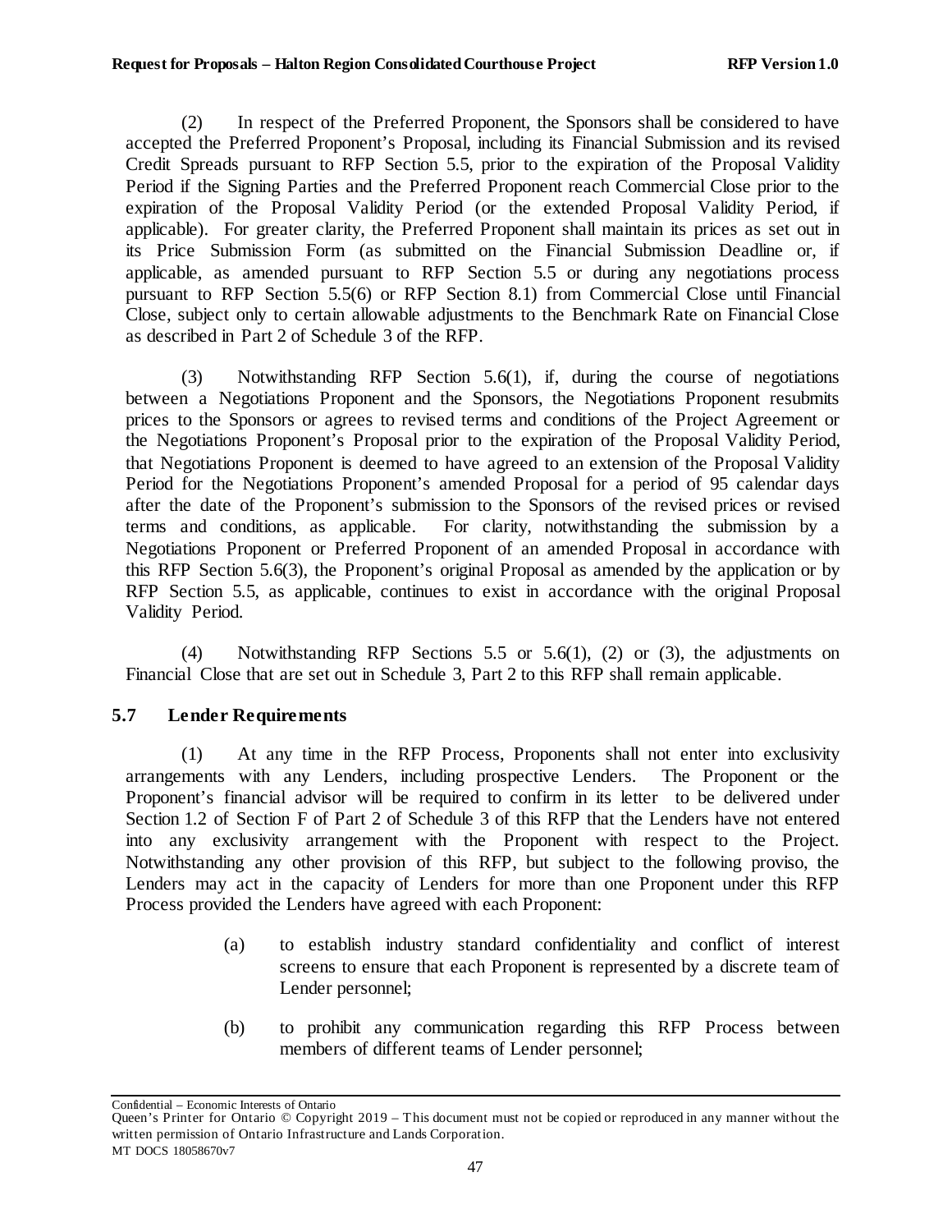(2) In respect of the Preferred Proponent, the Sponsors shall be considered to have accepted the Preferred Proponent's Proposal, including its Financial Submission and its revised Credit Spreads pursuant to RFP Section 5.5, prior to the expiration of the Proposal Validity Period if the Signing Parties and the Preferred Proponent reach Commercial Close prior to the expiration of the Proposal Validity Period (or the extended Proposal Validity Period, if applicable). For greater clarity, the Preferred Proponent shall maintain its prices as set out in its Price Submission Form (as submitted on the Financial Submission Deadline or, if applicable, as amended pursuant to RFP Section 5.5 or during any negotiations process pursuant to RFP Section 5.5(6) or RFP Section 8.1) from Commercial Close until Financial Close, subject only to certain allowable adjustments to the Benchmark Rate on Financial Close as described in Part 2 of Schedule 3 of the RFP.

(3) Notwithstanding RFP Section 5.6(1), if, during the course of negotiations between a Negotiations Proponent and the Sponsors, the Negotiations Proponent resubmits prices to the Sponsors or agrees to revised terms and conditions of the Project Agreement or the Negotiations Proponent's Proposal prior to the expiration of the Proposal Validity Period, that Negotiations Proponent is deemed to have agreed to an extension of the Proposal Validity Period for the Negotiations Proponent's amended Proposal for a period of 95 calendar days after the date of the Proponent's submission to the Sponsors of the revised prices or revised terms and conditions, as applicable. For clarity, notwithstanding the submission by a Negotiations Proponent or Preferred Proponent of an amended Proposal in accordance with this RFP Section 5.6(3), the Proponent's original Proposal as amended by the application or by RFP Section 5.5, as applicable, continues to exist in accordance with the original Proposal Validity Period.

(4) Notwithstanding RFP Sections 5.5 or 5.6(1), (2) or (3), the adjustments on Financial Close that are set out in Schedule 3, Part 2 to this RFP shall remain applicable.

### 5.7 Lender Requirements

(1) At any time in the RFP Process, Proponents shall not enter into exclusivity arrangements with any Lenders, including prospective Lenders. The Proponent or the Proponent's financial advisor will be required to confirm in its letter to be delivered under Section 1.2 of Section F of Part 2 of Schedule 3 of this RFP that the Lenders have not entered into any exclusivity arrangement with the Proponent with respect to the Project. Notwithstanding any other provision of this RFP, but subject to the following proviso, the Lenders may act in the capacity of Lenders for more than one Proponent under this RFP Process provided the Lenders have agreed with each Proponent:

(a) to establish industry standard confidentiality and conflict of interest screens to ensure that each Proponent is represented by a discrete team of Lender personnel;

(b) to prohibit any communication regarding this RFP Process between members of different teams of Lender personnel;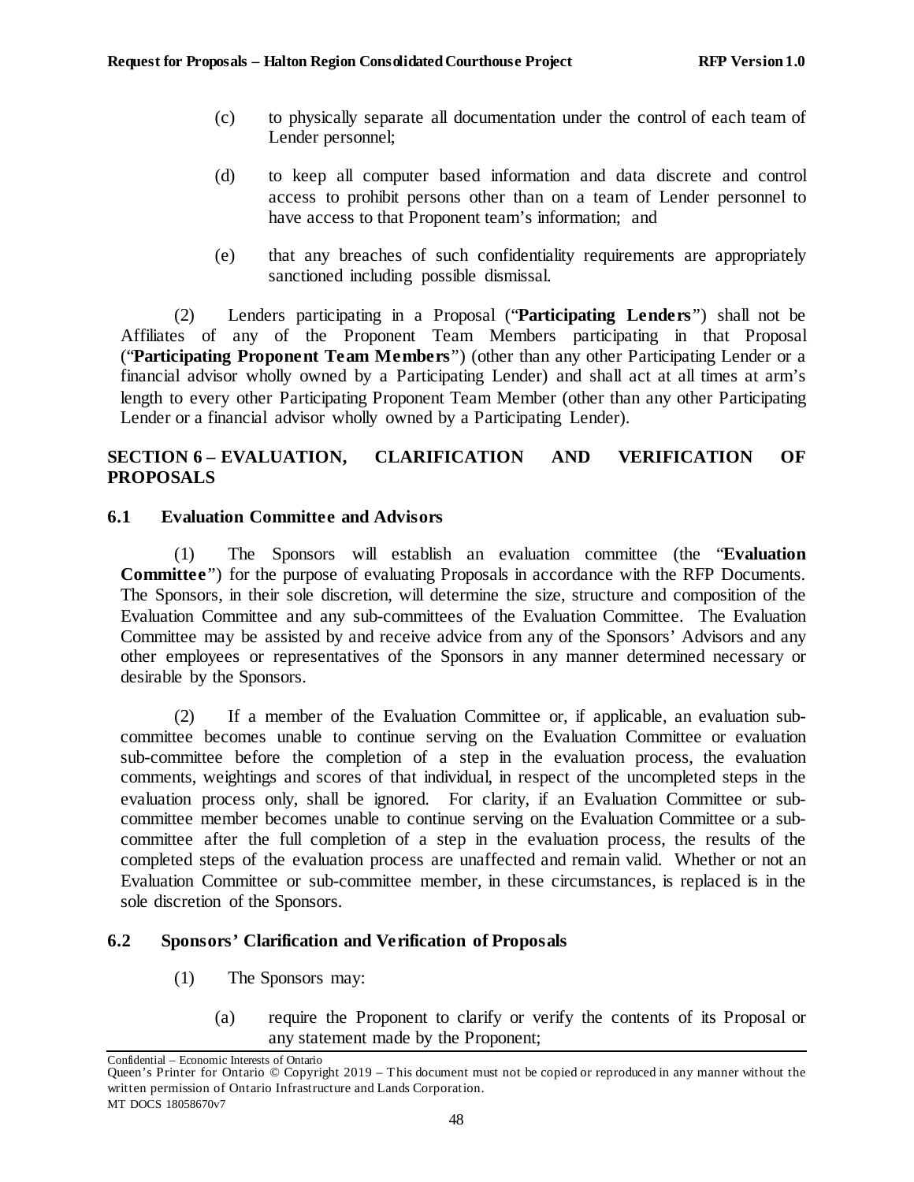(c) to physically separate all documentation under the control of each team of Lender personnel;

(d) to keep all computer based information and data discrete and control access to prohibit persons other than on a team of Lender personnel to have access to that Proponent team's information; and

(e) that any breaches of such confidentiality requirements are appropriately sanctioned including possible dismissal.

(2) Lenders participating in a Proposal ("**Participating Lenders**") shall not be Affiliates of any of the Proponent Team Members participating in that Proposal ("**Participating Proponent Team Members**") (other than any other Participating Lender or a financial advisor wholly owned by a Participating Lender) and shall act at all times at arm's length to every other Participating Proponent Team Member (other than any other Participating Lender or a financial advisor wholly owned by a Participating Lender).

## SECTION 6 – EVALUATION, CLARIFICATION AND VERIFICATION OF PROPOSALS

### 6.1 Evaluation Committee and Advisors

(1) The Sponsors will establish an evaluation committee (the "**Evaluation Committee**") for the purpose of evaluating Proposals in accordance with the RFP Documents. The Sponsors, in their sole discretion, will determine the size, structure and composition of the Evaluation Committee and any sub-committees of the Evaluation Committee. The Evaluation Committee may be assisted by and receive advice from any of the Sponsors' Advisors and any other employees or representatives of the Sponsors in any manner determined necessary or desirable by the Sponsors.

(2) If a member of the Evaluation Committee or, if applicable, an evaluation sub-committee becomes unable to continue serving on the Evaluation Committee or evaluation sub-committee before the completion of a step in the evaluation process, the evaluation comments, weightings and scores of that individual, in respect of the uncompleted steps in the evaluation process only, shall be ignored. For clarity, if an Evaluation Committee or sub-committee member becomes unable to continue serving on the Evaluation Committee or a sub-committee after the full completion of a step in the evaluation process, the results of the completed steps of the evaluation process are unaffected and remain valid. Whether or not an Evaluation Committee or sub-committee member, in these circumstances, is replaced is in the sole discretion of the Sponsors.

### 6.2 Sponsors' Clarification and Verification of Proposals

(1) The Sponsors may:

(a) require the Proponent to clarify or verify the contents of its Proposal or any statement made by the Proponent;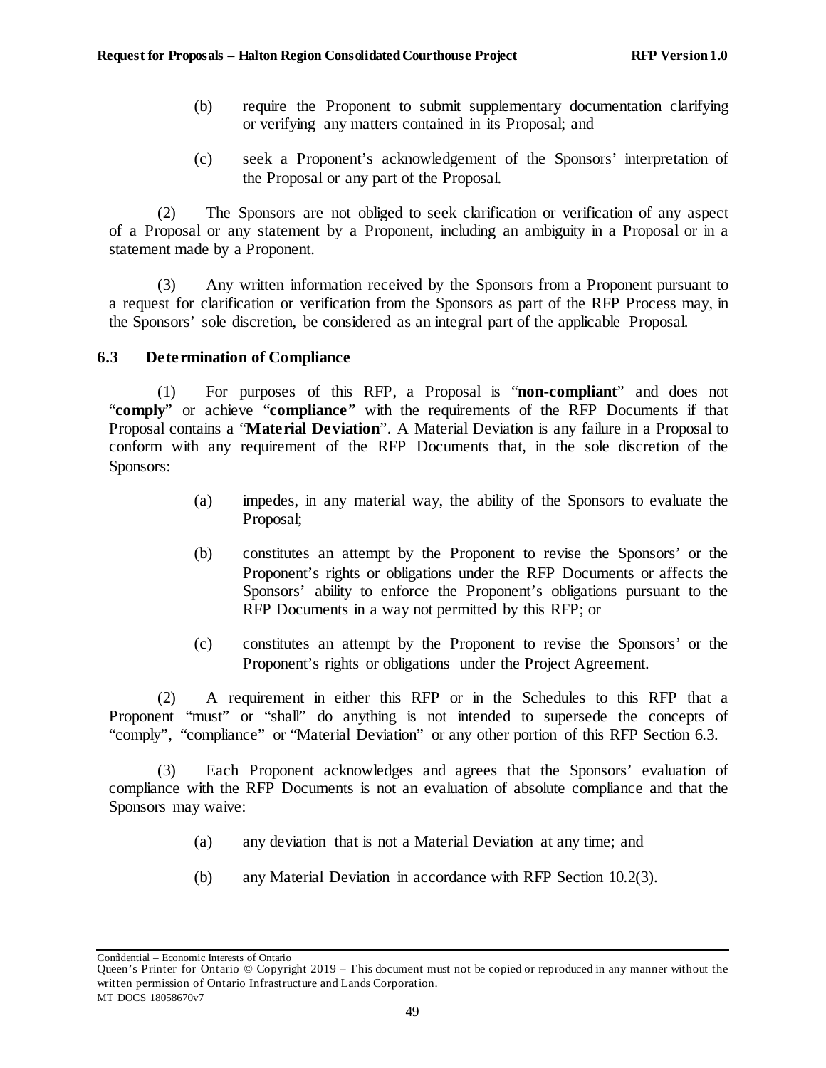(b) require the Proponent to submit supplementary documentation clarifying or verifying any matters contained in its Proposal; and

(c) seek a Proponent's acknowledgement of the Sponsors' interpretation of the Proposal or any part of the Proposal.

(2) The Sponsors are not obliged to seek clarification or verification of any aspect of a Proposal or any statement by a Proponent, including an ambiguity in a Proposal or in a statement made by a Proponent.

(3) Any written information received by the Sponsors from a Proponent pursuant to a request for clarification or verification from the Sponsors as part of the RFP Process may, in the Sponsors' sole discretion, be considered as an integral part of the applicable Proposal.

### 6.3 Determination of Compliance

(1) For purposes of this RFP, a Proposal is "**non-compliant**" and does not "**comply**" or achieve "**compliance**" with the requirements of the RFP Documents if that Proposal contains a "**Material Deviation**". A Material Deviation is any failure in a Proposal to conform with any requirement of the RFP Documents that, in the sole discretion of the Sponsors:

(a) impedes, in any material way, the ability of the Sponsors to evaluate the Proposal;

(b) constitutes an attempt by the Proponent to revise the Sponsors' or the Proponent's rights or obligations under the RFP Documents or affects the Sponsors' ability to enforce the Proponent's obligations pursuant to the RFP Documents in a way not permitted by this RFP; or

(c) constitutes an attempt by the Proponent to revise the Sponsors' or the Proponent's rights or obligations under the Project Agreement.

(2) A requirement in either this RFP or in the Schedules to this RFP that a Proponent "must" or "shall" do anything is not intended to supersede the concepts of "comply", "compliance" or "Material Deviation" or any other portion of this RFP Section 6.3.

(3) Each Proponent acknowledges and agrees that the Sponsors' evaluation of compliance with the RFP Documents is not an evaluation of absolute compliance and that the Sponsors may waive:

(a) any deviation that is not a Material Deviation at any time; and

(b) any Material Deviation in accordance with RFP Section 10.2(3).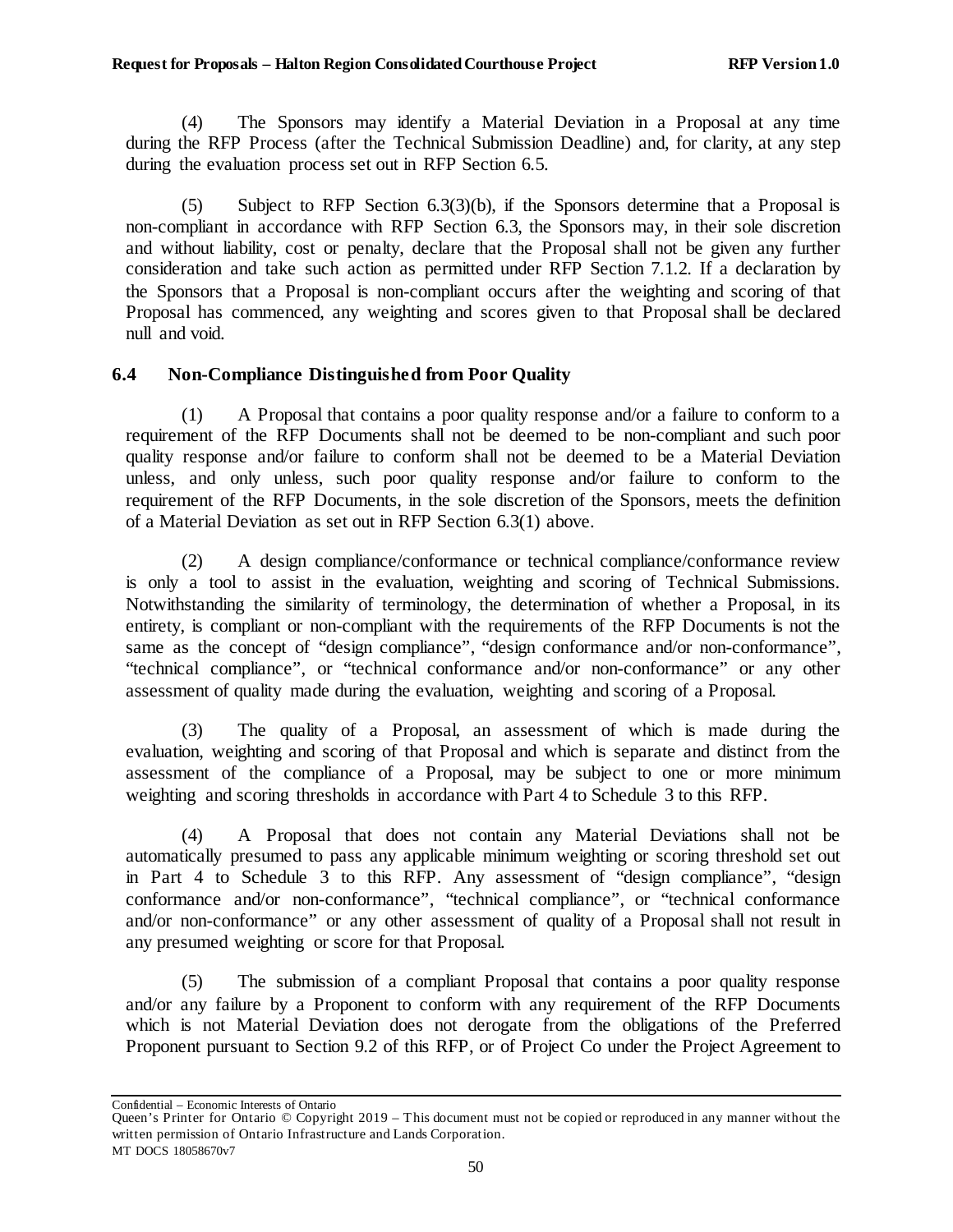(4) The Sponsors may identify a Material Deviation in a Proposal at any time during the RFP Process (after the Technical Submission Deadline) and, for clarity, at any step during the evaluation process set out in RFP Section 6.5.

(5) Subject to RFP Section 6.3(3)(b), if the Sponsors determine that a Proposal is non-compliant in accordance with RFP Section 6.3, the Sponsors may, in their sole discretion and without liability, cost or penalty, declare that the Proposal shall not be given any further consideration and take such action as permitted under RFP Section 7.1.2. If a declaration by the Sponsors that a Proposal is non-compliant occurs after the weighting and scoring of that Proposal has commenced, any weighting and scores given to that Proposal shall be declared null and void.

### 6.4 Non-Compliance Distinguished from Poor Quality

(1) A Proposal that contains a poor quality response and/or a failure to conform to a requirement of the RFP Documents shall not be deemed to be non-compliant and such poor quality response and/or failure to conform shall not be deemed to be a Material Deviation unless, and only unless, such poor quality response and/or failure to conform to the requirement of the RFP Documents, in the sole discretion of the Sponsors, meets the definition of a Material Deviation as set out in RFP Section 6.3(1) above.

(2) A design compliance/conformance or technical compliance/conformance review is only a tool to assist in the evaluation, weighting and scoring of Technical Submissions. Notwithstanding the similarity of terminology, the determination of whether a Proposal, in its entirety, is compliant or non-compliant with the requirements of the RFP Documents is not the same as the concept of "design compliance", "design conformance and/or non-conformance", "technical compliance", or "technical conformance and/or non-conformance" or any other assessment of quality made during the evaluation, weighting and scoring of a Proposal.

(3) The quality of a Proposal, an assessment of which is made during the evaluation, weighting and scoring of that Proposal and which is separate and distinct from the assessment of the compliance of a Proposal, may be subject to one or more minimum weighting and scoring thresholds in accordance with Part 4 to Schedule 3 to this RFP.

(4) A Proposal that does not contain any Material Deviations shall not be automatically presumed to pass any applicable minimum weighting or scoring threshold set out in Part 4 to Schedule 3 to this RFP. Any assessment of "design compliance", "design conformance and/or non-conformance", "technical compliance", or "technical conformance and/or non-conformance" or any other assessment of quality of a Proposal shall not result in any presumed weighting or score for that Proposal.

(5) The submission of a compliant Proposal that contains a poor quality response and/or any failure by a Proponent to conform with any requirement of the RFP Documents which is not Material Deviation does not derogate from the obligations of the Preferred Proponent pursuant to Section 9.2 of this RFP, or of Project Co under the Project Agreement to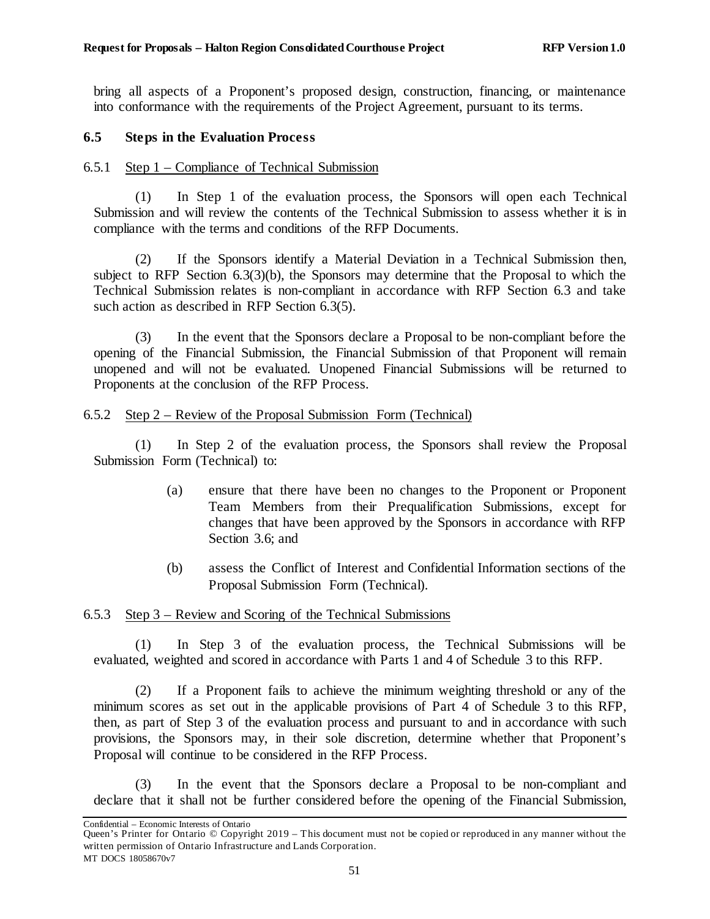bring all aspects of a Proponent's proposed design, construction, financing, or maintenance into conformance with the requirements of the Project Agreement, pursuant to its terms.

## 6.5 Steps in the Evaluation Process

### 6.5.1 Step 1 – Compliance of Technical Submission

(1) In Step 1 of the evaluation process, the Sponsors will open each Technical Submission and will review the contents of the Technical Submission to assess whether it is in compliance with the terms and conditions of the RFP Documents.

(2) If the Sponsors identify a Material Deviation in a Technical Submission then, subject to RFP Section 6.3(3)(b), the Sponsors may determine that the Proposal to which the Technical Submission relates is non-compliant in accordance with RFP Section 6.3 and take such action as described in RFP Section 6.3(5).

(3) In the event that the Sponsors declare a Proposal to be non-compliant before the opening of the Financial Submission, the Financial Submission of that Proponent will remain unopened and will not be evaluated. Unopened Financial Submissions will be returned to Proponents at the conclusion of the RFP Process.

### 6.5.2 Step 2 – Review of the Proposal Submission Form (Technical)

(1) In Step 2 of the evaluation process, the Sponsors shall review the Proposal Submission Form (Technical) to:

(a) ensure that there have been no changes to the Proponent or Proponent Team Members from their Prequalification Submissions, except for changes that have been approved by the Sponsors in accordance with RFP Section 3.6; and

(b) assess the Conflict of Interest and Confidential Information sections of the Proposal Submission Form (Technical).

### 6.5.3 Step 3 – Review and Scoring of the Technical Submissions

(1) In Step 3 of the evaluation process, the Technical Submissions will be evaluated, weighted and scored in accordance with Parts 1 and 4 of Schedule 3 to this RFP.

(2) If a Proponent fails to achieve the minimum weighting threshold or any of the minimum scores as set out in the applicable provisions of Part 4 of Schedule 3 to this RFP, then, as part of Step 3 of the evaluation process and pursuant to and in accordance with such provisions, the Sponsors may, in their sole discretion, determine whether that Proponent's Proposal will continue to be considered in the RFP Process.

(3) In the event that the Sponsors declare a Proposal to be non-compliant and declare that it shall not be further considered before the opening of the Financial Submission,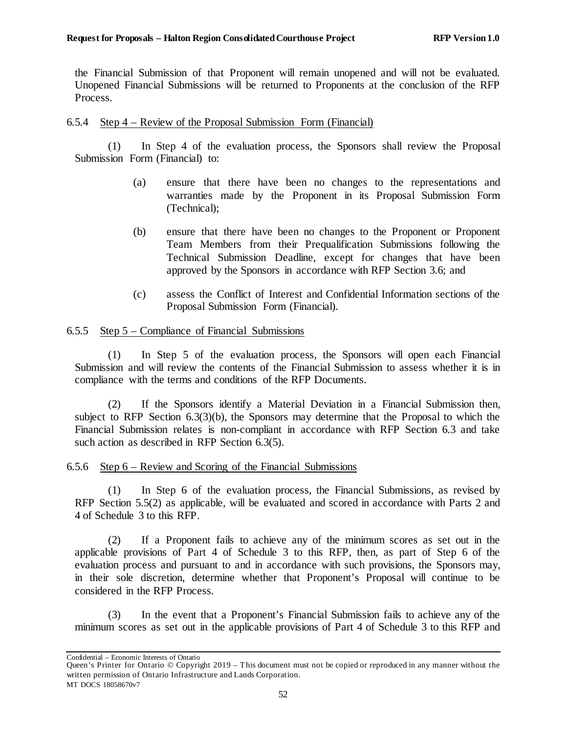the Financial Submission of that Proponent will remain unopened and will not be evaluated. Unopened Financial Submissions will be returned to Proponents at the conclusion of the RFP Process.

6.5.4 Step 4 – Review of the Proposal Submission Form (Financial)

(1) In Step 4 of the evaluation process, the Sponsors shall review the Proposal Submission Form (Financial) to:

(a) ensure that there have been no changes to the representations and warranties made by the Proponent in its Proposal Submission Form (Technical);

(b) ensure that there have been no changes to the Proponent or Proponent Team Members from their Prequalification Submissions following the Technical Submission Deadline, except for changes that have been approved by the Sponsors in accordance with RFP Section 3.6; and

(c) assess the Conflict of Interest and Confidential Information sections of the Proposal Submission Form (Financial).

6.5.5 Step 5 – Compliance of Financial Submissions

(1) In Step 5 of the evaluation process, the Sponsors will open each Financial Submission and will review the contents of the Financial Submission to assess whether it is in compliance with the terms and conditions of the RFP Documents.

(2) If the Sponsors identify a Material Deviation in a Financial Submission then, subject to RFP Section 6.3(3)(b), the Sponsors may determine that the Proposal to which the Financial Submission relates is non-compliant in accordance with RFP Section 6.3 and take such action as described in RFP Section 6.3(5).

6.5.6 Step 6 – Review and Scoring of the Financial Submissions

(1) In Step 6 of the evaluation process, the Financial Submissions, as revised by RFP Section 5.5(2) as applicable, will be evaluated and scored in accordance with Parts 2 and 4 of Schedule 3 to this RFP.

(2) If a Proponent fails to achieve any of the minimum scores as set out in the applicable provisions of Part 4 of Schedule 3 to this RFP, then, as part of Step 6 of the evaluation process and pursuant to and in accordance with such provisions, the Sponsors may, in their sole discretion, determine whether that Proponent's Proposal will continue to be considered in the RFP Process.

(3) In the event that a Proponent's Financial Submission fails to achieve any of the minimum scores as set out in the applicable provisions of Part 4 of Schedule 3 to this RFP and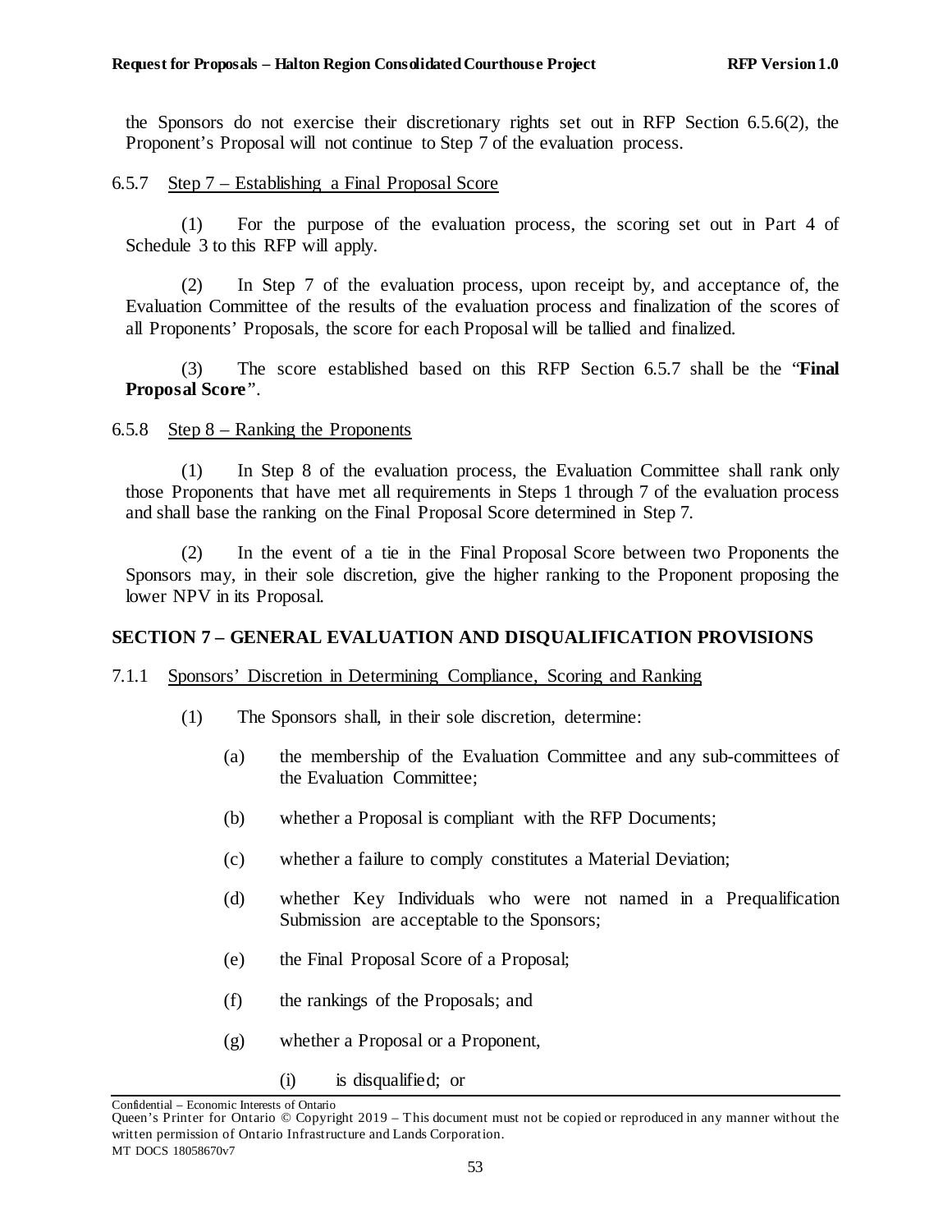the Sponsors do not exercise their discretionary rights set out in RFP Section 6.5.6(2), the Proponent's Proposal will not continue to Step 7 of the evaluation process.

6.5.7 Step 7 – Establishing a Final Proposal Score

(1) For the purpose of the evaluation process, the scoring set out in Part 4 of Schedule 3 to this RFP will apply.

(2) In Step 7 of the evaluation process, upon receipt by, and acceptance of, the Evaluation Committee of the results of the evaluation process and finalization of the scores of all Proponents' Proposals, the score for each Proposal will be tallied and finalized.

(3) The score established based on this RFP Section 6.5.7 shall be the "**Final Proposal Score**".

6.5.8 Step 8 – Ranking the Proponents

(1) In Step 8 of the evaluation process, the Evaluation Committee shall rank only those Proponents that have met all requirements in Steps 1 through 7 of the evaluation process and shall base the ranking on the Final Proposal Score determined in Step 7.

(2) In the event of a tie in the Final Proposal Score between two Proponents the Sponsors may, in their sole discretion, give the higher ranking to the Proponent proposing the lower NPV in its Proposal.

## SECTION 7 – GENERAL EVALUATION AND DISQUALIFICATION PROVISIONS

7.1.1 Sponsors' Discretion in Determining Compliance, Scoring and Ranking

(1) The Sponsors shall, in their sole discretion, determine:

(a) the membership of the Evaluation Committee and any sub-committees of the Evaluation Committee;

(b) whether a Proposal is compliant with the RFP Documents;

(c) whether a failure to comply constitutes a Material Deviation;

(d) whether Key Individuals who were not named in a Prequalification Submission are acceptable to the Sponsors;

(e) the Final Proposal Score of a Proposal;

(f) the rankings of the Proposals; and

(g) whether a Proposal or a Proponent,

(i) is disqualified; or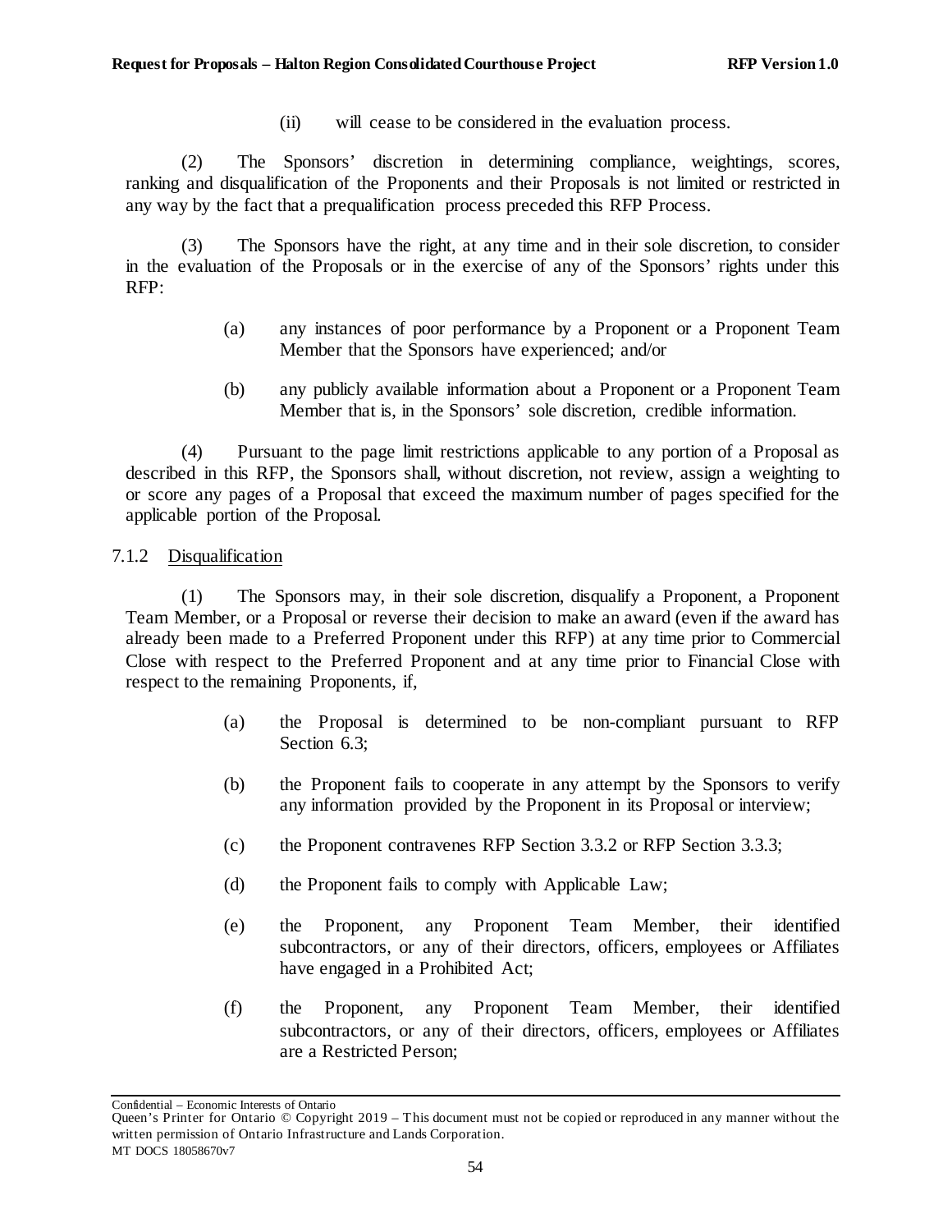(ii) will cease to be considered in the evaluation process.

(2) The Sponsors' discretion in determining compliance, weightings, scores, ranking and disqualification of the Proponents and their Proposals is not limited or restricted in any way by the fact that a prequalification process preceded this RFP Process.

(3) The Sponsors have the right, at any time and in their sole discretion, to consider in the evaluation of the Proposals or in the exercise of any of the Sponsors' rights under this RFP:

(a) any instances of poor performance by a Proponent or a Proponent Team Member that the Sponsors have experienced; and/or

(b) any publicly available information about a Proponent or a Proponent Team Member that is, in the Sponsors' sole discretion, credible information.

(4) Pursuant to the page limit restrictions applicable to any portion of a Proposal as described in this RFP, the Sponsors shall, without discretion, not review, assign a weighting to or score any pages of a Proposal that exceed the maximum number of pages specified for the applicable portion of the Proposal.

7.1.2 Disqualification

(1) The Sponsors may, in their sole discretion, disqualify a Proponent, a Proponent Team Member, or a Proposal or reverse their decision to make an award (even if the award has already been made to a Preferred Proponent under this RFP) at any time prior to Commercial Close with respect to the Preferred Proponent and at any time prior to Financial Close with respect to the remaining Proponents, if,

(a) the Proposal is determined to be non-compliant pursuant to RFP Section 6.3;

(b) the Proponent fails to cooperate in any attempt by the Sponsors to verify any information provided by the Proponent in its Proposal or interview;

(c) the Proponent contravenes RFP Section 3.3.2 or RFP Section 3.3.3;

(d) the Proponent fails to comply with Applicable Law;

(e) the Proponent, any Proponent Team Member, their identified subcontractors, or any of their directors, officers, employees or Affiliates have engaged in a Prohibited Act;

(f) the Proponent, any Proponent Team Member, their identified subcontractors, or any of their directors, officers, employees or Affiliates are a Restricted Person;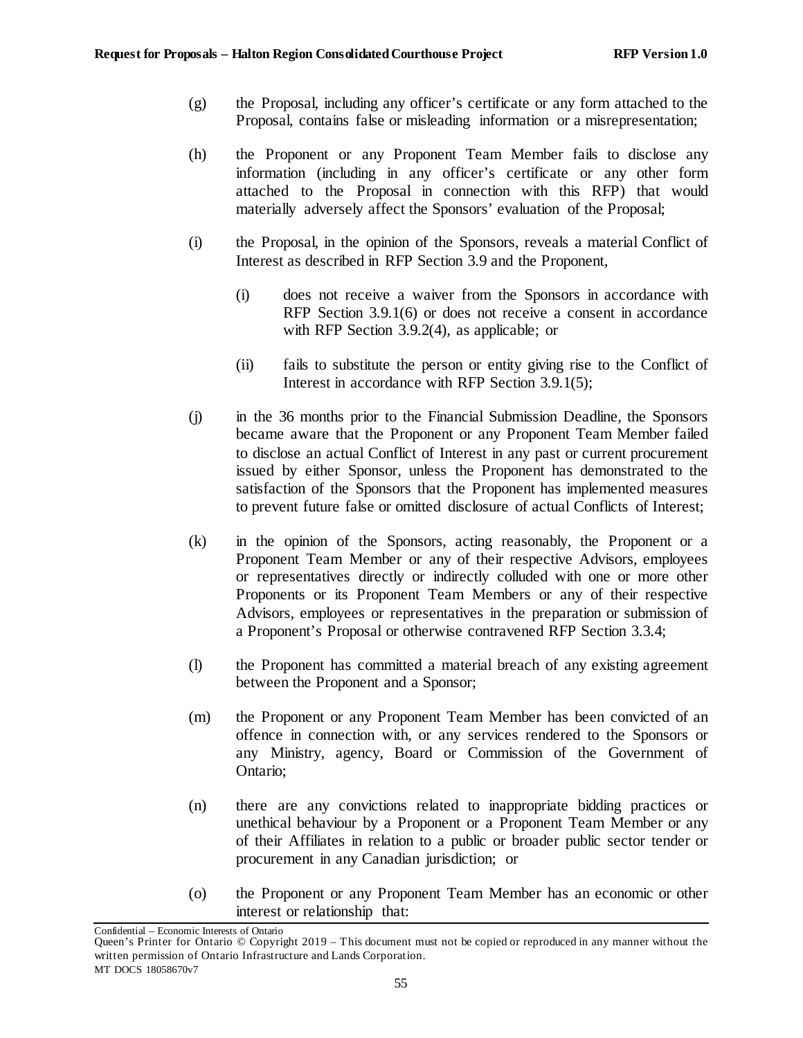(g) the Proposal, including any officer's certificate or any form attached to the Proposal, contains false or misleading information or a misrepresentation;

(h) the Proponent or any Proponent Team Member fails to disclose any information (including in any officer's certificate or any other form attached to the Proposal in connection with this RFP) that would materially adversely affect the Sponsors' evaluation of the Proposal;

(i) the Proposal, in the opinion of the Sponsors, reveals a material Conflict of Interest as described in RFP Section 3.9 and the Proponent,

  (i) does not receive a waiver from the Sponsors in accordance with RFP Section 3.9.1(6) or does not receive a consent in accordance with RFP Section 3.9.2(4), as applicable; or

  (ii) fails to substitute the person or entity giving rise to the Conflict of Interest in accordance with RFP Section 3.9.1(5);

(j) in the 36 months prior to the Financial Submission Deadline, the Sponsors became aware that the Proponent or any Proponent Team Member failed to disclose an actual Conflict of Interest in any past or current procurement issued by either Sponsor, unless the Proponent has demonstrated to the satisfaction of the Sponsors that the Proponent has implemented measures to prevent future false or omitted disclosure of actual Conflicts of Interest;

(k) in the opinion of the Sponsors, acting reasonably, the Proponent or a Proponent Team Member or any of their respective Advisors, employees or representatives directly or indirectly colluded with one or more other Proponents or its Proponent Team Members or any of their respective Advisors, employees or representatives in the preparation or submission of a Proponent's Proposal or otherwise contravened RFP Section 3.3.4;

(l) the Proponent has committed a material breach of any existing agreement between the Proponent and a Sponsor;

(m) the Proponent or any Proponent Team Member has been convicted of an offence in connection with, or any services rendered to the Sponsors or any Ministry, agency, Board or Commission of the Government of Ontario;

(n) there are any convictions related to inappropriate bidding practices or unethical behaviour by a Proponent or a Proponent Team Member or any of their Affiliates in relation to a public or broader public sector tender or procurement in any Canadian jurisdiction; or

(o) the Proponent or any Proponent Team Member has an economic or other interest or relationship that: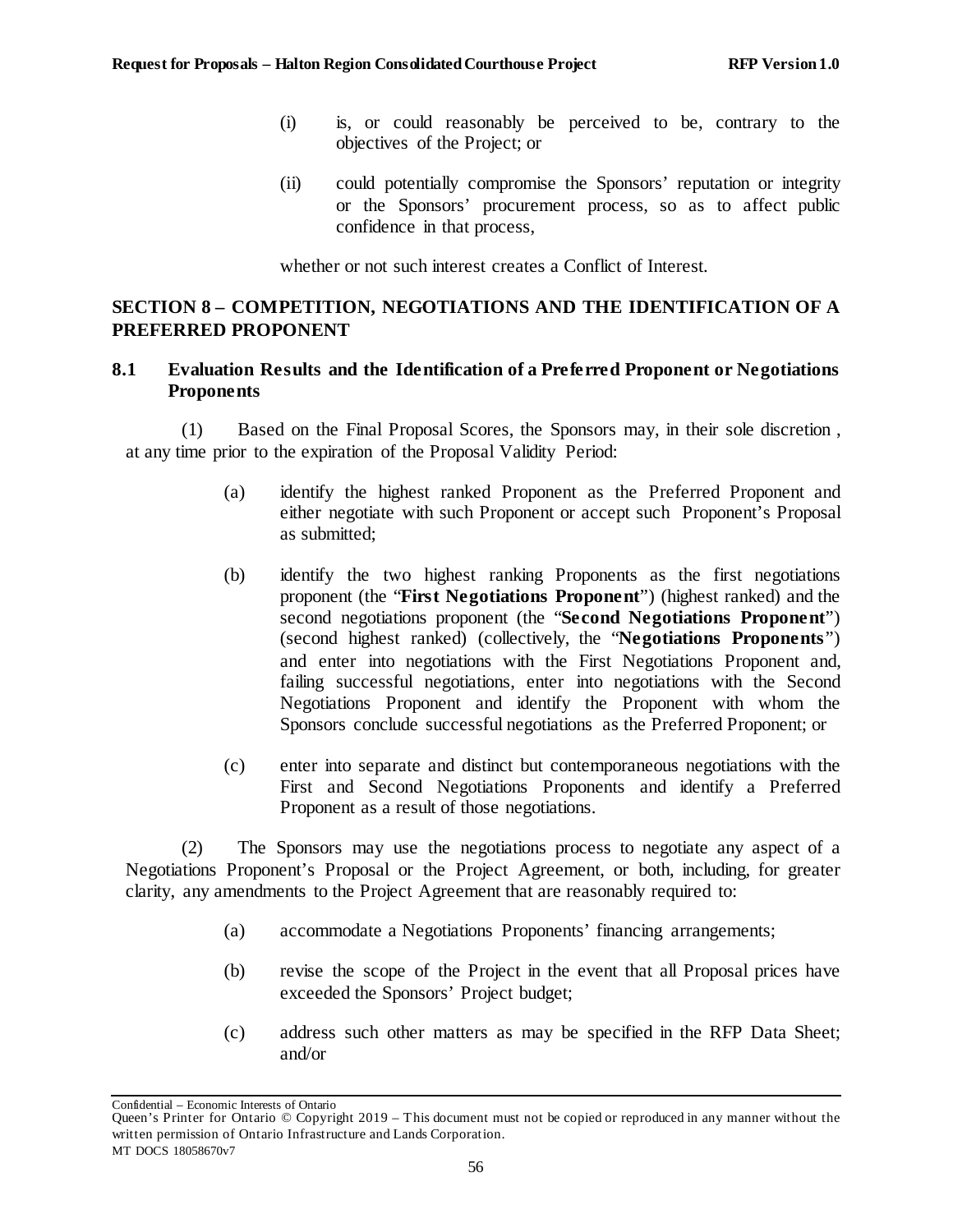(i) is, or could reasonably be perceived to be, contrary to the objectives of the Project; or

(ii) could potentially compromise the Sponsors' reputation or integrity or the Sponsors' procurement process, so as to affect public confidence in that process,

whether or not such interest creates a Conflict of Interest.

## SECTION 8 – COMPETITION, NEGOTIATIONS AND THE IDENTIFICATION OF A PREFERRED PROPONENT

### 8.1 Evaluation Results and the Identification of a Preferred Proponent or Negotiations Proponents

(1) Based on the Final Proposal Scores, the Sponsors may, in their sole discretion , at any time prior to the expiration of the Proposal Validity Period:

(a) identify the highest ranked Proponent as the Preferred Proponent and either negotiate with such Proponent or accept such Proponent's Proposal as submitted;

(b) identify the two highest ranking Proponents as the first negotiations proponent (the "**First Negotiations Proponent**") (highest ranked) and the second negotiations proponent (the "**Second Negotiations Proponent**") (second highest ranked) (collectively, the "**Negotiations Proponents**") and enter into negotiations with the First Negotiations Proponent and, failing successful negotiations, enter into negotiations with the Second Negotiations Proponent and identify the Proponent with whom the Sponsors conclude successful negotiations as the Preferred Proponent; or

(c) enter into separate and distinct but contemporaneous negotiations with the First and Second Negotiations Proponents and identify a Preferred Proponent as a result of those negotiations.

(2) The Sponsors may use the negotiations process to negotiate any aspect of a Negotiations Proponent's Proposal or the Project Agreement, or both, including, for greater clarity, any amendments to the Project Agreement that are reasonably required to:

(a) accommodate a Negotiations Proponents' financing arrangements;

(b) revise the scope of the Project in the event that all Proposal prices have exceeded the Sponsors' Project budget;

(c) address such other matters as may be specified in the RFP Data Sheet; and/or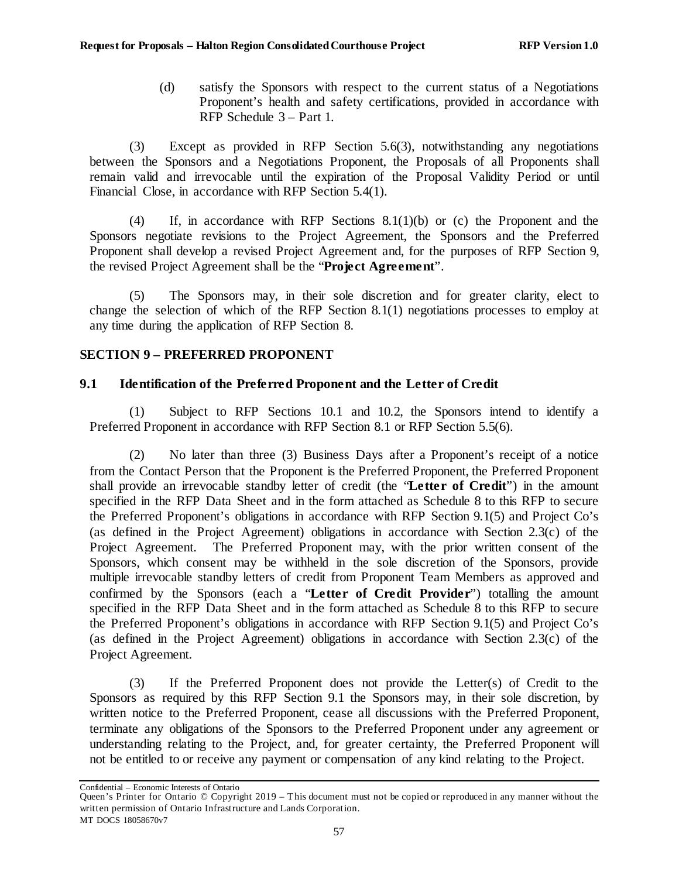(d) satisfy the Sponsors with respect to the current status of a Negotiations Proponent's health and safety certifications, provided in accordance with RFP Schedule 3 – Part 1.

(3) Except as provided in RFP Section 5.6(3), notwithstanding any negotiations between the Sponsors and a Negotiations Proponent, the Proposals of all Proponents shall remain valid and irrevocable until the expiration of the Proposal Validity Period or until Financial Close, in accordance with RFP Section 5.4(1).

(4) If, in accordance with RFP Sections 8.1(1)(b) or (c) the Proponent and the Sponsors negotiate revisions to the Project Agreement, the Sponsors and the Preferred Proponent shall develop a revised Project Agreement and, for the purposes of RFP Section 9, the revised Project Agreement shall be the "**Project Agreement**".

(5) The Sponsors may, in their sole discretion and for greater clarity, elect to change the selection of which of the RFP Section 8.1(1) negotiations processes to employ at any time during the application of RFP Section 8.

## SECTION 9 – PREFERRED PROPONENT

### 9.1 Identification of the Preferred Proponent and the Letter of Credit

(1) Subject to RFP Sections 10.1 and 10.2, the Sponsors intend to identify a Preferred Proponent in accordance with RFP Section 8.1 or RFP Section 5.5(6).

(2) No later than three (3) Business Days after a Proponent's receipt of a notice from the Contact Person that the Proponent is the Preferred Proponent, the Preferred Proponent shall provide an irrevocable standby letter of credit (the "**Letter of Credit**") in the amount specified in the RFP Data Sheet and in the form attached as Schedule 8 to this RFP to secure the Preferred Proponent's obligations in accordance with RFP Section 9.1(5) and Project Co's (as defined in the Project Agreement) obligations in accordance with Section 2.3(c) of the Project Agreement. The Preferred Proponent may, with the prior written consent of the Sponsors, which consent may be withheld in the sole discretion of the Sponsors, provide multiple irrevocable standby letters of credit from Proponent Team Members as approved and confirmed by the Sponsors (each a "**Letter of Credit Provider**") totalling the amount specified in the RFP Data Sheet and in the form attached as Schedule 8 to this RFP to secure the Preferred Proponent's obligations in accordance with RFP Section 9.1(5) and Project Co's (as defined in the Project Agreement) obligations in accordance with Section 2.3(c) of the Project Agreement.

(3) If the Preferred Proponent does not provide the Letter(s) of Credit to the Sponsors as required by this RFP Section 9.1 the Sponsors may, in their sole discretion, by written notice to the Preferred Proponent, cease all discussions with the Preferred Proponent, terminate any obligations of the Sponsors to the Preferred Proponent under any agreement or understanding relating to the Project, and, for greater certainty, the Preferred Proponent will not be entitled to or receive any payment or compensation of any kind relating to the Project.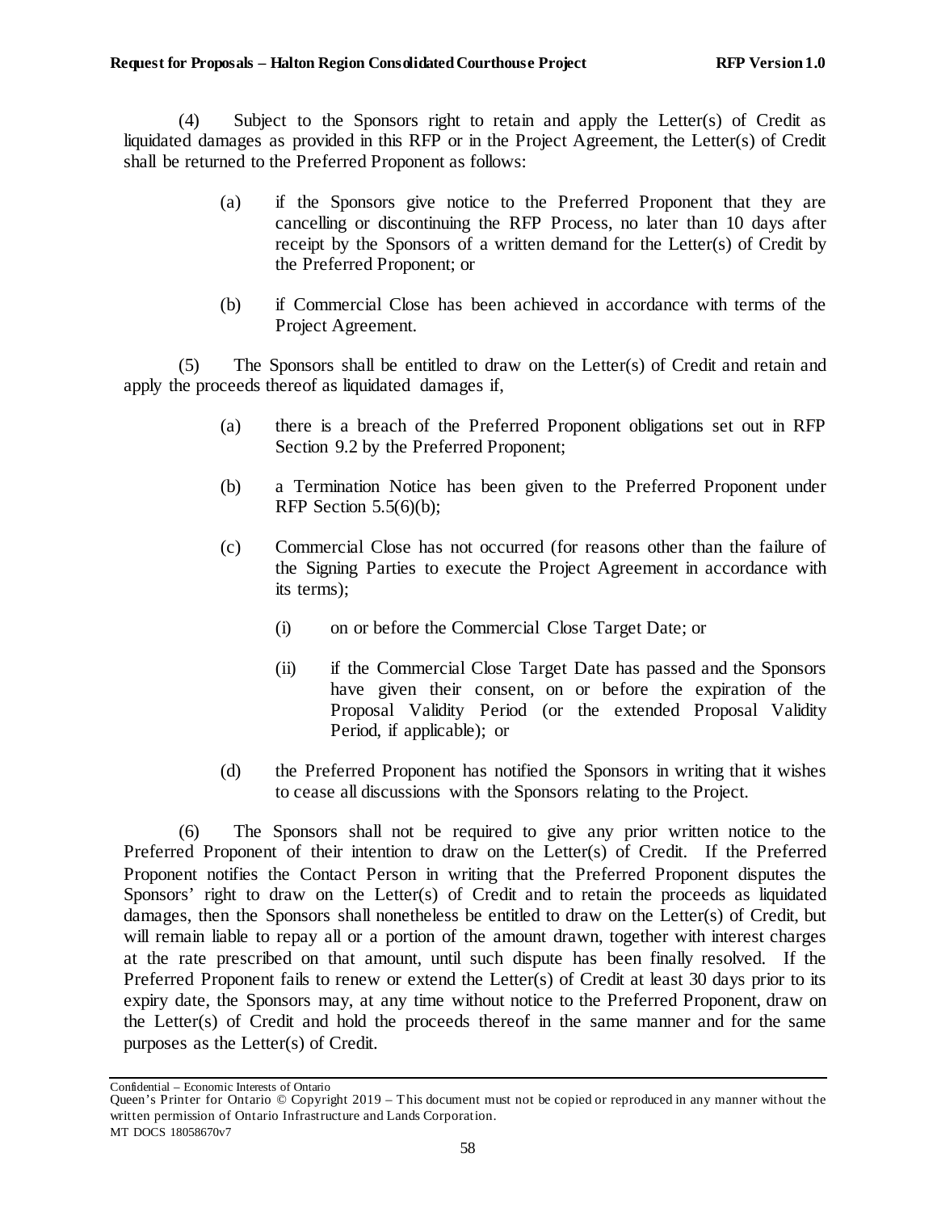(4) Subject to the Sponsors right to retain and apply the Letter(s) of Credit as liquidated damages as provided in this RFP or in the Project Agreement, the Letter(s) of Credit shall be returned to the Preferred Proponent as follows:

> (a) if the Sponsors give notice to the Preferred Proponent that they are cancelling or discontinuing the RFP Process, no later than 10 days after receipt by the Sponsors of a written demand for the Letter(s) of Credit by the Preferred Proponent; or
>
> (b) if Commercial Close has been achieved in accordance with terms of the Project Agreement.

(5) The Sponsors shall be entitled to draw on the Letter(s) of Credit and retain and apply the proceeds thereof as liquidated damages if,

> (a) there is a breach of the Preferred Proponent obligations set out in RFP Section 9.2 by the Preferred Proponent;
>
> (b) a Termination Notice has been given to the Preferred Proponent under RFP Section 5.5(6)(b);
>
> (c) Commercial Close has not occurred (for reasons other than the failure of the Signing Parties to execute the Project Agreement in accordance with its terms);
>
> > (i) on or before the Commercial Close Target Date; or
> >
> > (ii) if the Commercial Close Target Date has passed and the Sponsors have given their consent, on or before the expiration of the Proposal Validity Period (or the extended Proposal Validity Period, if applicable); or
>
> (d) the Preferred Proponent has notified the Sponsors in writing that it wishes to cease all discussions with the Sponsors relating to the Project.

(6) The Sponsors shall not be required to give any prior written notice to the Preferred Proponent of their intention to draw on the Letter(s) of Credit. If the Preferred Proponent notifies the Contact Person in writing that the Preferred Proponent disputes the Sponsors' right to draw on the Letter(s) of Credit and to retain the proceeds as liquidated damages, then the Sponsors shall nonetheless be entitled to draw on the Letter(s) of Credit, but will remain liable to repay all or a portion of the amount drawn, together with interest charges at the rate prescribed on that amount, until such dispute has been finally resolved. If the Preferred Proponent fails to renew or extend the Letter(s) of Credit at least 30 days prior to its expiry date, the Sponsors may, at any time without notice to the Preferred Proponent, draw on the Letter(s) of Credit and hold the proceeds thereof in the same manner and for the same purposes as the Letter(s) of Credit.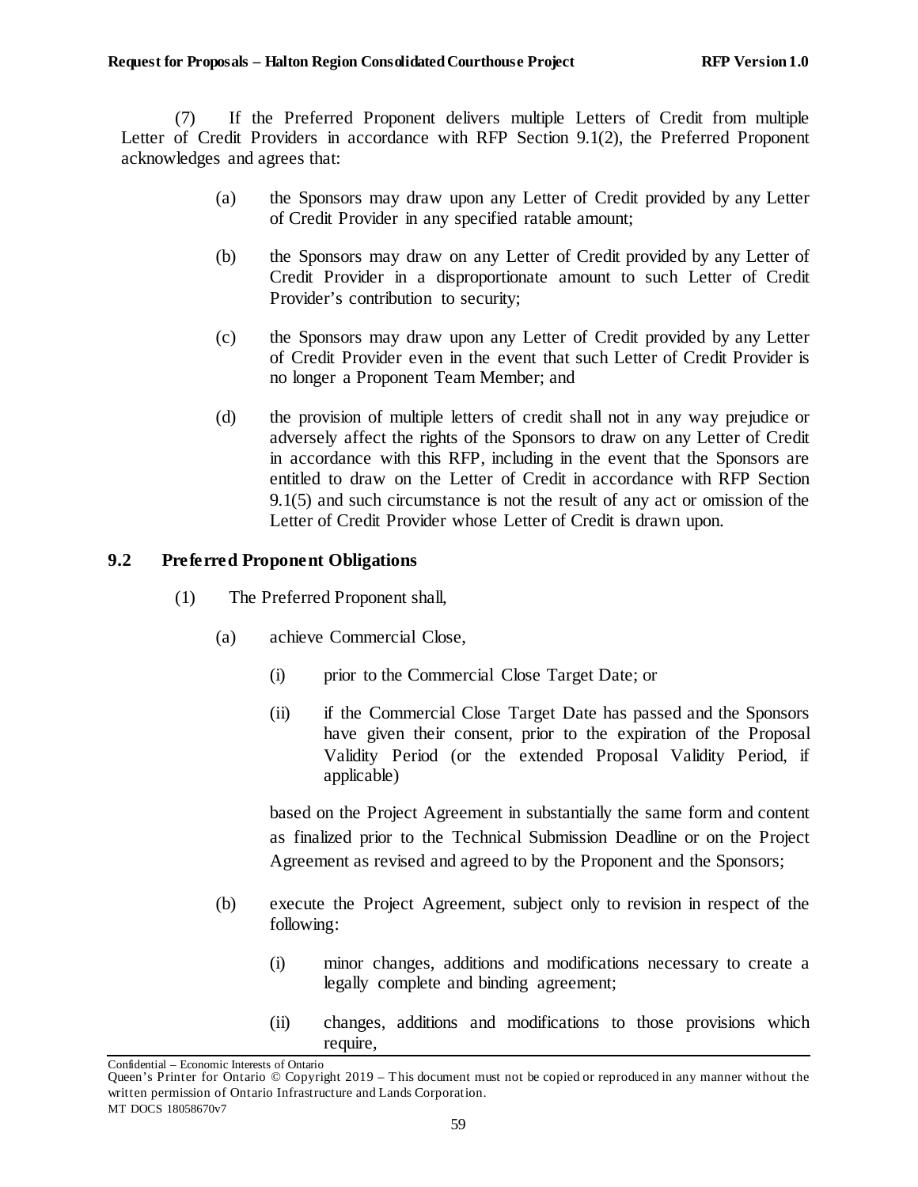(7) If the Preferred Proponent delivers multiple Letters of Credit from multiple Letter of Credit Providers in accordance with RFP Section 9.1(2), the Preferred Proponent acknowledges and agrees that:

(a) the Sponsors may draw upon any Letter of Credit provided by any Letter of Credit Provider in any specified ratable amount;

(b) the Sponsors may draw on any Letter of Credit provided by any Letter of Credit Provider in a disproportionate amount to such Letter of Credit Provider's contribution to security;

(c) the Sponsors may draw upon any Letter of Credit provided by any Letter of Credit Provider even in the event that such Letter of Credit Provider is no longer a Proponent Team Member; and

(d) the provision of multiple letters of credit shall not in any way prejudice or adversely affect the rights of the Sponsors to draw on any Letter of Credit in accordance with this RFP, including in the event that the Sponsors are entitled to draw on the Letter of Credit in accordance with RFP Section 9.1(5) and such circumstance is not the result of any act or omission of the Letter of Credit Provider whose Letter of Credit is drawn upon.

## 9.2 Preferred Proponent Obligations

(1) The Preferred Proponent shall,

(a) achieve Commercial Close,

(i) prior to the Commercial Close Target Date; or

(ii) if the Commercial Close Target Date has passed and the Sponsors have given their consent, prior to the expiration of the Proposal Validity Period (or the extended Proposal Validity Period, if applicable)

based on the Project Agreement in substantially the same form and content as finalized prior to the Technical Submission Deadline or on the Project Agreement as revised and agreed to by the Proponent and the Sponsors;

(b) execute the Project Agreement, subject only to revision in respect of the following:

(i) minor changes, additions and modifications necessary to create a legally complete and binding agreement;

(ii) changes, additions and modifications to those provisions which require,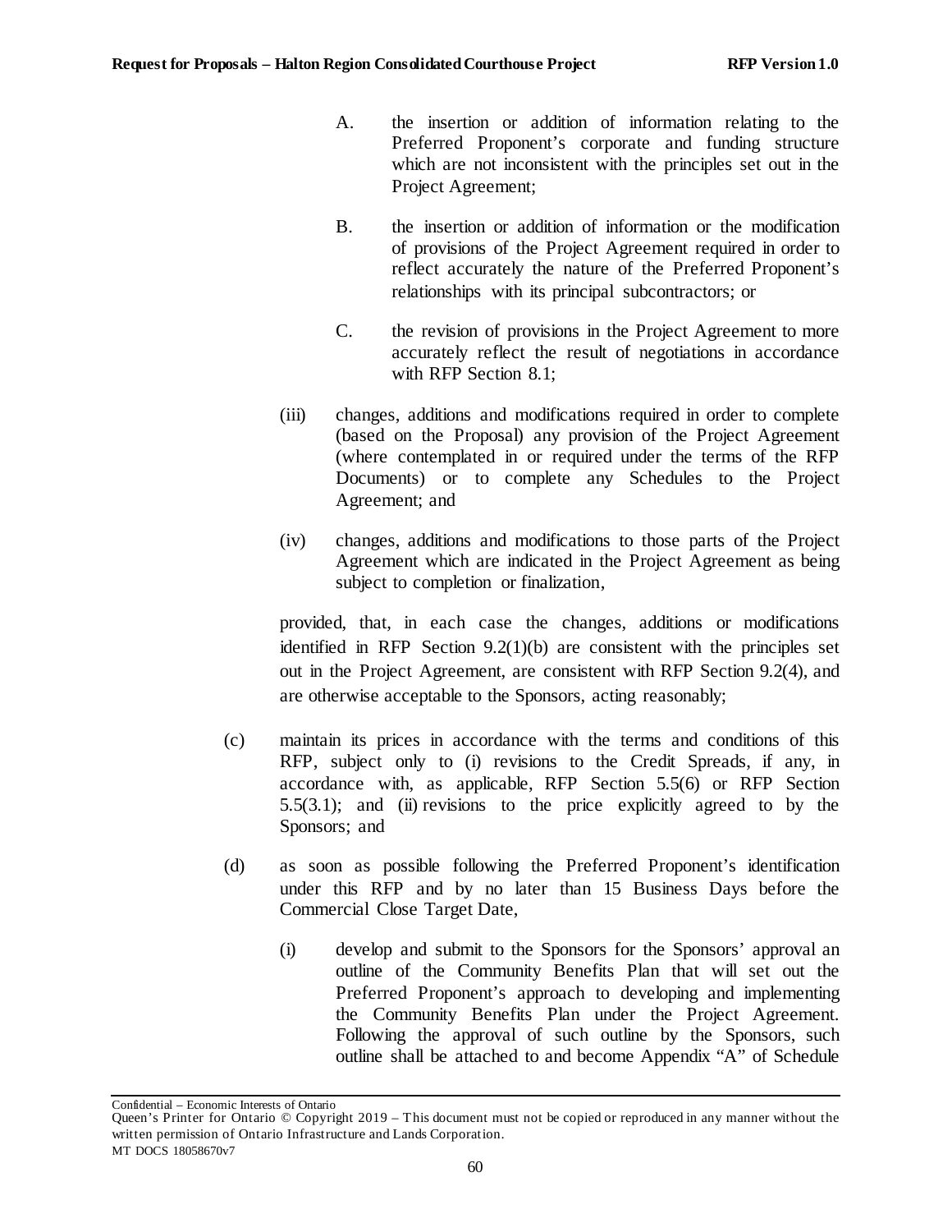A. the insertion or addition of information relating to the Preferred Proponent's corporate and funding structure which are not inconsistent with the principles set out in the Project Agreement;

B. the insertion or addition of information or the modification of provisions of the Project Agreement required in order to reflect accurately the nature of the Preferred Proponent's relationships with its principal subcontractors; or

C. the revision of provisions in the Project Agreement to more accurately reflect the result of negotiations in accordance with RFP Section 8.1;

(iii) changes, additions and modifications required in order to complete (based on the Proposal) any provision of the Project Agreement (where contemplated in or required under the terms of the RFP Documents) or to complete any Schedules to the Project Agreement; and

(iv) changes, additions and modifications to those parts of the Project Agreement which are indicated in the Project Agreement as being subject to completion or finalization,

provided, that, in each case the changes, additions or modifications identified in RFP Section 9.2(1)(b) are consistent with the principles set out in the Project Agreement, are consistent with RFP Section 9.2(4), and are otherwise acceptable to the Sponsors, acting reasonably;

(c) maintain its prices in accordance with the terms and conditions of this RFP, subject only to (i) revisions to the Credit Spreads, if any, in accordance with, as applicable, RFP Section 5.5(6) or RFP Section 5.5(3.1); and (ii) revisions to the price explicitly agreed to by the Sponsors; and

(d) as soon as possible following the Preferred Proponent's identification under this RFP and by no later than 15 Business Days before the Commercial Close Target Date,

(i) develop and submit to the Sponsors for the Sponsors' approval an outline of the Community Benefits Plan that will set out the Preferred Proponent's approach to developing and implementing the Community Benefits Plan under the Project Agreement. Following the approval of such outline by the Sponsors, such outline shall be attached to and become Appendix "A" of Schedule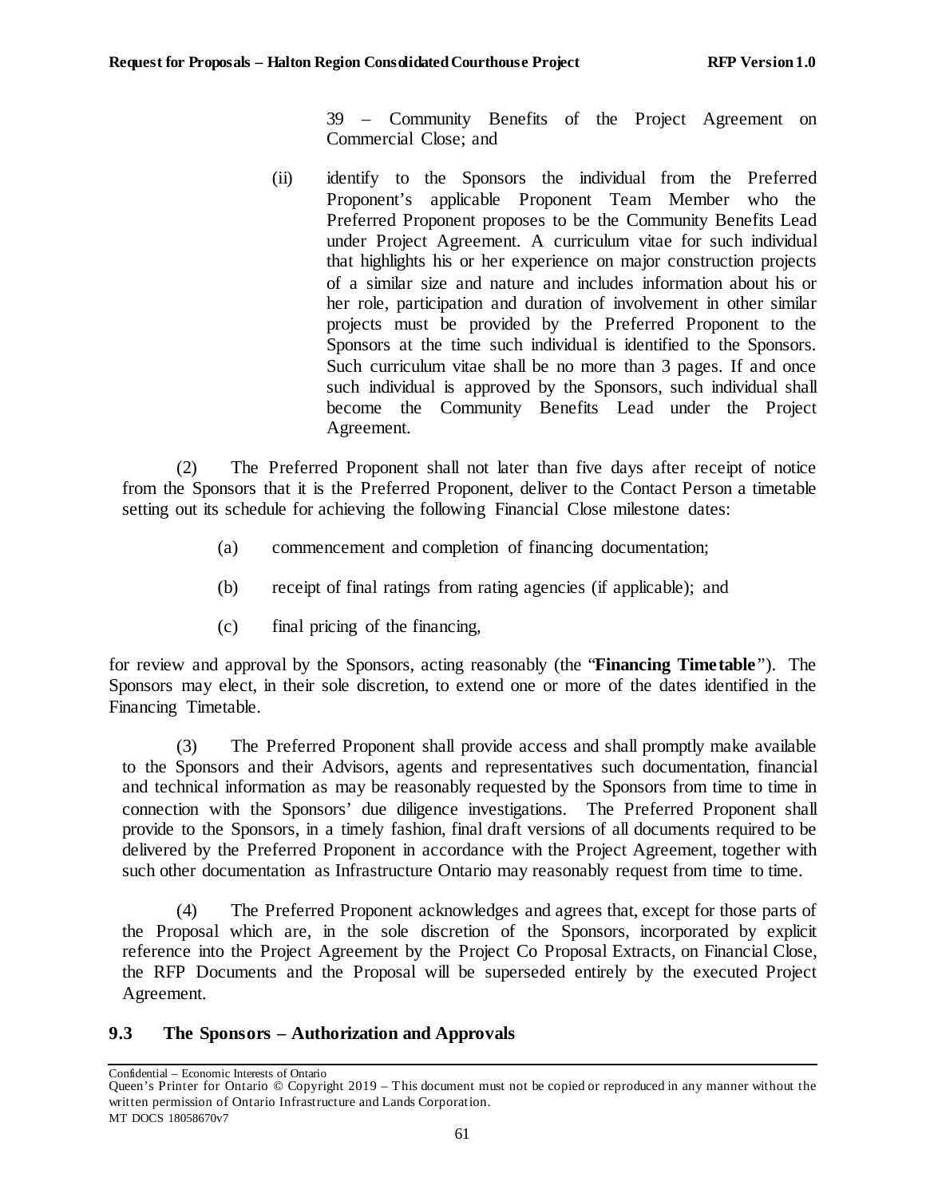39 – Community Benefits of the Project Agreement on Commercial Close; and

(ii) identify to the Sponsors the individual from the Preferred Proponent's applicable Proponent Team Member who the Preferred Proponent proposes to be the Community Benefits Lead under Project Agreement. A curriculum vitae for such individual that highlights his or her experience on major construction projects of a similar size and nature and includes information about his or her role, participation and duration of involvement in other similar projects must be provided by the Preferred Proponent to the Sponsors at the time such individual is identified to the Sponsors. Such curriculum vitae shall be no more than 3 pages. If and once such individual is approved by the Sponsors, such individual shall become the Community Benefits Lead under the Project Agreement.

(2) The Preferred Proponent shall not later than five days after receipt of notice from the Sponsors that it is the Preferred Proponent, deliver to the Contact Person a timetable setting out its schedule for achieving the following Financial Close milestone dates:

(a) commencement and completion of financing documentation;

(b) receipt of final ratings from rating agencies (if applicable); and

(c) final pricing of the financing,

for review and approval by the Sponsors, acting reasonably (the "**Financing Timetable**"). The Sponsors may elect, in their sole discretion, to extend one or more of the dates identified in the Financing Timetable.

(3) The Preferred Proponent shall provide access and shall promptly make available to the Sponsors and their Advisors, agents and representatives such documentation, financial and technical information as may be reasonably requested by the Sponsors from time to time in connection with the Sponsors' due diligence investigations. The Preferred Proponent shall provide to the Sponsors, in a timely fashion, final draft versions of all documents required to be delivered by the Preferred Proponent in accordance with the Project Agreement, together with such other documentation as Infrastructure Ontario may reasonably request from time to time.

(4) The Preferred Proponent acknowledges and agrees that, except for those parts of the Proposal which are, in the sole discretion of the Sponsors, incorporated by explicit reference into the Project Agreement by the Project Co Proposal Extracts, on Financial Close, the RFP Documents and the Proposal will be superseded entirely by the executed Project Agreement.

## 9.3 The Sponsors – Authorization and Approvals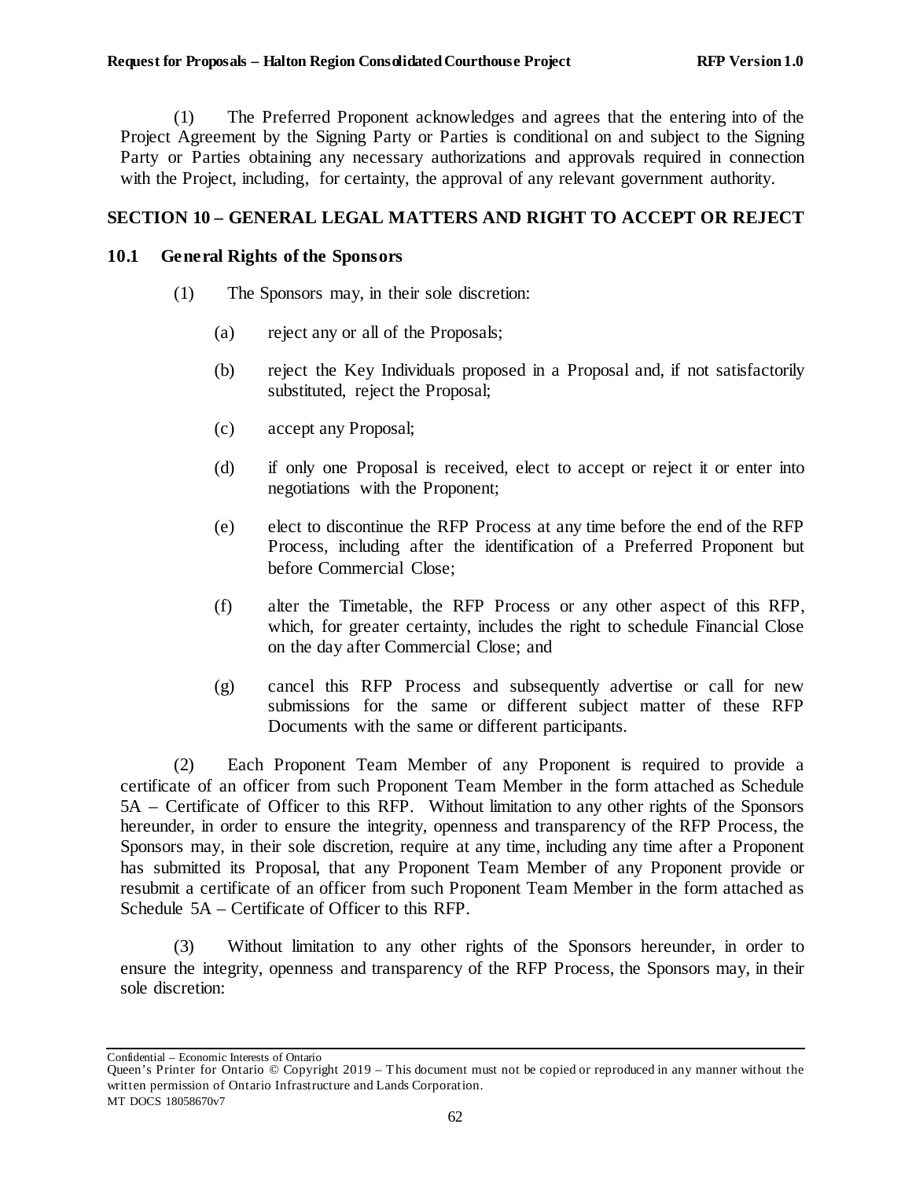(1) The Preferred Proponent acknowledges and agrees that the entering into of the Project Agreement by the Signing Party or Parties is conditional on and subject to the Signing Party or Parties obtaining any necessary authorizations and approvals required in connection with the Project, including, for certainty, the approval of any relevant government authority.

## SECTION 10 – GENERAL LEGAL MATTERS AND RIGHT TO ACCEPT OR REJECT

### 10.1 General Rights of the Sponsors

(1) The Sponsors may, in their sole discretion:

(a) reject any or all of the Proposals;

(b) reject the Key Individuals proposed in a Proposal and, if not satisfactorily substituted, reject the Proposal;

(c) accept any Proposal;

(d) if only one Proposal is received, elect to accept or reject it or enter into negotiations with the Proponent;

(e) elect to discontinue the RFP Process at any time before the end of the RFP Process, including after the identification of a Preferred Proponent but before Commercial Close;

(f) alter the Timetable, the RFP Process or any other aspect of this RFP, which, for greater certainty, includes the right to schedule Financial Close on the day after Commercial Close; and

(g) cancel this RFP Process and subsequently advertise or call for new submissions for the same or different subject matter of these RFP Documents with the same or different participants.

(2) Each Proponent Team Member of any Proponent is required to provide a certificate of an officer from such Proponent Team Member in the form attached as Schedule 5A – Certificate of Officer to this RFP. Without limitation to any other rights of the Sponsors hereunder, in order to ensure the integrity, openness and transparency of the RFP Process, the Sponsors may, in their sole discretion, require at any time, including any time after a Proponent has submitted its Proposal, that any Proponent Team Member of any Proponent provide or resubmit a certificate of an officer from such Proponent Team Member in the form attached as Schedule 5A – Certificate of Officer to this RFP.

(3) Without limitation to any other rights of the Sponsors hereunder, in order to ensure the integrity, openness and transparency of the RFP Process, the Sponsors may, in their sole discretion: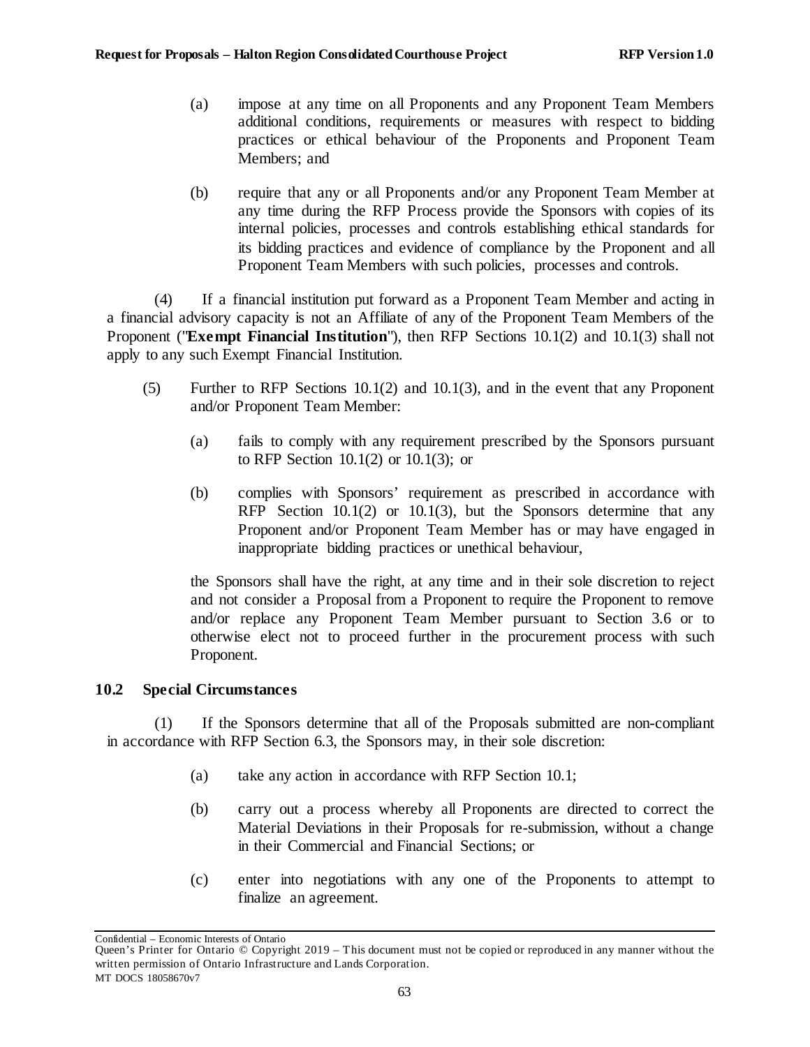(a) impose at any time on all Proponents and any Proponent Team Members additional conditions, requirements or measures with respect to bidding practices or ethical behaviour of the Proponents and Proponent Team Members; and

(b) require that any or all Proponents and/or any Proponent Team Member at any time during the RFP Process provide the Sponsors with copies of its internal policies, processes and controls establishing ethical standards for its bidding practices and evidence of compliance by the Proponent and all Proponent Team Members with such policies, processes and controls.

(4) If a financial institution put forward as a Proponent Team Member and acting in a financial advisory capacity is not an Affiliate of any of the Proponent Team Members of the Proponent ("**Exempt Financial Institution**"), then RFP Sections 10.1(2) and 10.1(3) shall not apply to any such Exempt Financial Institution.

(5) Further to RFP Sections 10.1(2) and 10.1(3), and in the event that any Proponent and/or Proponent Team Member:

(a) fails to comply with any requirement prescribed by the Sponsors pursuant to RFP Section 10.1(2) or 10.1(3); or

(b) complies with Sponsors' requirement as prescribed in accordance with RFP Section 10.1(2) or 10.1(3), but the Sponsors determine that any Proponent and/or Proponent Team Member has or may have engaged in inappropriate bidding practices or unethical behaviour,

the Sponsors shall have the right, at any time and in their sole discretion to reject and not consider a Proposal from a Proponent to require the Proponent to remove and/or replace any Proponent Team Member pursuant to Section 3.6 or to otherwise elect not to proceed further in the procurement process with such Proponent.

## 10.2 Special Circumstances

(1) If the Sponsors determine that all of the Proposals submitted are non-compliant in accordance with RFP Section 6.3, the Sponsors may, in their sole discretion:

(a) take any action in accordance with RFP Section 10.1;

(b) carry out a process whereby all Proponents are directed to correct the Material Deviations in their Proposals for re-submission, without a change in their Commercial and Financial Sections; or

(c) enter into negotiations with any one of the Proponents to attempt to finalize an agreement.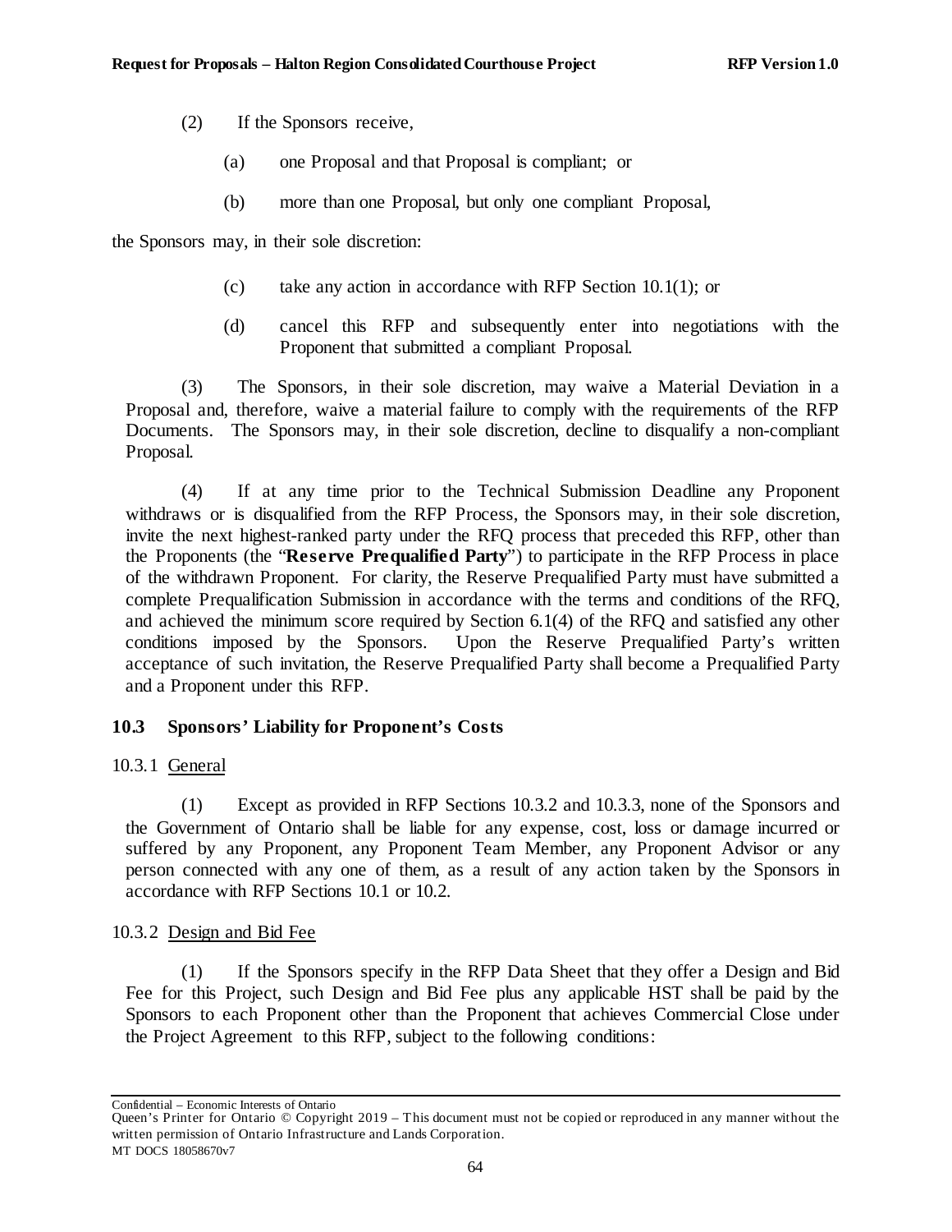(2) If the Sponsors receive,

(a) one Proposal and that Proposal is compliant; or

(b) more than one Proposal, but only one compliant Proposal,

the Sponsors may, in their sole discretion:

(c) take any action in accordance with RFP Section 10.1(1); or

(d) cancel this RFP and subsequently enter into negotiations with the Proponent that submitted a compliant Proposal.

(3) The Sponsors, in their sole discretion, may waive a Material Deviation in a Proposal and, therefore, waive a material failure to comply with the requirements of the RFP Documents. The Sponsors may, in their sole discretion, decline to disqualify a non-compliant Proposal.

(4) If at any time prior to the Technical Submission Deadline any Proponent withdraws or is disqualified from the RFP Process, the Sponsors may, in their sole discretion, invite the next highest-ranked party under the RFQ process that preceded this RFP, other than the Proponents (the "**Reserve Prequalified Party**") to participate in the RFP Process in place of the withdrawn Proponent. For clarity, the Reserve Prequalified Party must have submitted a complete Prequalification Submission in accordance with the terms and conditions of the RFQ, and achieved the minimum score required by Section 6.1(4) of the RFQ and satisfied any other conditions imposed by the Sponsors. Upon the Reserve Prequalified Party's written acceptance of such invitation, the Reserve Prequalified Party shall become a Prequalified Party and a Proponent under this RFP.

### 10.3 Sponsors' Liability for Proponent's Costs

10.3.1 General

(1) Except as provided in RFP Sections 10.3.2 and 10.3.3, none of the Sponsors and the Government of Ontario shall be liable for any expense, cost, loss or damage incurred or suffered by any Proponent, any Proponent Team Member, any Proponent Advisor or any person connected with any one of them, as a result of any action taken by the Sponsors in accordance with RFP Sections 10.1 or 10.2.

10.3.2 Design and Bid Fee

(1) If the Sponsors specify in the RFP Data Sheet that they offer a Design and Bid Fee for this Project, such Design and Bid Fee plus any applicable HST shall be paid by the Sponsors to each Proponent other than the Proponent that achieves Commercial Close under the Project Agreement to this RFP, subject to the following conditions: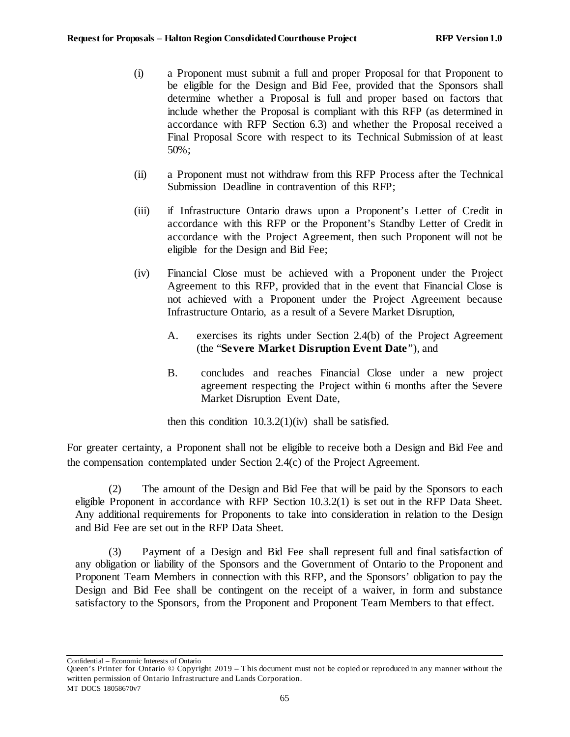(i) a Proponent must submit a full and proper Proposal for that Proponent to be eligible for the Design and Bid Fee, provided that the Sponsors shall determine whether a Proposal is full and proper based on factors that include whether the Proposal is compliant with this RFP (as determined in accordance with RFP Section 6.3) and whether the Proposal received a Final Proposal Score with respect to its Technical Submission of at least 50%;

(ii) a Proponent must not withdraw from this RFP Process after the Technical Submission Deadline in contravention of this RFP;

(iii) if Infrastructure Ontario draws upon a Proponent's Letter of Credit in accordance with this RFP or the Proponent's Standby Letter of Credit in accordance with the Project Agreement, then such Proponent will not be eligible for the Design and Bid Fee;

(iv) Financial Close must be achieved with a Proponent under the Project Agreement to this RFP, provided that in the event that Financial Close is not achieved with a Proponent under the Project Agreement because Infrastructure Ontario, as a result of a Severe Market Disruption,

A. exercises its rights under Section 2.4(b) of the Project Agreement (the "**Severe Market Disruption Event Date**"), and

B. concludes and reaches Financial Close under a new project agreement respecting the Project within 6 months after the Severe Market Disruption Event Date,

then this condition 10.3.2(1)(iv) shall be satisfied.

For greater certainty, a Proponent shall not be eligible to receive both a Design and Bid Fee and the compensation contemplated under Section 2.4(c) of the Project Agreement.

(2) The amount of the Design and Bid Fee that will be paid by the Sponsors to each eligible Proponent in accordance with RFP Section 10.3.2(1) is set out in the RFP Data Sheet. Any additional requirements for Proponents to take into consideration in relation to the Design and Bid Fee are set out in the RFP Data Sheet.

(3) Payment of a Design and Bid Fee shall represent full and final satisfaction of any obligation or liability of the Sponsors and the Government of Ontario to the Proponent and Proponent Team Members in connection with this RFP, and the Sponsors' obligation to pay the Design and Bid Fee shall be contingent on the receipt of a waiver, in form and substance satisfactory to the Sponsors, from the Proponent and Proponent Team Members to that effect.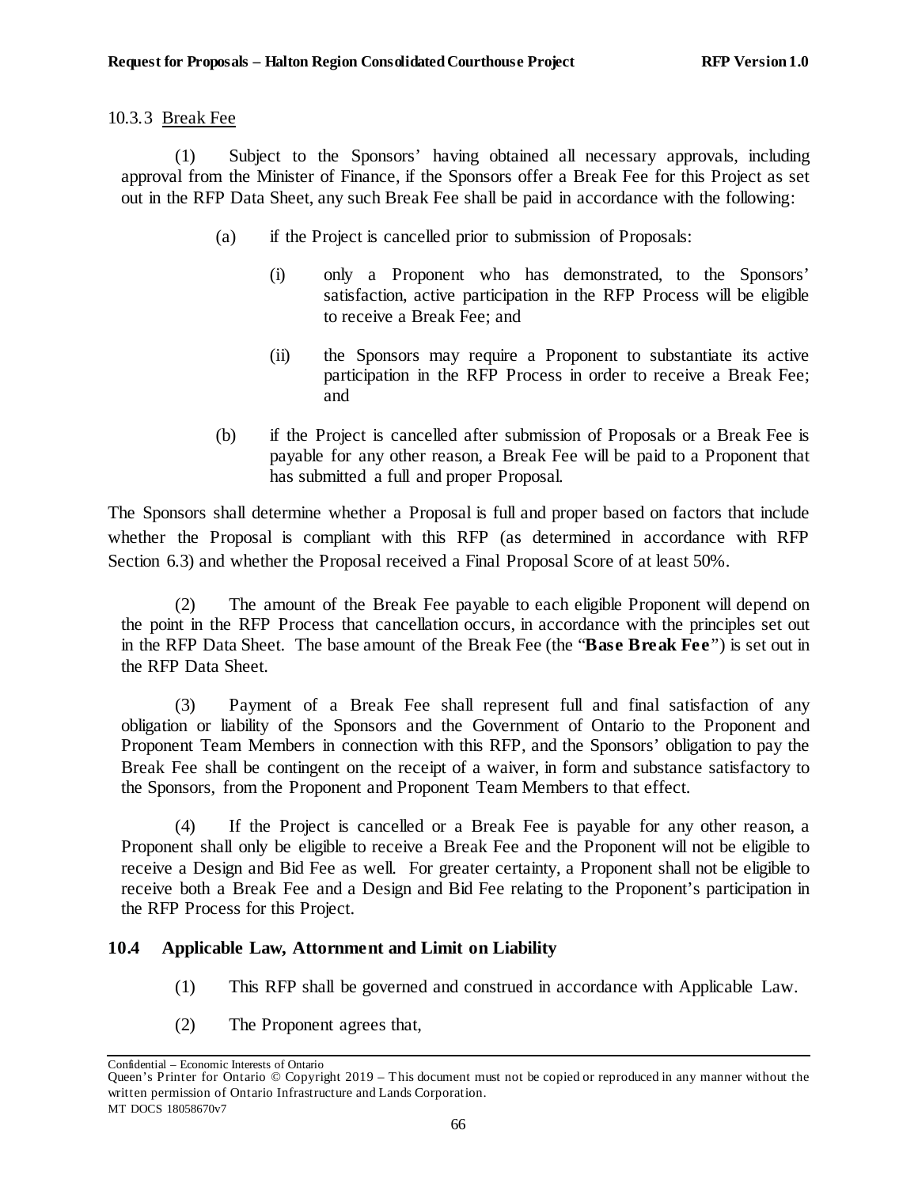10.3.3 Break Fee

(1) Subject to the Sponsors' having obtained all necessary approvals, including approval from the Minister of Finance, if the Sponsors offer a Break Fee for this Project as set out in the RFP Data Sheet, any such Break Fee shall be paid in accordance with the following:

(a) if the Project is cancelled prior to submission of Proposals:

(i) only a Proponent who has demonstrated, to the Sponsors' satisfaction, active participation in the RFP Process will be eligible to receive a Break Fee; and

(ii) the Sponsors may require a Proponent to substantiate its active participation in the RFP Process in order to receive a Break Fee; and

(b) if the Project is cancelled after submission of Proposals or a Break Fee is payable for any other reason, a Break Fee will be paid to a Proponent that has submitted a full and proper Proposal.

The Sponsors shall determine whether a Proposal is full and proper based on factors that include whether the Proposal is compliant with this RFP (as determined in accordance with RFP Section 6.3) and whether the Proposal received a Final Proposal Score of at least 50%.

(2) The amount of the Break Fee payable to each eligible Proponent will depend on the point in the RFP Process that cancellation occurs, in accordance with the principles set out in the RFP Data Sheet. The base amount of the Break Fee (the "**Base Break Fee**") is set out in the RFP Data Sheet.

(3) Payment of a Break Fee shall represent full and final satisfaction of any obligation or liability of the Sponsors and the Government of Ontario to the Proponent and Proponent Team Members in connection with this RFP, and the Sponsors' obligation to pay the Break Fee shall be contingent on the receipt of a waiver, in form and substance satisfactory to the Sponsors, from the Proponent and Proponent Team Members to that effect.

(4) If the Project is cancelled or a Break Fee is payable for any other reason, a Proponent shall only be eligible to receive a Break Fee and the Proponent will not be eligible to receive a Design and Bid Fee as well. For greater certainty, a Proponent shall not be eligible to receive both a Break Fee and a Design and Bid Fee relating to the Proponent's participation in the RFP Process for this Project.

### 10.4 Applicable Law, Attornment and Limit on Liability

(1) This RFP shall be governed and construed in accordance with Applicable Law.

(2) The Proponent agrees that,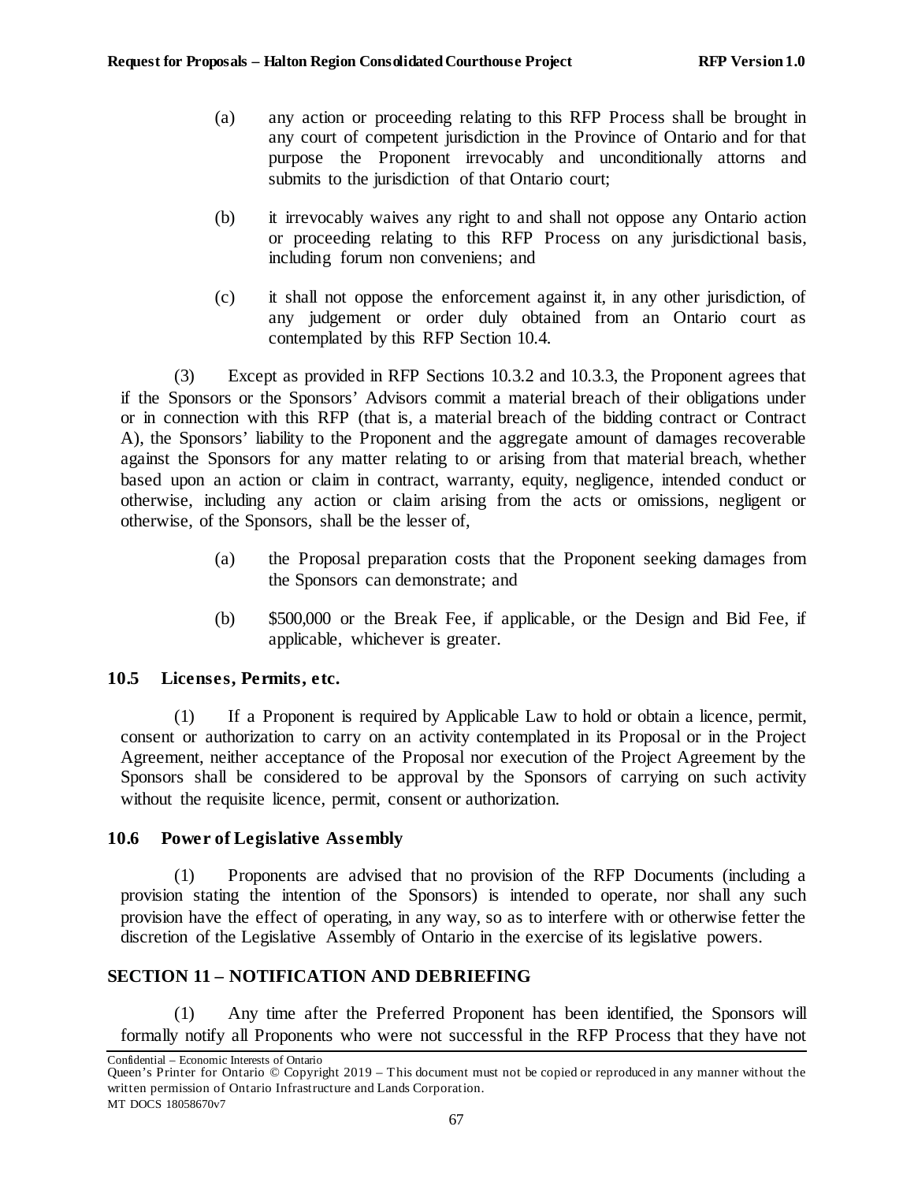(a) any action or proceeding relating to this RFP Process shall be brought in any court of competent jurisdiction in the Province of Ontario and for that purpose the Proponent irrevocably and unconditionally attorns and submits to the jurisdiction of that Ontario court;

(b) it irrevocably waives any right to and shall not oppose any Ontario action or proceeding relating to this RFP Process on any jurisdictional basis, including forum non conveniens; and

(c) it shall not oppose the enforcement against it, in any other jurisdiction, of any judgement or order duly obtained from an Ontario court as contemplated by this RFP Section 10.4.

(3) Except as provided in RFP Sections 10.3.2 and 10.3.3, the Proponent agrees that if the Sponsors or the Sponsors' Advisors commit a material breach of their obligations under or in connection with this RFP (that is, a material breach of the bidding contract or Contract A), the Sponsors' liability to the Proponent and the aggregate amount of damages recoverable against the Sponsors for any matter relating to or arising from that material breach, whether based upon an action or claim in contract, warranty, equity, negligence, intended conduct or otherwise, including any action or claim arising from the acts or omissions, negligent or otherwise, of the Sponsors, shall be the lesser of,

(a) the Proposal preparation costs that the Proponent seeking damages from the Sponsors can demonstrate; and

(b) $500,000 or the Break Fee, if applicable, or the Design and Bid Fee, if applicable, whichever is greater.

### 10.5 Licenses, Permits, etc.

(1) If a Proponent is required by Applicable Law to hold or obtain a licence, permit, consent or authorization to carry on an activity contemplated in its Proposal or in the Project Agreement, neither acceptance of the Proposal nor execution of the Project Agreement by the Sponsors shall be considered to be approval by the Sponsors of carrying on such activity without the requisite licence, permit, consent or authorization.

### 10.6 Power of Legislative Assembly

(1) Proponents are advised that no provision of the RFP Documents (including a provision stating the intention of the Sponsors) is intended to operate, nor shall any such provision have the effect of operating, in any way, so as to interfere with or otherwise fetter the discretion of the Legislative Assembly of Ontario in the exercise of its legislative powers.

## SECTION 11 – NOTIFICATION AND DEBRIEFING

(1) Any time after the Preferred Proponent has been identified, the Sponsors will formally notify all Proponents who were not successful in the RFP Process that they have not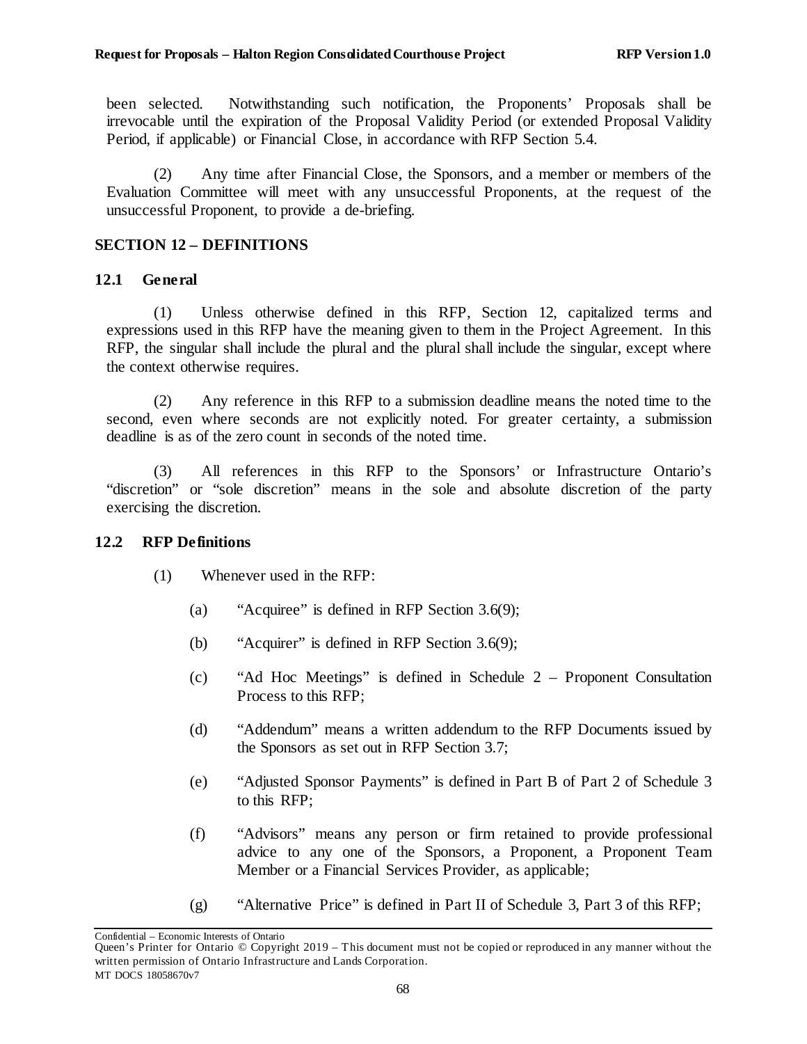been selected. Notwithstanding such notification, the Proponents' Proposals shall be irrevocable until the expiration of the Proposal Validity Period (or extended Proposal Validity Period, if applicable) or Financial Close, in accordance with RFP Section 5.4.

(2) Any time after Financial Close, the Sponsors, and a member or members of the Evaluation Committee will meet with any unsuccessful Proponents, at the request of the unsuccessful Proponent, to provide a de-briefing.

## SECTION 12 – DEFINITIONS

### 12.1 General

(1) Unless otherwise defined in this RFP, Section 12, capitalized terms and expressions used in this RFP have the meaning given to them in the Project Agreement. In this RFP, the singular shall include the plural and the plural shall include the singular, except where the context otherwise requires.

(2) Any reference in this RFP to a submission deadline means the noted time to the second, even where seconds are not explicitly noted. For greater certainty, a submission deadline is as of the zero count in seconds of the noted time.

(3) All references in this RFP to the Sponsors' or Infrastructure Ontario's "discretion" or "sole discretion" means in the sole and absolute discretion of the party exercising the discretion.

### 12.2 RFP Definitions

(1) Whenever used in the RFP:

(a) "Acquiree" is defined in RFP Section 3.6(9);

(b) "Acquirer" is defined in RFP Section 3.6(9);

(c) "Ad Hoc Meetings" is defined in Schedule 2 – Proponent Consultation Process to this RFP;

(d) "Addendum" means a written addendum to the RFP Documents issued by the Sponsors as set out in RFP Section 3.7;

(e) "Adjusted Sponsor Payments" is defined in Part B of Part 2 of Schedule 3 to this RFP;

(f) "Advisors" means any person or firm retained to provide professional advice to any one of the Sponsors, a Proponent, a Proponent Team Member or a Financial Services Provider, as applicable;

(g) "Alternative Price" is defined in Part II of Schedule 3, Part 3 of this RFP;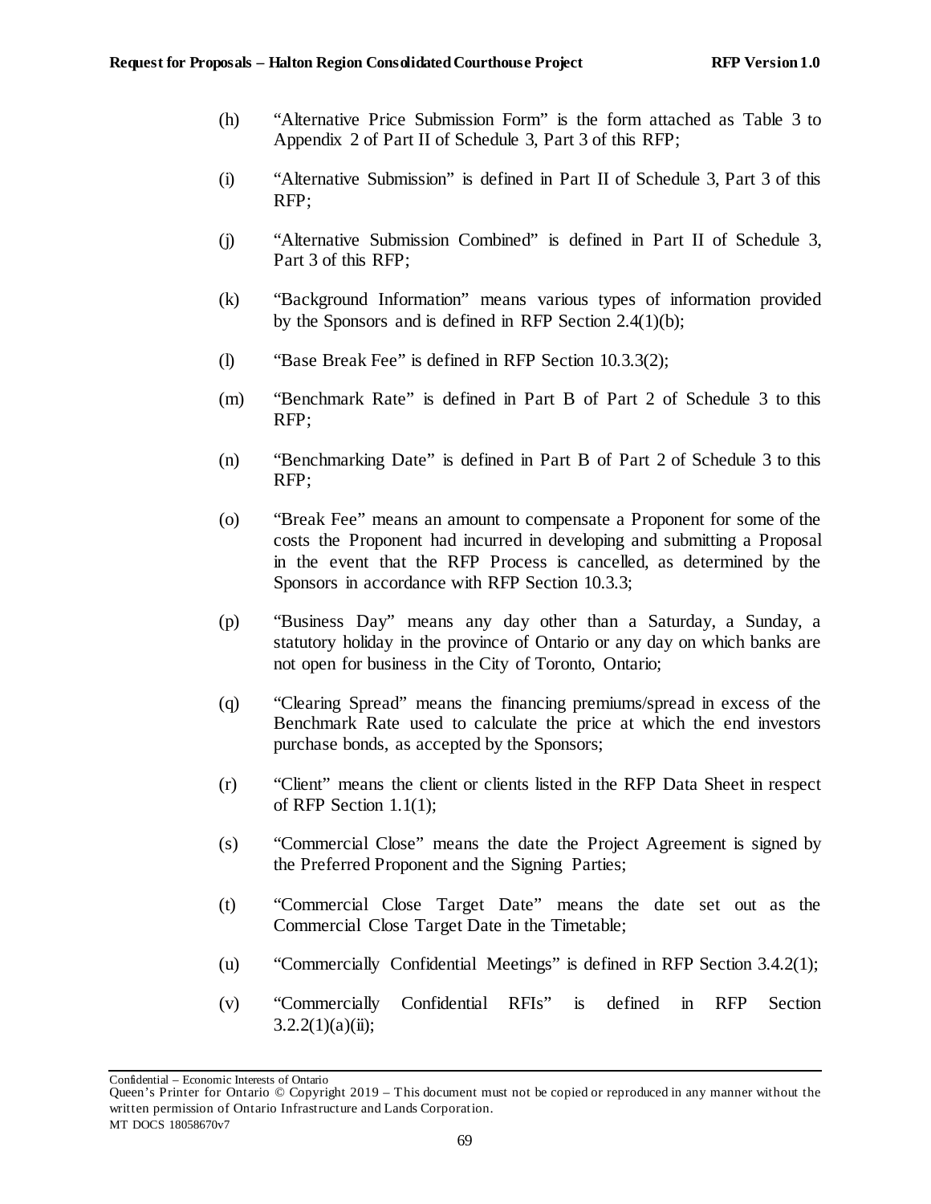(h) "Alternative Price Submission Form" is the form attached as Table 3 to Appendix 2 of Part II of Schedule 3, Part 3 of this RFP;

(i) "Alternative Submission" is defined in Part II of Schedule 3, Part 3 of this RFP;

(j) "Alternative Submission Combined" is defined in Part II of Schedule 3, Part 3 of this RFP;

(k) "Background Information" means various types of information provided by the Sponsors and is defined in RFP Section 2.4(1)(b);

(l) "Base Break Fee" is defined in RFP Section 10.3.3(2);

(m) "Benchmark Rate" is defined in Part B of Part 2 of Schedule 3 to this RFP;

(n) "Benchmarking Date" is defined in Part B of Part 2 of Schedule 3 to this RFP;

(o) "Break Fee" means an amount to compensate a Proponent for some of the costs the Proponent had incurred in developing and submitting a Proposal in the event that the RFP Process is cancelled, as determined by the Sponsors in accordance with RFP Section 10.3.3;

(p) "Business Day" means any day other than a Saturday, a Sunday, a statutory holiday in the province of Ontario or any day on which banks are not open for business in the City of Toronto, Ontario;

(q) "Clearing Spread" means the financing premiums/spread in excess of the Benchmark Rate used to calculate the price at which the end investors purchase bonds, as accepted by the Sponsors;

(r) "Client" means the client or clients listed in the RFP Data Sheet in respect of RFP Section 1.1(1);

(s) "Commercial Close" means the date the Project Agreement is signed by the Preferred Proponent and the Signing Parties;

(t) "Commercial Close Target Date" means the date set out as the Commercial Close Target Date in the Timetable;

(u) "Commercially Confidential Meetings" is defined in RFP Section 3.4.2(1);

(v) "Commercially Confidential RFIs" is defined in RFP Section 3.2.2(1)(a)(ii);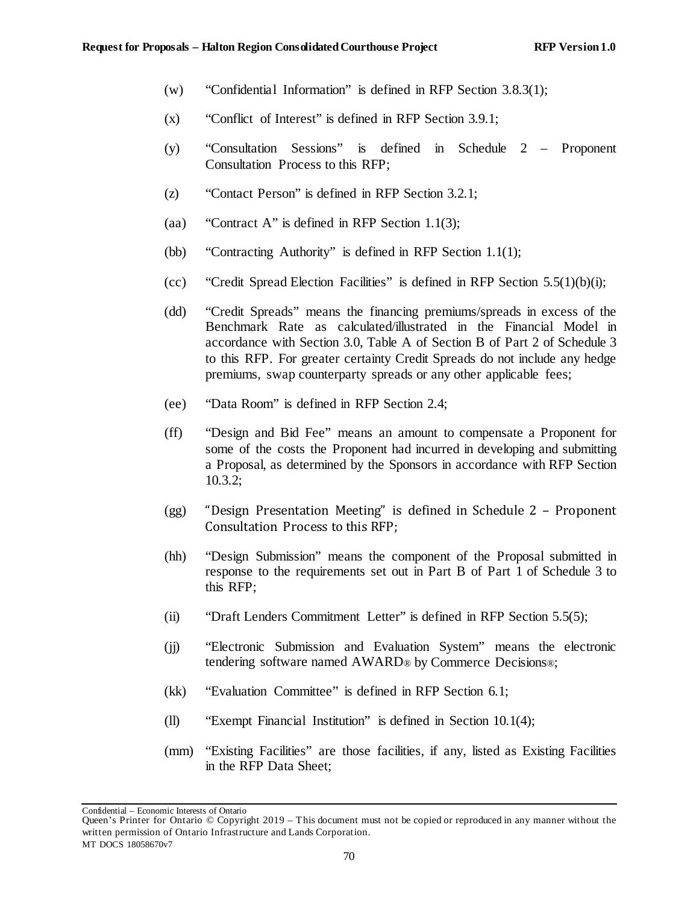(w) "Confidential Information" is defined in RFP Section 3.8.3(1);

(x) "Conflict of Interest" is defined in RFP Section 3.9.1;

(y) "Consultation Sessions" is defined in Schedule 2 – Proponent Consultation Process to this RFP;

(z) "Contact Person" is defined in RFP Section 3.2.1;

(aa) "Contract A" is defined in RFP Section 1.1(3);

(bb) "Contracting Authority" is defined in RFP Section 1.1(1);

(cc) "Credit Spread Election Facilities" is defined in RFP Section 5.5(1)(b)(i);

(dd) "Credit Spreads" means the financing premiums/spreads in excess of the Benchmark Rate as calculated/illustrated in the Financial Model in accordance with Section 3.0, Table A of Section B of Part 2 of Schedule 3 to this RFP. For greater certainty Credit Spreads do not include any hedge premiums, swap counterparty spreads or any other applicable fees;

(ee) "Data Room" is defined in RFP Section 2.4;

(ff) "Design and Bid Fee" means an amount to compensate a Proponent for some of the costs the Proponent had incurred in developing and submitting a Proposal, as determined by the Sponsors in accordance with RFP Section 10.3.2;

(gg) "Design Presentation Meeting" is defined in Schedule 2 – Proponent Consultation Process to this RFP;

(hh) "Design Submission" means the component of the Proposal submitted in response to the requirements set out in Part B of Part 1 of Schedule 3 to this RFP;

(ii) "Draft Lenders Commitment Letter" is defined in RFP Section 5.5(5);

(jj) "Electronic Submission and Evaluation System" means the electronic tendering software named AWARD® by Commerce Decisions®;

(kk) "Evaluation Committee" is defined in RFP Section 6.1;

(ll) "Exempt Financial Institution" is defined in Section 10.1(4);

(mm) "Existing Facilities" are those facilities, if any, listed as Existing Facilities in the RFP Data Sheet;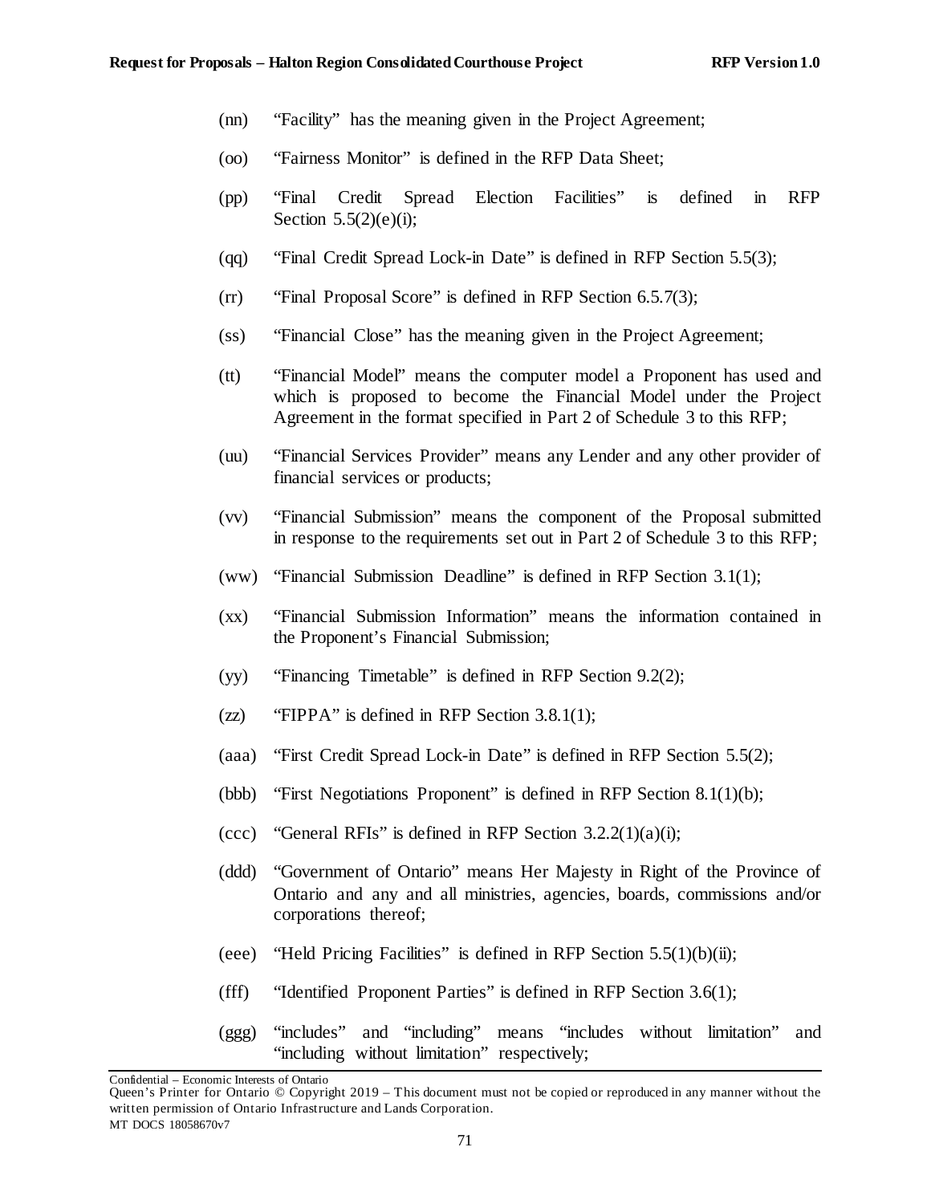(nn) "Facility" has the meaning given in the Project Agreement;

(oo) "Fairness Monitor" is defined in the RFP Data Sheet;

(pp) "Final Credit Spread Election Facilities" is defined in RFP Section 5.5(2)(e)(i);

(qq) "Final Credit Spread Lock-in Date" is defined in RFP Section 5.5(3);

(rr) "Final Proposal Score" is defined in RFP Section 6.5.7(3);

(ss) "Financial Close" has the meaning given in the Project Agreement;

(tt) "Financial Model" means the computer model a Proponent has used and which is proposed to become the Financial Model under the Project Agreement in the format specified in Part 2 of Schedule 3 to this RFP;

(uu) "Financial Services Provider" means any Lender and any other provider of financial services or products;

(vv) "Financial Submission" means the component of the Proposal submitted in response to the requirements set out in Part 2 of Schedule 3 to this RFP;

(ww) "Financial Submission Deadline" is defined in RFP Section 3.1(1);

(xx) "Financial Submission Information" means the information contained in the Proponent's Financial Submission;

(yy) "Financing Timetable" is defined in RFP Section 9.2(2);

(zz) "FIPPA" is defined in RFP Section 3.8.1(1);

(aaa) "First Credit Spread Lock-in Date" is defined in RFP Section 5.5(2);

(bbb) "First Negotiations Proponent" is defined in RFP Section 8.1(1)(b);

(ccc) "General RFIs" is defined in RFP Section 3.2.2(1)(a)(i);

(ddd) "Government of Ontario" means Her Majesty in Right of the Province of Ontario and any and all ministries, agencies, boards, commissions and/or corporations thereof;

(eee) "Held Pricing Facilities" is defined in RFP Section 5.5(1)(b)(ii);

(fff) "Identified Proponent Parties" is defined in RFP Section 3.6(1);

(ggg) "includes" and "including" means "includes without limitation" and "including without limitation" respectively;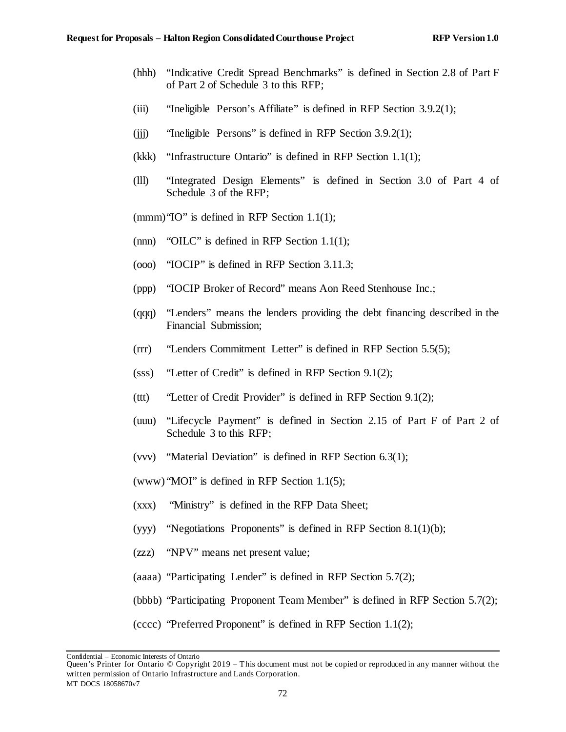(hhh) "Indicative Credit Spread Benchmarks" is defined in Section 2.8 of Part F of Part 2 of Schedule 3 to this RFP;

(iii) "Ineligible Person's Affiliate" is defined in RFP Section 3.9.2(1);

(jjj) "Ineligible Persons" is defined in RFP Section 3.9.2(1);

(kkk) "Infrastructure Ontario" is defined in RFP Section 1.1(1);

(lll) "Integrated Design Elements" is defined in Section 3.0 of Part 4 of Schedule 3 of the RFP;

(mmm) "IO" is defined in RFP Section 1.1(1);

(nnn) "OILC" is defined in RFP Section 1.1(1);

(ooo) "IOCIP" is defined in RFP Section 3.11.3;

(ppp) "IOCIP Broker of Record" means Aon Reed Stenhouse Inc.;

(qqq) "Lenders" means the lenders providing the debt financing described in the Financial Submission;

(rrr) "Lenders Commitment Letter" is defined in RFP Section 5.5(5);

(sss) "Letter of Credit" is defined in RFP Section 9.1(2);

(ttt) "Letter of Credit Provider" is defined in RFP Section 9.1(2);

(uuu) "Lifecycle Payment" is defined in Section 2.15 of Part F of Part 2 of Schedule 3 to this RFP;

(vvv) "Material Deviation" is defined in RFP Section 6.3(1);

(www) "MOI" is defined in RFP Section 1.1(5);

(xxx) "Ministry" is defined in the RFP Data Sheet;

(yyy) "Negotiations Proponents" is defined in RFP Section 8.1(1)(b);

(zzz) "NPV" means net present value;

(aaaa) "Participating Lender" is defined in RFP Section 5.7(2);

(bbbb) "Participating Proponent Team Member" is defined in RFP Section 5.7(2);

(cccc) "Preferred Proponent" is defined in RFP Section 1.1(2);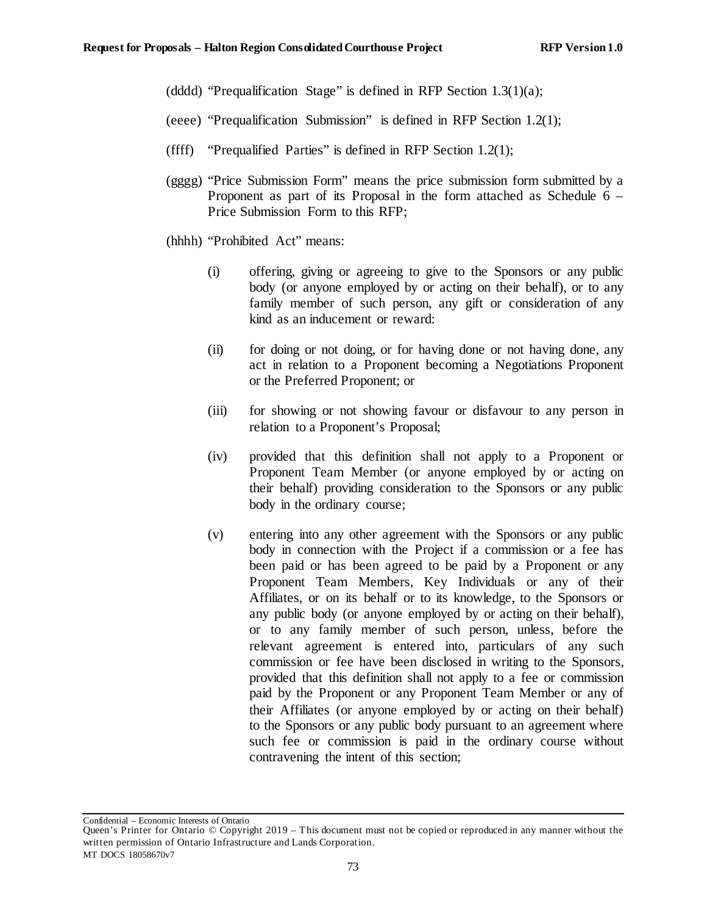(dddd) "Prequalification Stage" is defined in RFP Section 1.3(1)(a);

(eeee) "Prequalification Submission" is defined in RFP Section 1.2(1);

(ffff) "Prequalified Parties" is defined in RFP Section 1.2(1);

(gggg) "Price Submission Form" means the price submission form submitted by a Proponent as part of its Proposal in the form attached as Schedule 6 – Price Submission Form to this RFP;

(hhhh) "Prohibited Act" means:

(i) offering, giving or agreeing to give to the Sponsors or any public body (or anyone employed by or acting on their behalf), or to any family member of such person, any gift or consideration of any kind as an inducement or reward:

(ii) for doing or not doing, or for having done or not having done, any act in relation to a Proponent becoming a Negotiations Proponent or the Preferred Proponent; or

(iii) for showing or not showing favour or disfavour to any person in relation to a Proponent's Proposal;

(iv) provided that this definition shall not apply to a Proponent or Proponent Team Member (or anyone employed by or acting on their behalf) providing consideration to the Sponsors or any public body in the ordinary course;

(v) entering into any other agreement with the Sponsors or any public body in connection with the Project if a commission or a fee has been paid or has been agreed to be paid by a Proponent or any Proponent Team Members, Key Individuals or any of their Affiliates, or on its behalf or to its knowledge, to the Sponsors or any public body (or anyone employed by or acting on their behalf), or to any family member of such person, unless, before the relevant agreement is entered into, particulars of any such commission or fee have been disclosed in writing to the Sponsors, provided that this definition shall not apply to a fee or commission paid by the Proponent or any Proponent Team Member or any of their Affiliates (or anyone employed by or acting on their behalf) to the Sponsors or any public body pursuant to an agreement where such fee or commission is paid in the ordinary course without contravening the intent of this section;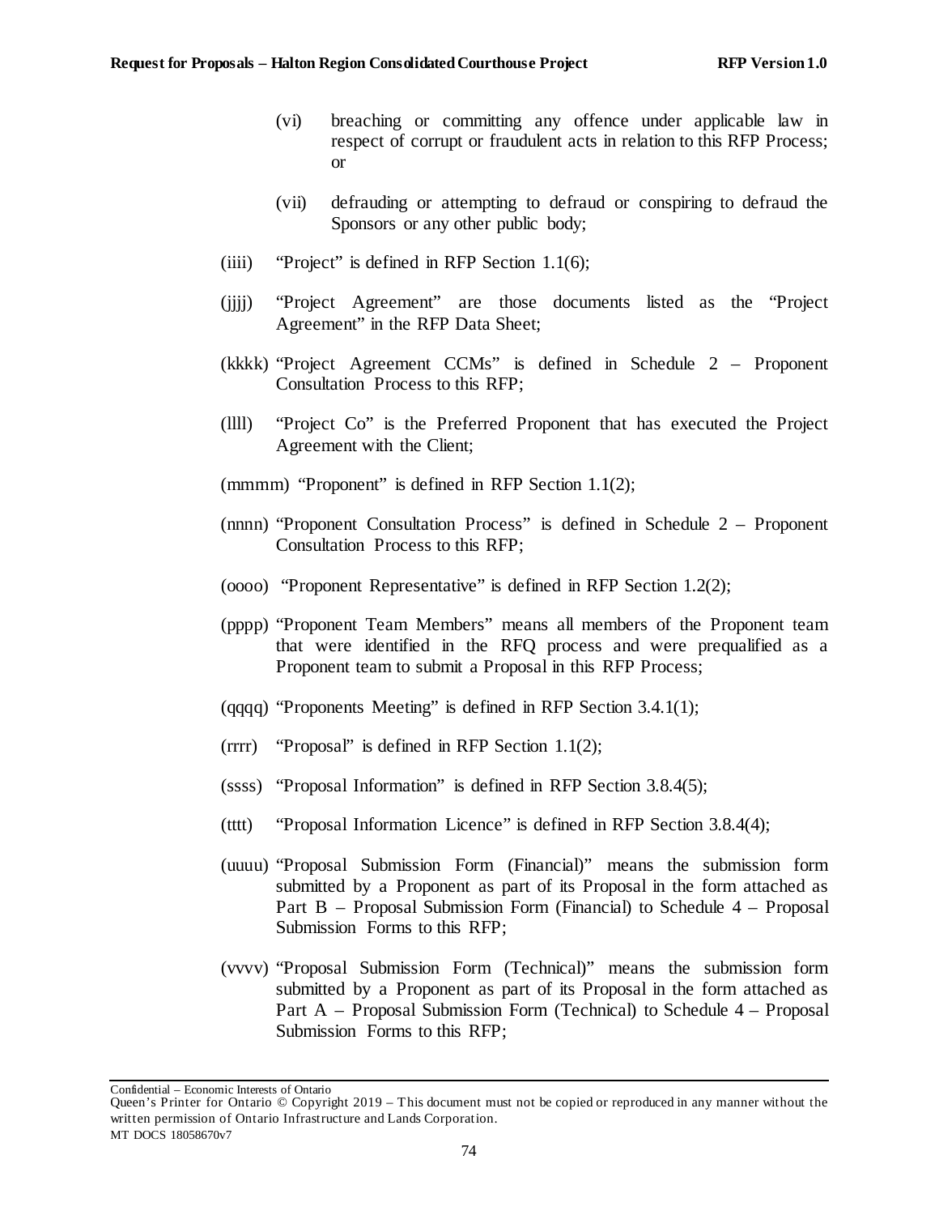(vi) breaching or committing any offence under applicable law in respect of corrupt or fraudulent acts in relation to this RFP Process; or

(vii) defrauding or attempting to defraud or conspiring to defraud the Sponsors or any other public body;

(iiii) "Project" is defined in RFP Section 1.1(6);

(jjjj) "Project Agreement" are those documents listed as the "Project Agreement" in the RFP Data Sheet;

(kkkk) "Project Agreement CCMs" is defined in Schedule 2 – Proponent Consultation Process to this RFP;

(llll) "Project Co" is the Preferred Proponent that has executed the Project Agreement with the Client;

(mmmm) "Proponent" is defined in RFP Section 1.1(2);

(nnnn) "Proponent Consultation Process" is defined in Schedule 2 – Proponent Consultation Process to this RFP;

(oooo) "Proponent Representative" is defined in RFP Section 1.2(2);

(pppp) "Proponent Team Members" means all members of the Proponent team that were identified in the RFQ process and were prequalified as a Proponent team to submit a Proposal in this RFP Process;

(qqqq) "Proponents Meeting" is defined in RFP Section 3.4.1(1);

(rrrr) "Proposal" is defined in RFP Section 1.1(2);

(ssss) "Proposal Information" is defined in RFP Section 3.8.4(5);

(tttt) "Proposal Information Licence" is defined in RFP Section 3.8.4(4);

(uuuu) "Proposal Submission Form (Financial)" means the submission form submitted by a Proponent as part of its Proposal in the form attached as Part B – Proposal Submission Form (Financial) to Schedule 4 – Proposal Submission Forms to this RFP;

(vvvv) "Proposal Submission Form (Technical)" means the submission form submitted by a Proponent as part of its Proposal in the form attached as Part A – Proposal Submission Form (Technical) to Schedule 4 – Proposal Submission Forms to this RFP;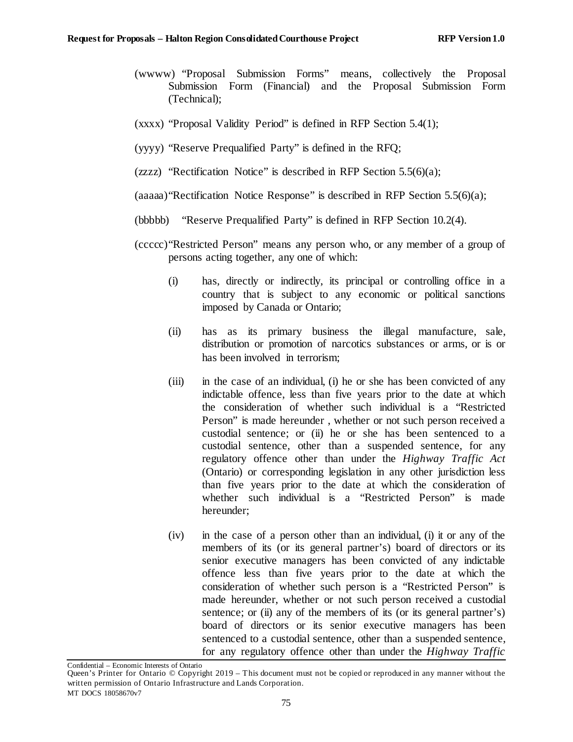(wwww) "Proposal Submission Forms" means, collectively the Proposal Submission Form (Financial) and the Proposal Submission Form (Technical);

(xxxx) "Proposal Validity Period" is defined in RFP Section 5.4(1);

(yyyy) "Reserve Prequalified Party" is defined in the RFQ;

(zzzz) "Rectification Notice" is described in RFP Section 5.5(6)(a);

(aaaaa) "Rectification Notice Response" is described in RFP Section 5.5(6)(a);

(bbbbb) "Reserve Prequalified Party" is defined in RFP Section 10.2(4).

(ccccc) "Restricted Person" means any person who, or any member of a group of persons acting together, any one of which:

(i) has, directly or indirectly, its principal or controlling office in a country that is subject to any economic or political sanctions imposed by Canada or Ontario;

(ii) has as its primary business the illegal manufacture, sale, distribution or promotion of narcotics substances or arms, or is or has been involved in terrorism;

(iii) in the case of an individual, (i) he or she has been convicted of any indictable offence, less than five years prior to the date at which the consideration of whether such individual is a "Restricted Person" is made hereunder , whether or not such person received a custodial sentence; or (ii) he or she has been sentenced to a custodial sentence, other than a suspended sentence, for any regulatory offence other than under the *Highway Traffic Act* (Ontario) or corresponding legislation in any other jurisdiction less than five years prior to the date at which the consideration of whether such individual is a "Restricted Person" is made hereunder;

(iv) in the case of a person other than an individual, (i) it or any of the members of its (or its general partner's) board of directors or its senior executive managers has been convicted of any indictable offence less than five years prior to the date at which the consideration of whether such person is a "Restricted Person" is made hereunder, whether or not such person received a custodial sentence; or (ii) any of the members of its (or its general partner's) board of directors or its senior executive managers has been sentenced to a custodial sentence, other than a suspended sentence, for any regulatory offence other than under the *Highway Traffic*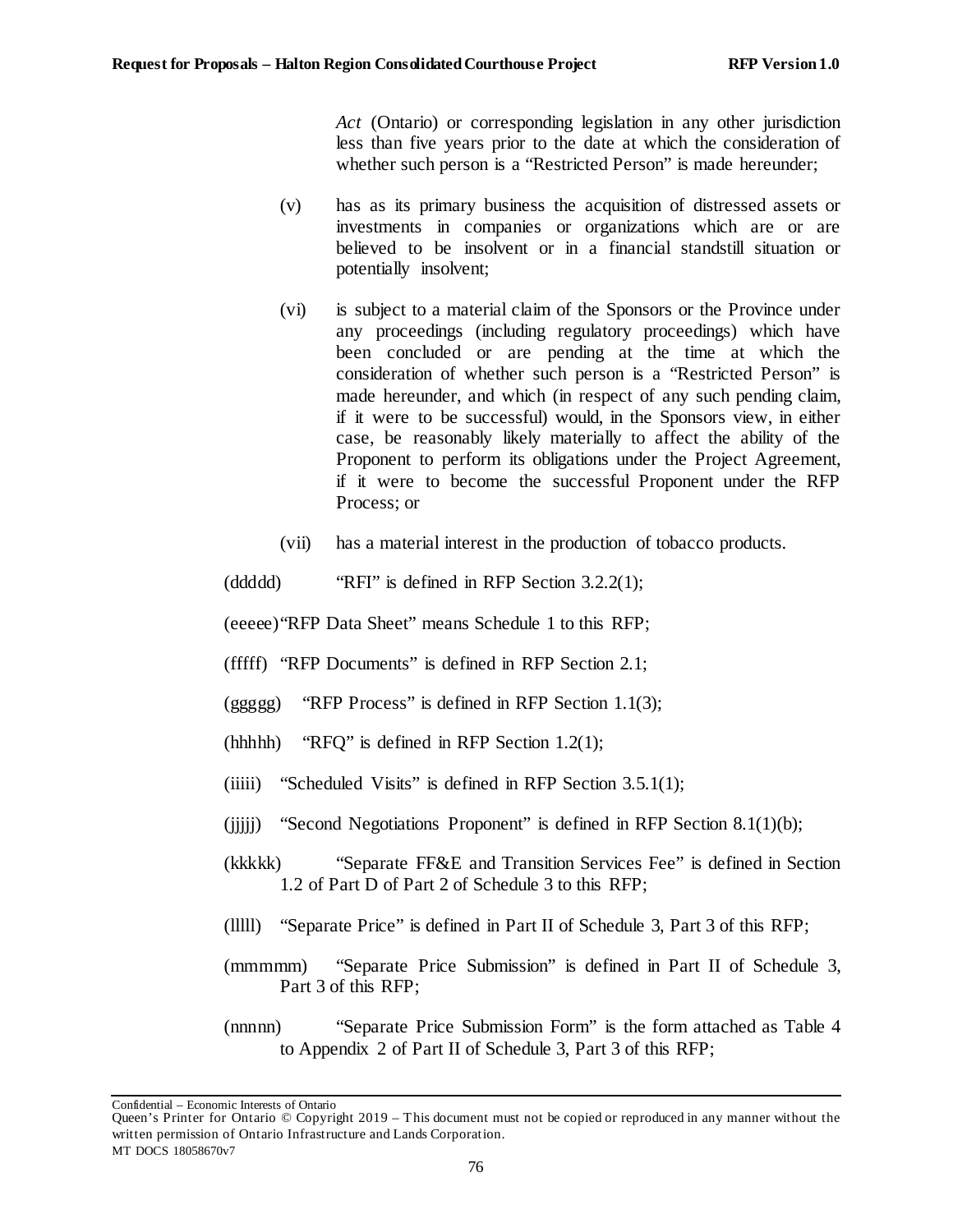*Act* (Ontario) or corresponding legislation in any other jurisdiction less than five years prior to the date at which the consideration of whether such person is a "Restricted Person" is made hereunder;

(v) has as its primary business the acquisition of distressed assets or investments in companies or organizations which are or are believed to be insolvent or in a financial standstill situation or potentially insolvent;

(vi) is subject to a material claim of the Sponsors or the Province under any proceedings (including regulatory proceedings) which have been concluded or are pending at the time at which the consideration of whether such person is a "Restricted Person" is made hereunder, and which (in respect of any such pending claim, if it were to be successful) would, in the Sponsors view, in either case, be reasonably likely materially to affect the ability of the Proponent to perform its obligations under the Project Agreement, if it were to become the successful Proponent under the RFP Process; or

(vii) has a material interest in the production of tobacco products.

(ddddd) "RFI" is defined in RFP Section 3.2.2(1);

(eeeee) "RFP Data Sheet" means Schedule 1 to this RFP;

(fffff) "RFP Documents" is defined in RFP Section 2.1;

(ggggg) "RFP Process" is defined in RFP Section 1.1(3);

(hhhhh) "RFQ" is defined in RFP Section 1.2(1);

(iiiii) "Scheduled Visits" is defined in RFP Section 3.5.1(1);

(jjjjj) "Second Negotiations Proponent" is defined in RFP Section 8.1(1)(b);

(kkkkk) "Separate FF&E and Transition Services Fee" is defined in Section 1.2 of Part D of Part 2 of Schedule 3 to this RFP;

(lllll) "Separate Price" is defined in Part II of Schedule 3, Part 3 of this RFP;

(mmmmm) "Separate Price Submission" is defined in Part II of Schedule 3, Part 3 of this RFP;

(nnnnn) "Separate Price Submission Form" is the form attached as Table 4 to Appendix 2 of Part II of Schedule 3, Part 3 of this RFP;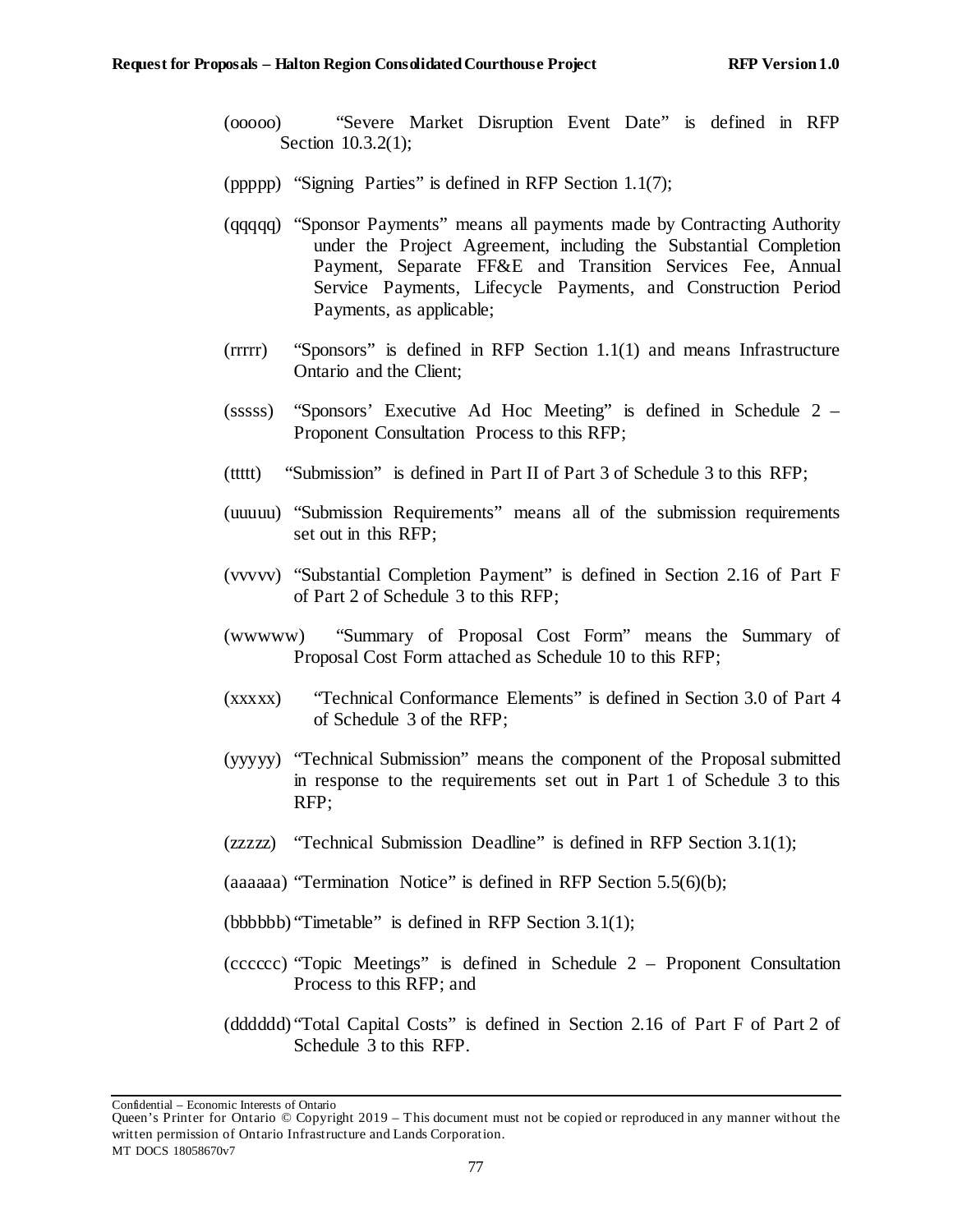(ooooo) "Severe Market Disruption Event Date" is defined in RFP Section 10.3.2(1);

(ppppp) "Signing Parties" is defined in RFP Section 1.1(7);

(qqqqq) "Sponsor Payments" means all payments made by Contracting Authority under the Project Agreement, including the Substantial Completion Payment, Separate FF&E and Transition Services Fee, Annual Service Payments, Lifecycle Payments, and Construction Period Payments, as applicable;

(rrrrr) "Sponsors" is defined in RFP Section 1.1(1) and means Infrastructure Ontario and the Client;

(sssss) "Sponsors' Executive Ad Hoc Meeting" is defined in Schedule 2 – Proponent Consultation Process to this RFP;

(ttttt) "Submission" is defined in Part II of Part 3 of Schedule 3 to this RFP;

(uuuuu) "Submission Requirements" means all of the submission requirements set out in this RFP;

(vvvvv) "Substantial Completion Payment" is defined in Section 2.16 of Part F of Part 2 of Schedule 3 to this RFP;

(wwwww) "Summary of Proposal Cost Form" means the Summary of Proposal Cost Form attached as Schedule 10 to this RFP;

(xxxxx) "Technical Conformance Elements" is defined in Section 3.0 of Part 4 of Schedule 3 of the RFP;

(yyyyy) "Technical Submission" means the component of the Proposal submitted in response to the requirements set out in Part 1 of Schedule 3 to this RFP;

(zzzzz) "Technical Submission Deadline" is defined in RFP Section 3.1(1);

(aaaaaa) "Termination Notice" is defined in RFP Section 5.5(6)(b);

(bbbbbb) "Timetable" is defined in RFP Section 3.1(1);

(cccccc) "Topic Meetings" is defined in Schedule 2 – Proponent Consultation Process to this RFP; and

(dddddd) "Total Capital Costs" is defined in Section 2.16 of Part F of Part 2 of Schedule 3 to this RFP.